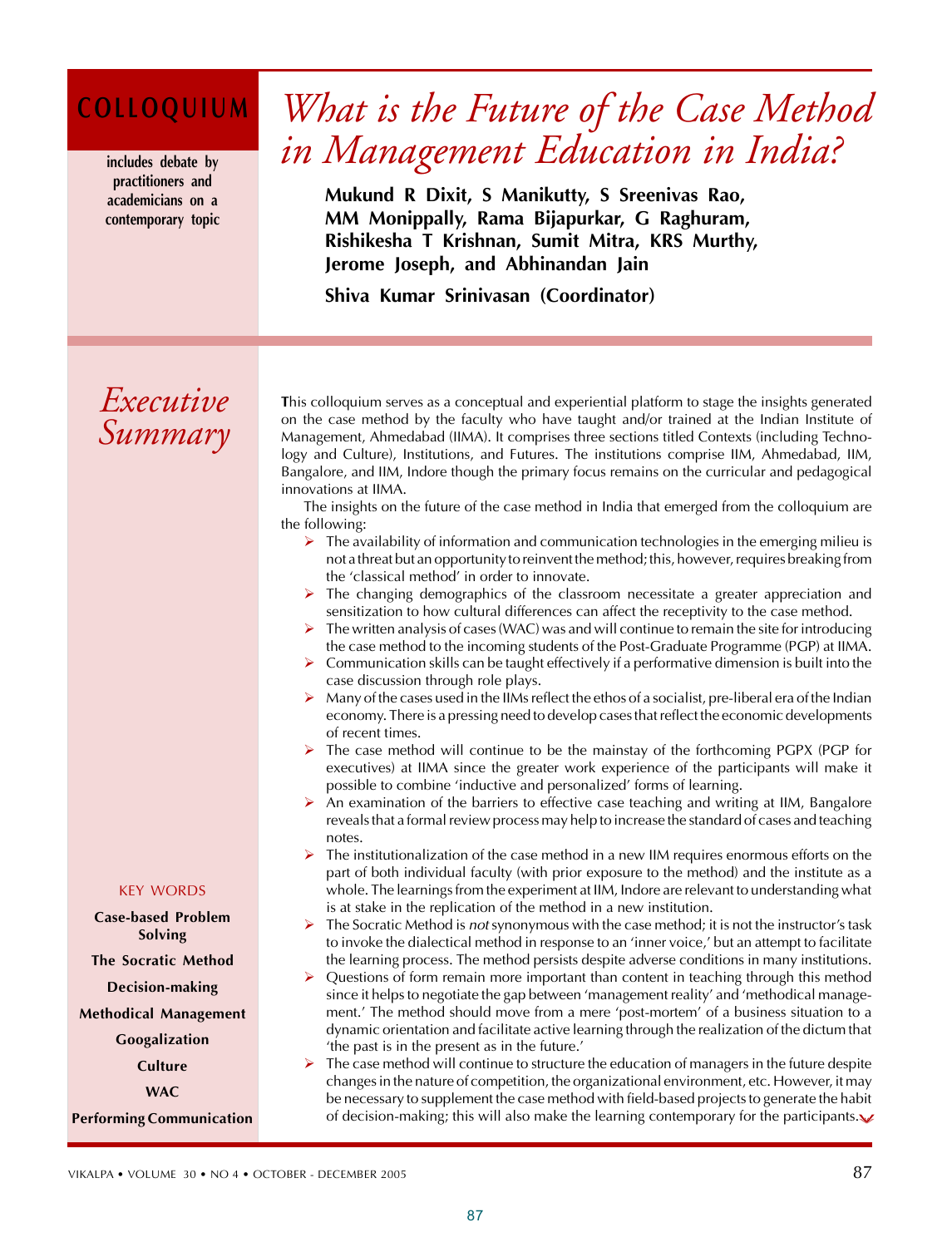COLLOQUIUM

includes debate by practitioners and academicians on a contemporary topic

# *What is the Future of the Case Method in Management Education in India?*

**Mukund R Dixit, S Manikutty, S Sreenivas Rao, MM Monippally, Rama Bijapurkar, G Raghuram, Rishikesha T Krishnan, Sumit Mitra, KRS Murthy, Jerome Joseph, and Abhinandan Jain**

**Shiva Kumar Srinivasan (Coordinator)**

## *Executive Summary*

This colloquium serves as a conceptual and experiential platform to stage the insights generated on the case method by the faculty who have taught and/or trained at the Indian Institute of Management, Ahmedabad (IIMA). It comprises three sections titled Contexts (including Technology and Culture), Institutions, and Futures. The institutions comprise IIM, Ahmedabad, IIM, Bangalore, and IIM, Indore though the primary focus remains on the curricular and pedagogical innovations at IIMA.

The insights on the future of the case method in India that emerged from the colloquium are the following:

- The availability of information and communication technologies in the emerging milieu is not a threat but an opportunity to reinvent the method; this, however, requires breaking from the 'classical method' in order to innovate.
- The changing demographics of the classroom necessitate a greater appreciation and sensitization to how cultural differences can affect the receptivity to the case method.
- The written analysis of cases (WAC) was and will continue to remain the site for introducing the case method to the incoming students of the Post-Graduate Programme (PGP) at IIMA.
- Communication skills can be taught effectively if a performative dimension is built into the case discussion through role plays.
- Many of the cases used in the IIMs reflect the ethos of a socialist, pre-liberal era of the Indian economy. There is a pressing need to develop cases that reflect the economic developments of recent times.
- The case method will continue to be the mainstay of the forthcoming PGPX (PGP for executives) at IIMA since the greater work experience of the participants will make it possible to combine 'inductive and personalized' forms of learning.
- An examination of the barriers to effective case teaching and writing at IIM, Bangalore reveals that a formal review process may help to increase the standard of cases and teaching notes.
- The institutionalization of the case method in a new IIM requires enormous efforts on the part of both individual faculty (with prior exposure to the method) and the institute as a whole. The learnings from the experiment at IIM, Indore are relevant to understanding what is at stake in the replication of the method in a new institution.
- The Socratic Method is *not* synonymous with the case method; it is not the instructor's task to invoke the dialectical method in response to an 'inner voice,' but an attempt to facilitate the learning process. The method persists despite adverse conditions in many institutions.
- Questions of form remain more important than content in teaching through this method since it helps to negotiate the gap between 'management reality' and 'methodical management.' The method should move from a mere 'post-mortem' of a business situation to a dynamic orientation and facilitate active learning through the realization of the dictum that 'the past is in the present as in the future.'
- The case method will continue to structure the education of managers in the future despite changes in the nature of competition, the organizational environment, etc. However, it may be necessary to supplement the case method with field-based projects to generate the habit of decision-making; this will also make the learning contemporary for the participants.

KEY WORDS

**Case-based Problem Solving**

**The Socratic Method**

**Decision-making**

**Methodical Management**

**Googalization**

**Culture**

**WAC**

**Performing Communication**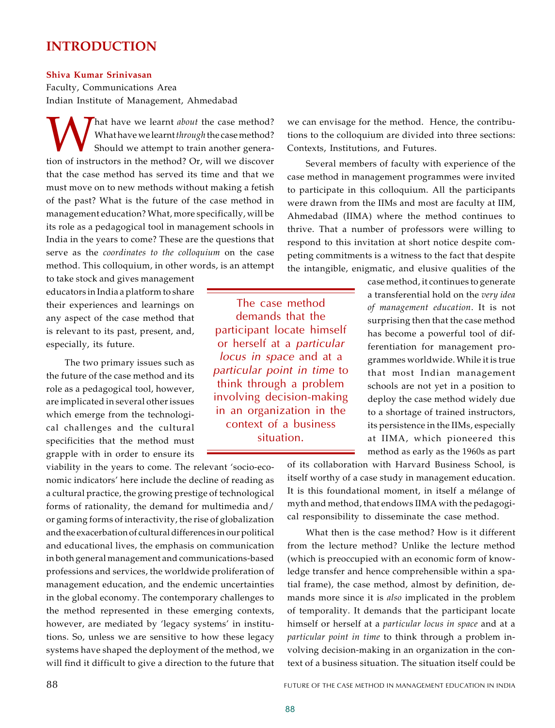# INTRODUCTION

**Shiva Kumar Srinivasan**
Faculty, Communications Area
Indian Institute of Management, Ahmedabad

What have we learnt *about* the case method? What have we learnt *through* the case method? Should we attempt to train another generation of instructors in the method? Or, will we discover that the case method has served its time and that we must move on to new methods without making a fetish of the past? What is the future of the case method in management education? What, more specifically, will be its role as a pedagogical tool in management schools in India in the years to come? These are the questions that serve as the *coordinates to the colloquium* on the case method. This colloquium, in other words, is an attempt to take stock and gives management educators in India a platform to share their experiences and learnings on any aspect of the case method that is relevant to its past, present, and, especially, its future.

The two primary issues such as the future of the case method and its role as a pedagogical tool, however, are implicated in several other issues which emerge from the technological challenges and the cultural specificities that the method must grapple with in order to ensure its viability in the years to come. The relevant 'socio-economic indicators' here include the decline of reading as a cultural practice, the growing prestige of technological forms of rationality, the demand for multimedia and/or gaming forms of interactivity, the rise of globalization and the exacerbation of cultural differences in our political and educational lives, the emphasis on communication in both general management and communications-based professions and services, the worldwide proliferation of management education, and the endemic uncertainties in the global economy. The contemporary challenges to the method represented in these emerging contexts, however, are mediated by 'legacy systems' in institutions. So, unless we are sensitive to how these legacy systems have shaped the deployment of the method, we will find it difficult to give a direction to the future that we can envisage for the method. Hence, the contributions to the colloquium are divided into three sections: Contexts, Institutions, and Futures.

Several members of faculty with experience of the case method in management programmes were invited to participate in this colloquium. All the participants were drawn from the IIMs and most are faculty at IIM, Ahmedabad (IIMA) where the method continues to thrive. That a number of professors were willing to respond to this invitation at short notice despite competing commitments is a witness to the fact that despite the intangible, enigmatic, and elusive qualities of the case method, it continues to generate a transferential hold on the *very idea of management education*. It is not surprising then that the case method has become a powerful tool of differentiation for management programmes worldwide. While it is true that most Indian management schools are not yet in a position to deploy the case method widely due to a shortage of trained instructors, its persistence in the IIMs, especially at IIMA, which pioneered this method as early as the 1960s as part of its collaboration with Harvard Business School, is itself worthy of a case study in management education. It is this foundational moment, in itself a mélange of myth and method, that endows IIMA with the pedagogical responsibility to disseminate the case method.

> The case method demands that the participant locate himself or herself at a *particular locus in space* and at a *particular point in time* to think through a problem involving decision-making in an organization in the context of a business situation.

What then is the case method? How is it different from the lecture method? Unlike the lecture method (which is preoccupied with an economic form of knowledge transfer and hence comprehensible within a spatial frame), the case method, almost by definition, demands more since it is *also* implicated in the problem of temporality. It demands that the participant locate himself or herself at a *particular locus in space* and at a *particular point in time* to think through a problem involving decision-making in an organization in the context of a business situation. The situation itself could be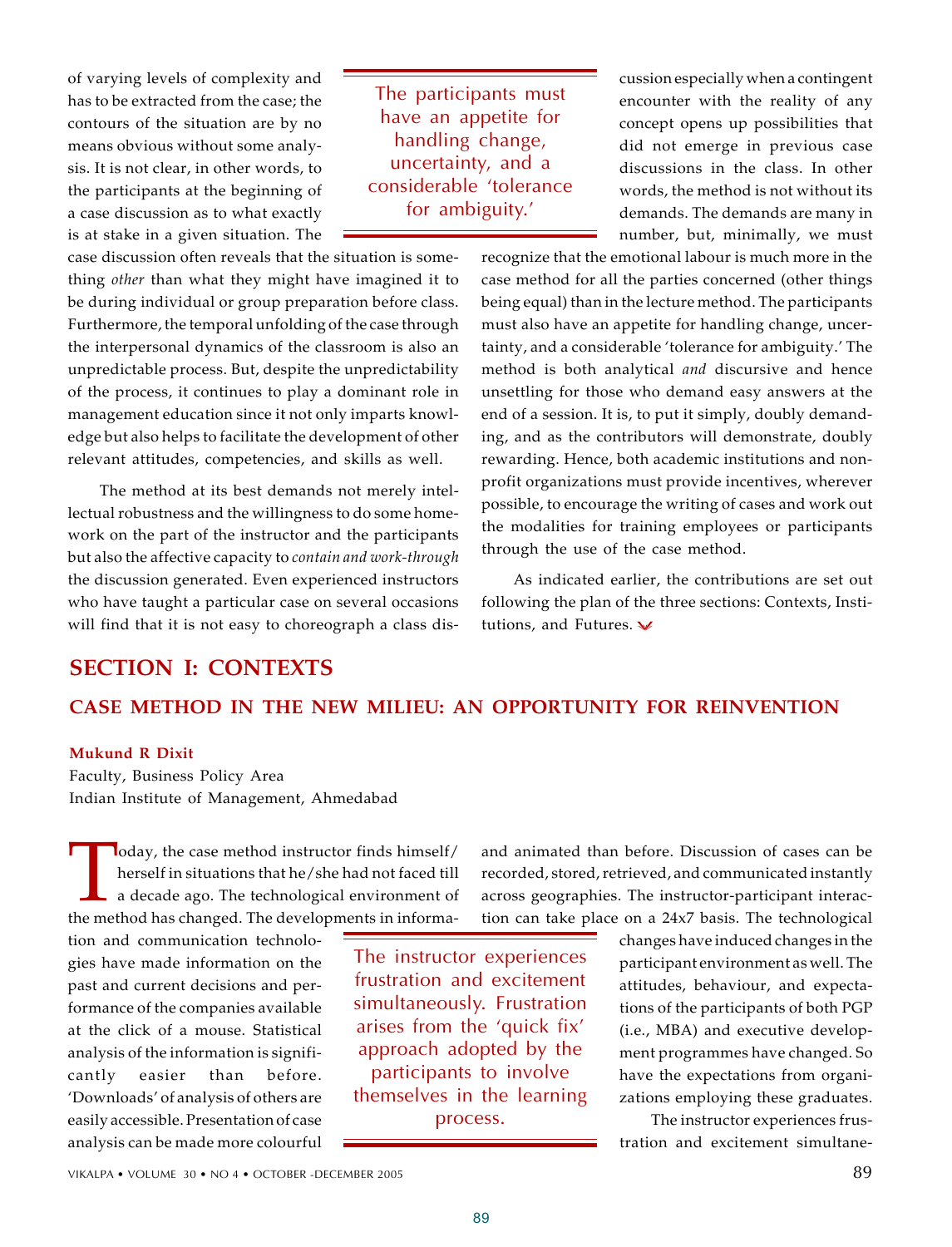of varying levels of complexity and has to be extracted from the case; the contours of the situation are by no means obvious without some analysis. It is not clear, in other words, to the participants at the beginning of a case discussion as to what exactly is at stake in a given situation. The case discussion often reveals that the situation is something *other* than what they might have imagined it to be during individual or group preparation before class. Furthermore, the temporal unfolding of the case through the interpersonal dynamics of the classroom is also an unpredictable process. But, despite the unpredictability of the process, it continues to play a dominant role in management education since it not only imparts knowledge but also helps to facilitate the development of other relevant attitudes, competencies, and skills as well.

The method at its best demands not merely intellectual robustness and the willingness to do some homework on the part of the instructor and the participants but also the affective capacity to *contain and work-through* the discussion generated. Even experienced instructors who have taught a particular case on several occasions will find that it is not easy to choreograph a class discussion especially when a contingent encounter with the reality of any concept opens up possibilities that did not emerge in previous case discussions in the class. In other words, the method is not without its demands. The demands are many in number, but, minimally, we must recognize that the emotional labour is much more in the case method for all the parties concerned (other things being equal) than in the lecture method. The participants must also have an appetite for handling change, uncertainty, and a considerable 'tolerance for ambiguity.' The method is both analytical *and* discursive and hence unsettling for those who demand easy answers at the end of a session. It is, to put it simply, doubly demanding, and as the contributors will demonstrate, doubly rewarding. Hence, both academic institutions and non-profit organizations must provide incentives, wherever possible, to encourage the writing of cases and work out the modalities for training employees or participants through the use of the case method.

As indicated earlier, the contributions are set out following the plan of the three sections: Contexts, Institutions, and Futures.

> The participants must have an appetite for handling change, uncertainty, and a considerable 'tolerance for ambiguity.'

## SECTION I: CONTEXTS

### CASE METHOD IN THE NEW MILIEU: AN OPPORTUNITY FOR REINVENTION

**Mukund R Dixit**
Faculty, Business Policy Area
Indian Institute of Management, Ahmedabad

Today, the case method instructor finds himself/herself in situations that he/she had not faced till a decade ago. The technological environment of the method has changed. The developments in information and communication technologies have made information on the past and current decisions and performance of the companies available at the click of a mouse. Statistical analysis of the information is significantly easier than before. 'Downloads' of analysis of others are easily accessible. Presentation of case analysis can be made more colourful and animated than before. Discussion of cases can be recorded, stored, retrieved, and communicated instantly across geographies. The instructor-participant interaction can take place on a 24x7 basis. The technological changes have induced changes in the participant environment as well. The attitudes, behaviour, and expectations of the participants of both PGP (i.e., MBA) and executive development programmes have changed. So have the expectations from organizations employing these graduates.

> The instructor experiences frustration and excitement simultaneously. Frustration arises from the 'quick fix' approach adopted by the participants to involve themselves in the learning process.

The instructor experiences frustration and excitement simultane-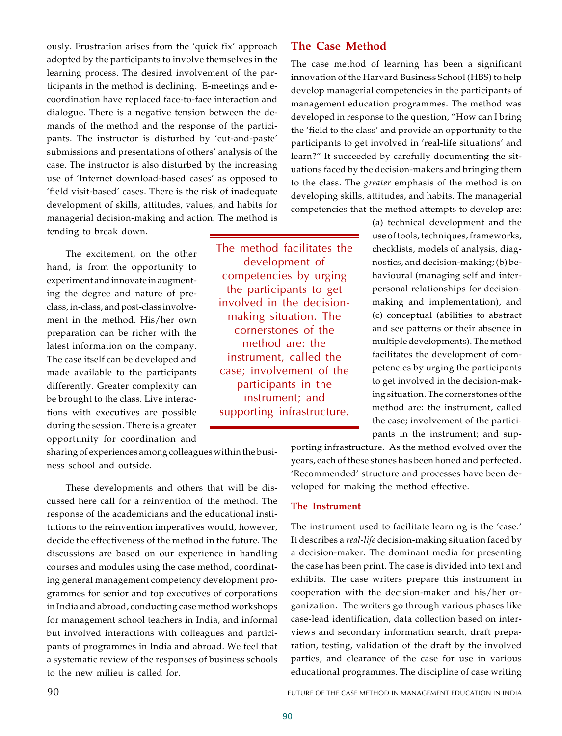ously. Frustration arises from the 'quick fix' approach adopted by the participants to involve themselves in the learning process. The desired involvement of the participants in the method is declining. E-meetings and e-coordination have replaced face-to-face interaction and dialogue. There is a negative tension between the demands of the method and the response of the participants. The instructor is disturbed by 'cut-and-paste' submissions and presentations of others' analysis of the case. The instructor is also disturbed by the increasing use of 'Internet download-based cases' as opposed to 'field visit-based' cases. There is the risk of inadequate development of skills, attitudes, values, and habits for managerial decision-making and action. The method is tending to break down.

The excitement, on the other hand, is from the opportunity to experiment and innovate in augmenting the degree and nature of pre-class, in-class, and post-class involvement in the method. His/her own preparation can be richer with the latest information on the company. The case itself can be developed and made available to the participants differently. Greater complexity can be brought to the class. Live interactions with executives are possible during the session. There is a greater opportunity for coordination and sharing of experiences among colleagues within the business school and outside.

These developments and others that will be discussed here call for a reinvention of the method. The response of the academicians and the educational institutions to the reinvention imperatives would, however, decide the effectiveness of the method in the future. The discussions are based on our experience in handling courses and modules using the case method, coordinating general management competency development programmes for senior and top executives of corporations in India and abroad, conducting case method workshops for management school teachers in India, and informal but involved interactions with colleagues and participants of programmes in India and abroad. We feel that a systematic review of the responses of business schools to the new milieu is called for.

## The Case Method

The case method of learning has been a significant innovation of the Harvard Business School (HBS) to help develop managerial competencies in the participants of management education programmes. The method was developed in response to the question, "How can I bring the 'field to the class' and provide an opportunity to the participants to get involved in 'real-life situations' and learn?" It succeeded by carefully documenting the situations faced by the decision-makers and bringing them to the class. The *greater* emphasis of the method is on developing skills, attitudes, and habits. The managerial competencies that the method attempts to develop are: (a) technical development and the use of tools, techniques, frameworks, checklists, models of analysis, diagnostics, and decision-making; (b) behavioural (managing self and interpersonal relationships for decision-making and implementation), and (c) conceptual (abilities to abstract and see patterns or their absence in multiple developments). The method facilitates the development of competencies by urging the participants to get involved in the decision-making situation. The cornerstones of the method are: the instrument, called the case; involvement of the participants in the instrument; and supporting infrastructure. As the method evolved over the years, each of these stones has been honed and perfected. 'Recommended' structure and processes have been developed for making the method effective.

> The method facilitates the development of competencies by urging the participants to get involved in the decision-making situation. The cornerstones of the method are: the instrument, called the case; involvement of the participants in the instrument; and supporting infrastructure.

### The Instrument

The instrument used to facilitate learning is the 'case.' It describes a *real-life* decision-making situation faced by a decision-maker. The dominant media for presenting the case has been print. The case is divided into text and exhibits. The case writers prepare this instrument in cooperation with the decision-maker and his/her organization. The writers go through various phases like case-lead identification, data collection based on interviews and secondary information search, draft preparation, testing, validation of the draft by the involved parties, and clearance of the case for use in various educational programmes. The discipline of case writing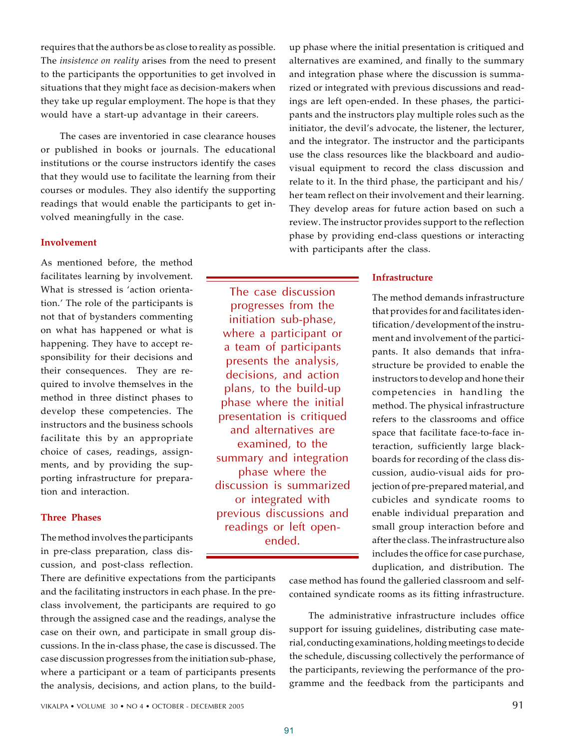requires that the authors be as close to reality as possible. The *insistence on reality* arises from the need to present to the participants the opportunities to get involved in situations that they might face as decision-makers when they take up regular employment. The hope is that they would have a start-up advantage in their careers.

The cases are inventoried in case clearance houses or published in books or journals. The educational institutions or the course instructors identify the cases that they would use to facilitate the learning from their courses or modules. They also identify the supporting readings that would enable the participants to get involved meaningfully in the case.

### Involvement

As mentioned before, the method facilitates learning by involvement. What is stressed is 'action orientation.' The role of the participants is not that of bystanders commenting on what has happened or what is happening. They have to accept responsibility for their decisions and their consequences. They are required to involve themselves in the method in three distinct phases to develop these competencies. The instructors and the business schools facilitate this by an appropriate choice of cases, readings, assignments, and by providing the supporting infrastructure for preparation and interaction.

### Three Phases

The method involves the participants in pre-class preparation, class discussion, and post-class reflection. There are definitive expectations from the participants and the facilitating instructors in each phase. In the pre-class involvement, the participants are required to go through the assigned case and the readings, analyse the case on their own, and participate in small group discussions. In the in-class phase, the case is discussed. The case discussion progresses from the initiation sub-phase, where a participant or a team of participants presents the analysis, decisions, and action plans, to the build-up phase where the initial presentation is critiqued and alternatives are examined, and finally to the summary and integration phase where the discussion is summarized or integrated with previous discussions and readings are left open-ended. In these phases, the participants and the instructors play multiple roles such as the initiator, the devil's advocate, the listener, the lecturer, and the integrator. The instructor and the participants use the class resources like the blackboard and audio-visual equipment to record the class discussion and relate to it. In the third phase, the participant and his/her team reflect on their involvement and their learning. They develop areas for future action based on such a review. The instructor provides support to the reflection phase by providing end-class questions or interacting with participants after the class.

> The case discussion progresses from the initiation sub-phase, where a participant or a team of participants presents the analysis, decisions, and action plans, to the build-up phase where the initial presentation is critiqued and alternatives are examined, to the summary and integration phase where the discussion is summarized or integrated with previous discussions and readings or left open-ended.

### Infrastructure

The method demands infrastructure that provides for and facilitates identification/development of the instrument and involvement of the participants. It also demands that infrastructure be provided to enable the instructors to develop and hone their competencies in handling the method. The physical infrastructure refers to the classrooms and office space that facilitate face-to-face interaction, sufficiently large blackboards for recording of the class discussion, audio-visual aids for projection of pre-prepared material, and cubicles and syndicate rooms to enable individual preparation and small group interaction before and after the class. The infrastructure also includes the office for case purchase, duplication, and distribution. The case method has found the galleried classroom and self-contained syndicate rooms as its fitting infrastructure.

The administrative infrastructure includes office support for issuing guidelines, distributing case material, conducting examinations, holding meetings to decide the schedule, discussing collectively the performance of the participants, reviewing the performance of the programme and the feedback from the participants and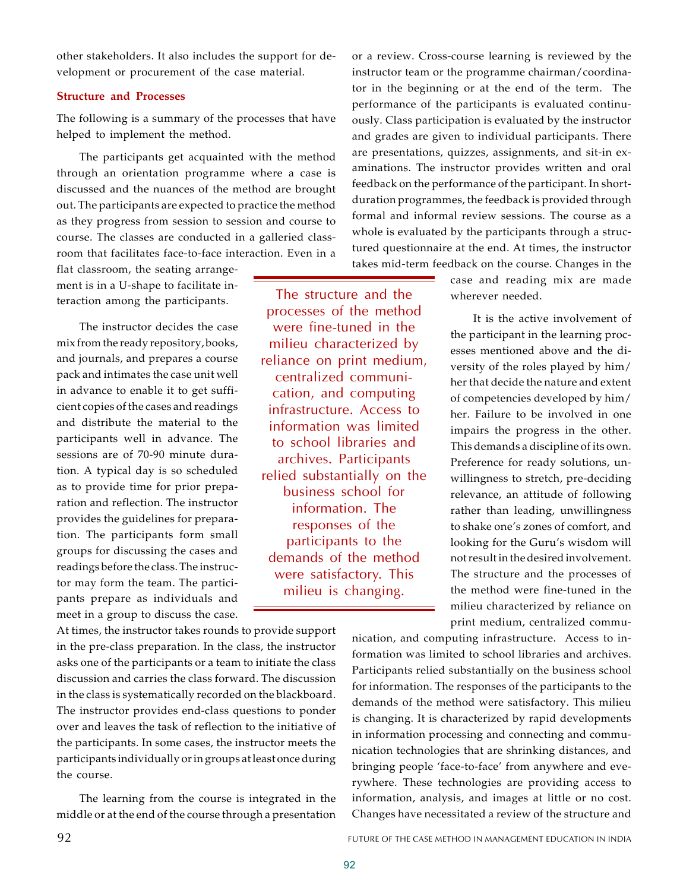other stakeholders. It also includes the support for development or procurement of the case material.

### Structure and Processes

The following is a summary of the processes that have helped to implement the method.

The participants get acquainted with the method through an orientation programme where a case is discussed and the nuances of the method are brought out. The participants are expected to practice the method as they progress from session to session and course to course. The classes are conducted in a galleried classroom that facilitates face-to-face interaction. Even in a flat classroom, the seating arrangement is in a U-shape to facilitate interaction among the participants.

The instructor decides the case mix from the ready repository, books, and journals, and prepares a course pack and intimates the case unit well in advance to enable it to get sufficient copies of the cases and readings and distribute the material to the participants well in advance. The sessions are of 70-90 minute duration. A typical day is so scheduled as to provide time for prior preparation and reflection. The instructor provides the guidelines for preparation. The participants form small groups for discussing the cases and readings before the class. The instructor may form the team. The participants prepare as individuals and meet in a group to discuss the case. At times, the instructor takes rounds to provide support in the pre-class preparation. In the class, the instructor asks one of the participants or a team to initiate the class discussion and carries the class forward. The discussion in the class is systematically recorded on the blackboard. The instructor provides end-class questions to ponder over and leaves the task of reflection to the initiative of the participants. In some cases, the instructor meets the participants individually or in groups at least once during the course.

The learning from the course is integrated in the middle or at the end of the course through a presentation or a review. Cross-course learning is reviewed by the instructor team or the programme chairman/coordinator in the beginning or at the end of the term. The performance of the participants is evaluated continuously. Class participation is evaluated by the instructor and grades are given to individual participants. There are presentations, quizzes, assignments, and sit-in examinations. The instructor provides written and oral feedback on the performance of the participant. In short-duration programmes, the feedback is provided through formal and informal review sessions. The course as a whole is evaluated by the participants through a structured questionnaire at the end. At times, the instructor takes mid-term feedback on the course. Changes in the case and reading mix are made wherever needed.

> The structure and the processes of the method were fine-tuned in the milieu characterized by reliance on print medium, centralized communication, and computing infrastructure. Access to information was limited to school libraries and archives. Participants relied substantially on the business school for information. The responses of the participants to the demands of the method were satisfactory. This milieu is changing.

It is the active involvement of the participant in the learning processes mentioned above and the diversity of the roles played by him/her that decide the nature and extent of competencies developed by him/her. Failure to be involved in one impairs the progress in the other. This demands a discipline of its own. Preference for ready solutions, unwillingness to stretch, pre-deciding relevance, an attitude of following rather than leading, unwillingness to shake one's zones of comfort, and looking for the Guru's wisdom will not result in the desired involvement. The structure and the processes of the method were fine-tuned in the milieu characterized by reliance on print medium, centralized communication, and computing infrastructure. Access to information was limited to school libraries and archives. Participants relied substantially on the business school for information. The responses of the participants to the demands of the method were satisfactory. This milieu is changing. It is characterized by rapid developments in information processing and connecting and communication technologies that are shrinking distances, and bringing people 'face-to-face' from anywhere and everywhere. These technologies are providing access to information, analysis, and images at little or no cost. Changes have necessitated a review of the structure and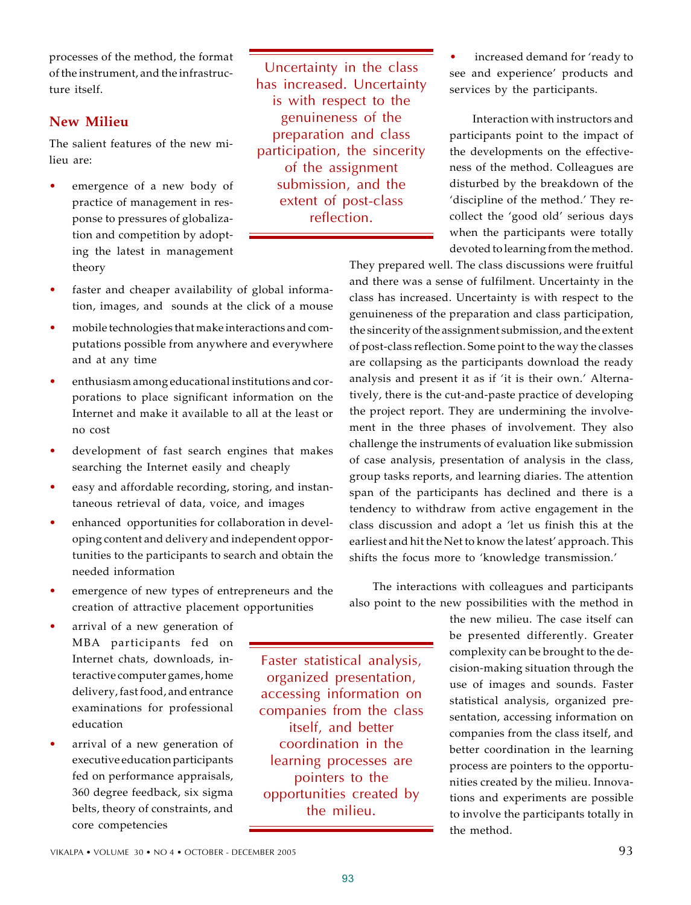processes of the method, the format of the instrument, and the infrastructure itself.

## New Milieu

The salient features of the new milieu are:

- emergence of a new body of practice of management in response to pressures of globalization and competition by adopting the latest in management theory
- faster and cheaper availability of global information, images, and sounds at the click of a mouse
- mobile technologies that make interactions and computations possible from anywhere and everywhere and at any time
- enthusiasm among educational institutions and corporations to place significant information on the Internet and make it available to all at the least or no cost
- development of fast search engines that makes searching the Internet easily and cheaply
- easy and affordable recording, storing, and instantaneous retrieval of data, voice, and images
- enhanced opportunities for collaboration in developing content and delivery and independent opportunities to the participants to search and obtain the needed information
- emergence of new types of entrepreneurs and the creation of attractive placement opportunities
- arrival of a new generation of MBA participants fed on Internet chats, downloads, interactive computer games, home delivery, fast food, and entrance examinations for professional education
- arrival of a new generation of executive education participants fed on performance appraisals, 360 degree feedback, six sigma belts, theory of constraints, and core competencies
- increased demand for 'ready to see and experience' products and services by the participants.

> Uncertainty in the class has increased. Uncertainty is with respect to the genuineness of the preparation and class participation, the sincerity of the assignment submission, and the extent of post-class reflection.

Interaction with instructors and participants point to the impact of the developments on the effectiveness of the method. Colleagues are disturbed by the breakdown of the 'discipline of the method.' They recollect the 'good old' serious days when the participants were totally devoted to learning from the method. They prepared well. The class discussions were fruitful and there was a sense of fulfilment. Uncertainty in the class has increased. Uncertainty is with respect to the genuineness of the preparation and class participation, the sincerity of the assignment submission, and the extent of post-class reflection. Some point to the way the classes are collapsing as the participants download the ready analysis and present it as if 'it is their own.' Alternatively, there is the cut-and-paste practice of developing the project report. They are undermining the involvement in the three phases of involvement. They also challenge the instruments of evaluation like submission of case analysis, presentation of analysis in the class, group tasks reports, and learning diaries. The attention span of the participants has declined and there is a tendency to withdraw from active engagement in the class discussion and adopt a 'let us finish this at the earliest and hit the Net to know the latest' approach. This shifts the focus more to 'knowledge transmission.'

The interactions with colleagues and participants also point to the new possibilities with the method in the new milieu. The case itself can be presented differently. Greater complexity can be brought to the decision-making situation through the use of images and sounds. Faster statistical analysis, organized presentation, accessing information on companies from the class itself, and better coordination in the learning process are pointers to the opportunities created by the milieu. Innovations and experiments are possible to involve the participants totally in the method.

> Faster statistical analysis, organized presentation, accessing information on companies from the class itself, and better coordination in the learning processes are pointers to the opportunities created by the milieu.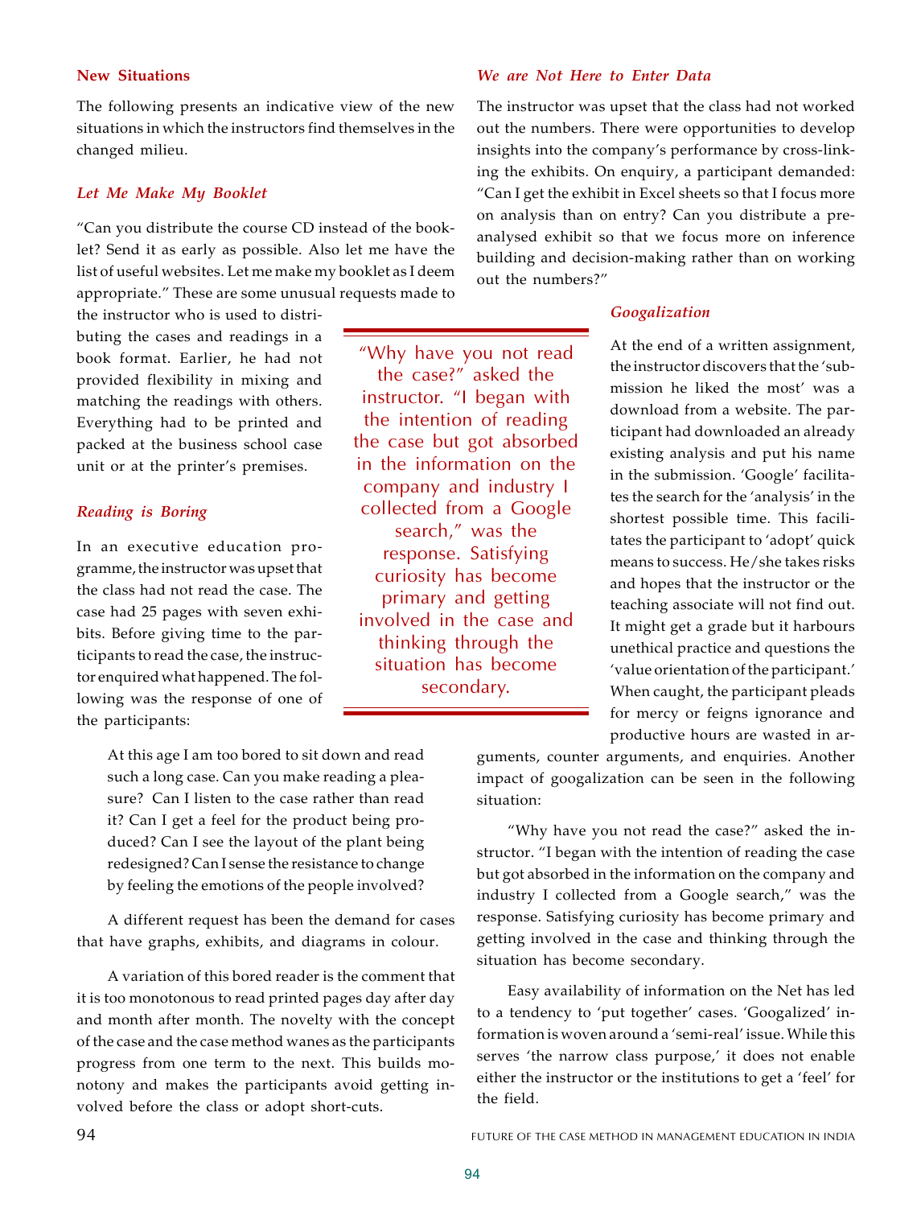## New Situations

The following presents an indicative view of the new situations in which the instructors find themselves in the changed milieu.

### *Let Me Make My Booklet*

"Can you distribute the course CD instead of the booklet? Send it as early as possible. Also let me have the list of useful websites. Let me make my booklet as I deem appropriate." These are some unusual requests made to the instructor who is used to distributing the cases and readings in a book format. Earlier, he had not provided flexibility in mixing and matching the readings with others. Everything had to be printed and packed at the business school case unit or at the printer's premises.

### *Reading is Boring*

In an executive education programme, the instructor was upset that the class had not read the case. The case had 25 pages with seven exhibits. Before giving time to the participants to read the case, the instructor enquired what happened. The following was the response of one of the participants:

> At this age I am too bored to sit down and read such a long case. Can you make reading a pleasure? Can I listen to the case rather than read it? Can I get a feel for the product being produced? Can I see the layout of the plant being redesigned? Can I sense the resistance to change by feeling the emotions of the people involved?

A different request has been the demand for cases that have graphs, exhibits, and diagrams in colour.

A variation of this bored reader is the comment that it is too monotonous to read printed pages day after day and month after month. The novelty with the concept of the case and the case method wanes as the participants progress from one term to the next. This builds monotony and makes the participants avoid getting involved before the class or adopt short-cuts.

### *We are Not Here to Enter Data*

The instructor was upset that the class had not worked out the numbers. There were opportunities to develop insights into the company's performance by cross-linking the exhibits. On enquiry, a participant demanded: "Can I get the exhibit in Excel sheets so that I focus more on analysis than on entry? Can you distribute a pre-analysed exhibit so that we focus more on inference building and decision-making rather than on working out the numbers?"

### *Googalization*

At the end of a written assignment, the instructor discovers that the 'submission he liked the most' was a download from a website. The participant had downloaded an already existing analysis and put his name in the submission. 'Google' facilitates the search for the 'analysis' in the shortest possible time. This facilitates the participant to 'adopt' quick means to success. He/she takes risks and hopes that the instructor or the teaching associate will not find out. It might get a grade but it harbours unethical practice and questions the 'value orientation of the participant.' When caught, the participant pleads for mercy or feigns ignorance and productive hours are wasted in arguments, counter arguments, and enquiries. Another impact of googalization can be seen in the following situation:

"Why have you not read the case?" asked the instructor. "I began with the intention of reading the case but got absorbed in the information on the company and industry I collected from a Google search," was the response. Satisfying curiosity has become primary and getting involved in the case and thinking through the situation has become secondary.

Easy availability of information on the Net has led to a tendency to 'put together' cases. 'Googalized' information is woven around a 'semi-real' issue. While this serves 'the narrow class purpose,' it does not enable either the instructor or the institutions to get a 'feel' for the field.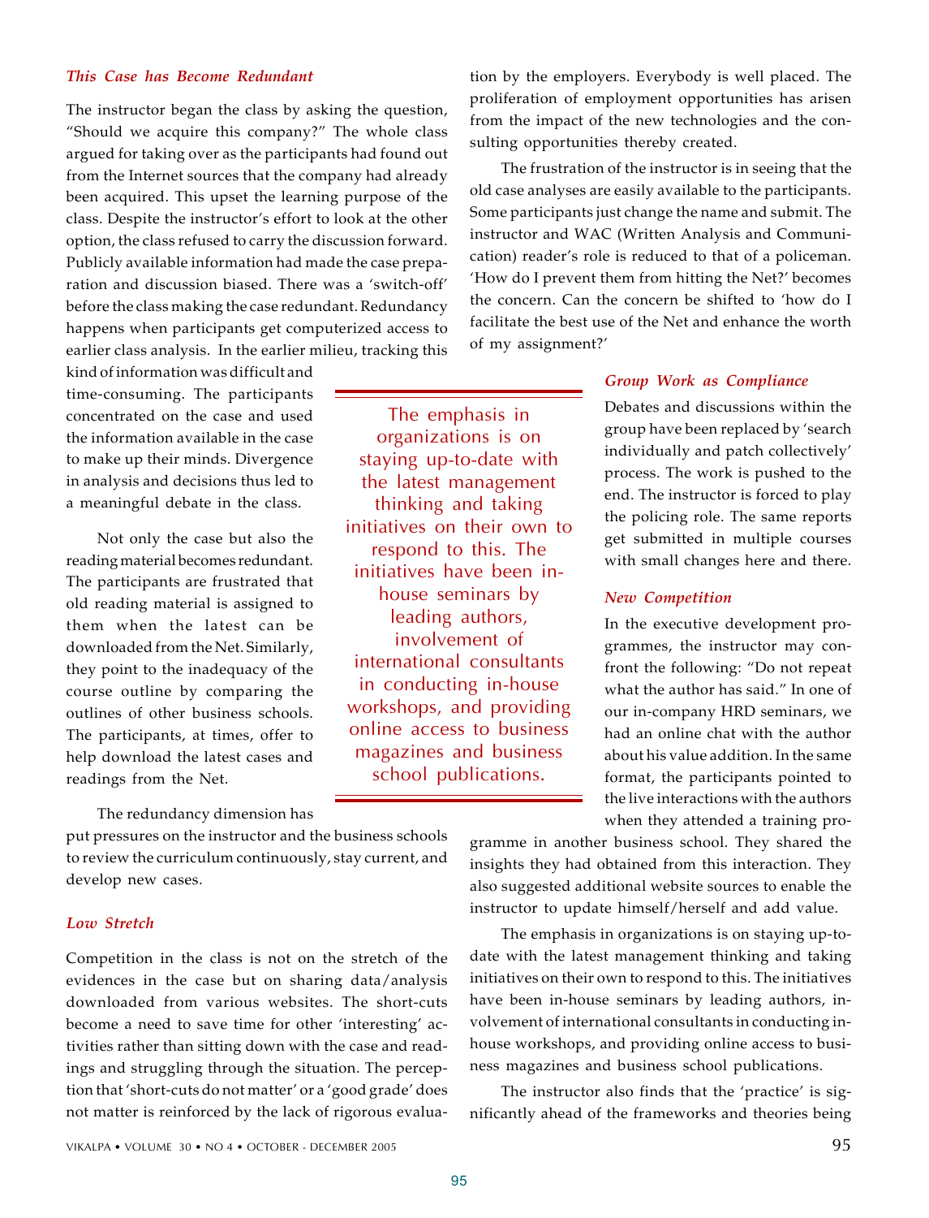### *This Case has Become Redundant*

The instructor began the class by asking the question, "Should we acquire this company?" The whole class argued for taking over as the participants had found out from the Internet sources that the company had already been acquired. This upset the learning purpose of the class. Despite the instructor's effort to look at the other option, the class refused to carry the discussion forward. Publicly available information had made the case preparation and discussion biased. There was a 'switch-off' before the class making the case redundant. Redundancy happens when participants get computerized access to earlier class analysis. In the earlier milieu, tracking this kind of information was difficult and time-consuming. The participants concentrated on the case and used the information available in the case to make up their minds. Divergence in analysis and decisions thus led to a meaningful debate in the class.

Not only the case but also the reading material becomes redundant. The participants are frustrated that old reading material is assigned to them when the latest can be downloaded from the Net. Similarly, they point to the inadequacy of the course outline by comparing the outlines of other business schools. The participants, at times, offer to help download the latest cases and readings from the Net.

The redundancy dimension has put pressures on the instructor and the business schools to review the curriculum continuously, stay current, and develop new cases.

### *Low Stretch*

Competition in the class is not on the stretch of the evidences in the case but on sharing data/analysis downloaded from various websites. The short-cuts become a need to save time for other 'interesting' activities rather than sitting down with the case and readings and struggling through the situation. The perception that 'short-cuts do not matter' or a 'good grade' does not matter is reinforced by the lack of rigorous evaluation by the employers. Everybody is well placed. The proliferation of employment opportunities has arisen from the impact of the new technologies and the consulting opportunities thereby created.

The frustration of the instructor is in seeing that the old case analyses are easily available to the participants. Some participants just change the name and submit. The instructor and WAC (Written Analysis and Communication) reader's role is reduced to that of a policeman. 'How do I prevent them from hitting the Net?' becomes the concern. Can the concern be shifted to 'how do I facilitate the best use of the Net and enhance the worth of my assignment?'

### *Group Work as Compliance*

Debates and discussions within the group have been replaced by 'search individually and patch collectively' process. The work is pushed to the end. The instructor is forced to play the policing role. The same reports get submitted in multiple courses with small changes here and there.

### *New Competition*

In the executive development programmes, the instructor may confront the following: "Do not repeat what the author has said." In one of our in-company HRD seminars, we had an online chat with the author about his value addition. In the same format, the participants pointed to the live interactions with the authors when they attended a training programme in another business school. They shared the insights they had obtained from this interaction. They also suggested additional website sources to enable the instructor to update himself/herself and add value.

The emphasis in organizations is on staying up-to-date with the latest management thinking and taking initiatives on their own to respond to this. The initiatives have been in-house seminars by leading authors, involvement of international consultants in conducting in-house workshops, and providing online access to business magazines and business school publications.

The instructor also finds that the 'practice' is significantly ahead of the frameworks and theories being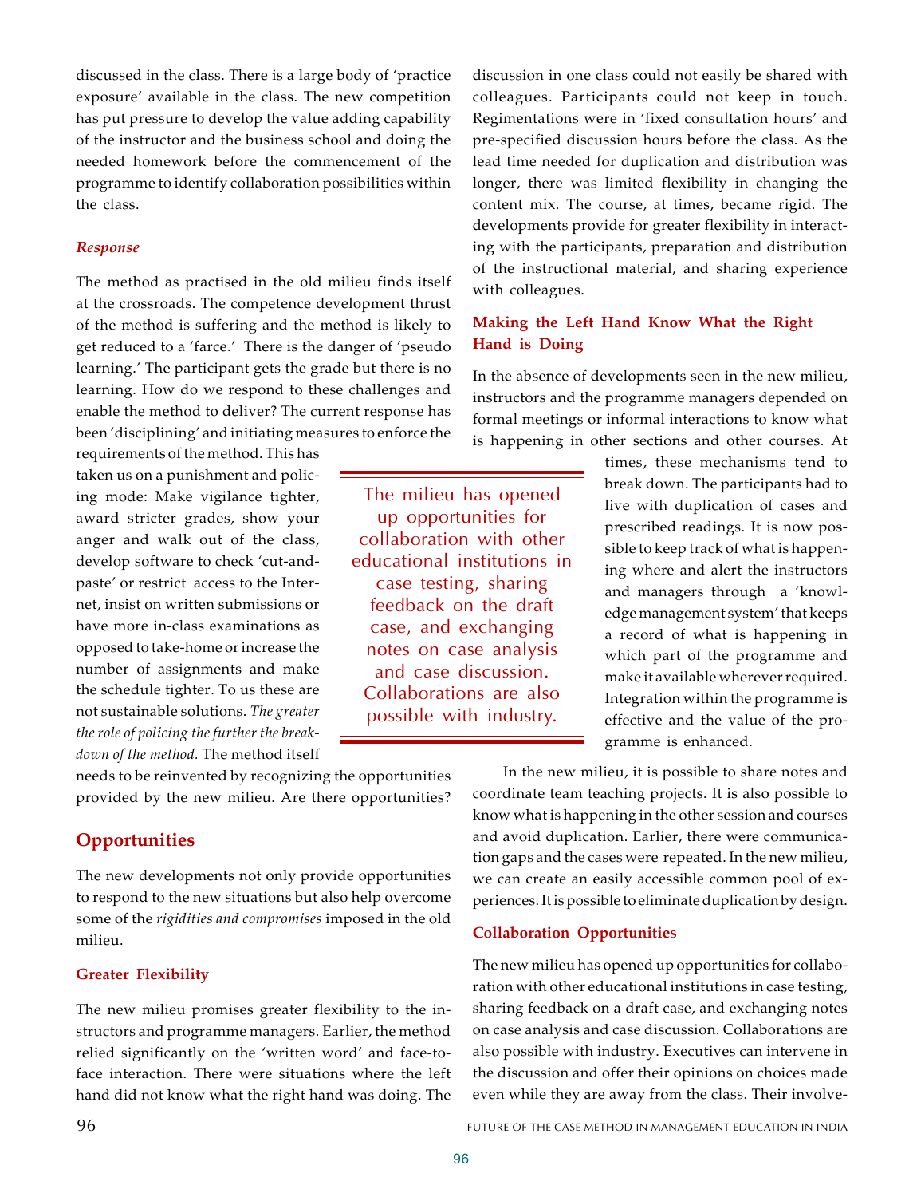discussed in the class. There is a large body of 'practice exposure' available in the class. The new competition has put pressure to develop the value adding capability of the instructor and the business school and doing the needed homework before the commencement of the programme to identify collaboration possibilities within the class.

*Response*

The method as practised in the old milieu finds itself at the crossroads. The competence development thrust of the method is suffering and the method is likely to get reduced to a 'farce.' There is the danger of 'pseudo learning.' The participant gets the grade but there is no learning. How do we respond to these challenges and enable the method to deliver? The current response has been 'disciplining' and initiating measures to enforce the requirements of the method. This has taken us on a punishment and policing mode: Make vigilance tighter, award stricter grades, show your anger and walk out of the class, develop software to check 'cut-and-paste' or restrict access to the Internet, insist on written submissions or have more in-class examinations as opposed to take-home or increase the number of assignments and make the schedule tighter. To us these are not sustainable solutions. *The greater the role of policing the further the breakdown of the method.* The method itself needs to be reinvented by recognizing the opportunities provided by the new milieu. Are there opportunities?

## Opportunities

The new developments not only provide opportunities to respond to the new situations but also help overcome some of the *rigidities and compromises* imposed in the old milieu.

### Greater Flexibility

The new milieu promises greater flexibility to the instructors and programme managers. Earlier, the method relied significantly on the 'written word' and face-to-face interaction. There were situations where the left hand did not know what the right hand was doing. The discussion in one class could not easily be shared with colleagues. Participants could not keep in touch. Regimentations were in 'fixed consultation hours' and pre-specified discussion hours before the class. As the lead time needed for duplication and distribution was longer, there was limited flexibility in changing the content mix. The course, at times, became rigid. The developments provide for greater flexibility in interacting with the participants, preparation and distribution of the instructional material, and sharing experience with colleagues.

### Making the Left Hand Know What the Right Hand is Doing

In the absence of developments seen in the new milieu, instructors and the programme managers depended on formal meetings or informal interactions to know what is happening in other sections and other courses. At times, these mechanisms tend to break down. The participants had to live with duplication of cases and prescribed readings. It is now possible to keep track of what is happening where and alert the instructors and managers through a 'knowledge management system' that keeps a record of what is happening in which part of the programme and make it available wherever required. Integration within the programme is effective and the value of the programme is enhanced.

In the new milieu, it is possible to share notes and coordinate team teaching projects. It is also possible to know what is happening in the other session and courses and avoid duplication. Earlier, there were communication gaps and the cases were repeated. In the new milieu, we can create an easily accessible common pool of experiences. It is possible to eliminate duplication by design.

### Collaboration Opportunities

The new milieu has opened up opportunities for collaboration with other educational institutions in case testing, sharing feedback on a draft case, and exchanging notes on case analysis and case discussion. Collaborations are also possible with industry. Executives can intervene in the discussion and offer their opinions on choices made even while they are away from the class. Their involve-

> The milieu has opened up opportunities for collaboration with other educational institutions in case testing, sharing feedback on the draft case, and exchanging notes on case analysis and case discussion. Collaborations are also possible with industry.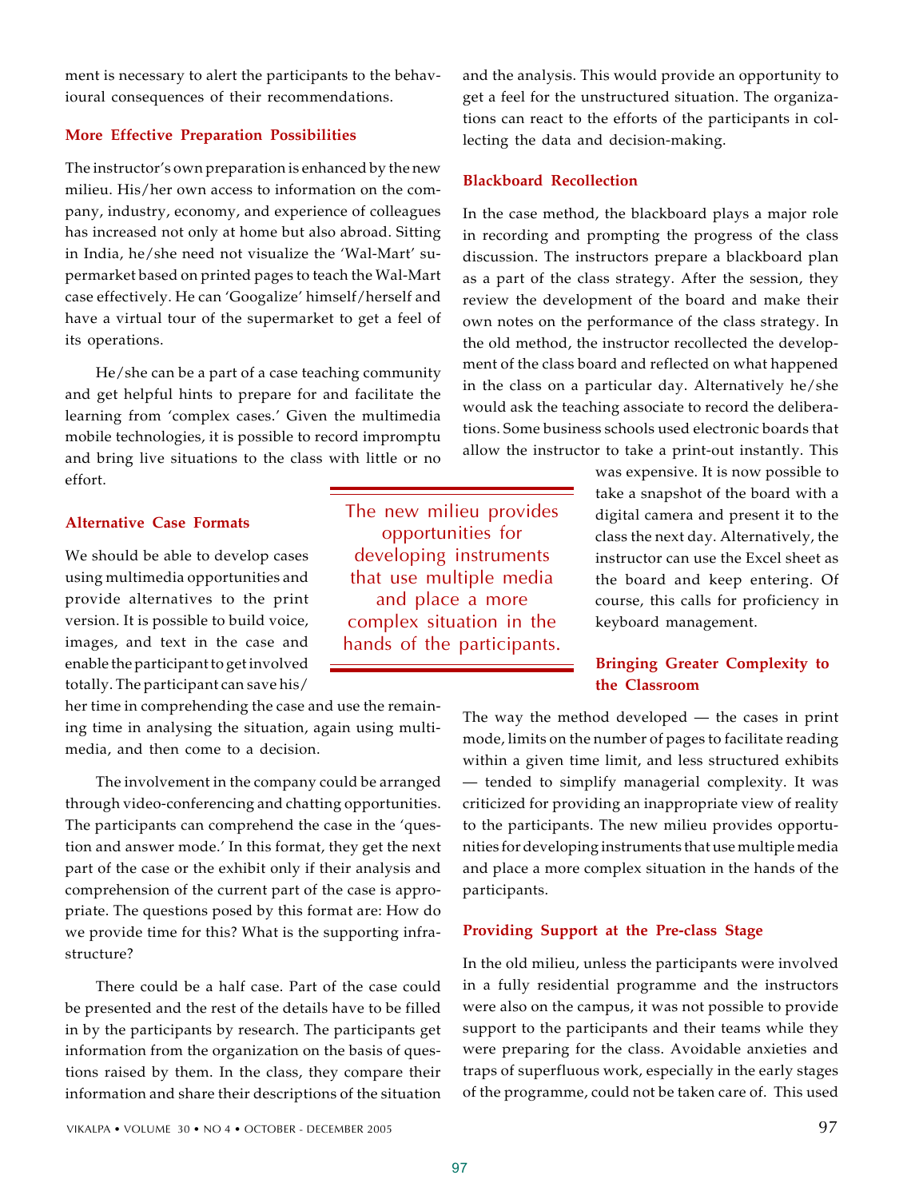ment is necessary to alert the participants to the behavioural consequences of their recommendations.

### More Effective Preparation Possibilities

The instructor's own preparation is enhanced by the new milieu. His/her own access to information on the company, industry, economy, and experience of colleagues has increased not only at home but also abroad. Sitting in India, he/she need not visualize the 'Wal-Mart' supermarket based on printed pages to teach the Wal-Mart case effectively. He can 'Googalize' himself/herself and have a virtual tour of the supermarket to get a feel of its operations.

He/she can be a part of a case teaching community and get helpful hints to prepare for and facilitate the learning from 'complex cases.' Given the multimedia mobile technologies, it is possible to record impromptu and bring live situations to the class with little or no effort.

### Alternative Case Formats

We should be able to develop cases using multimedia opportunities and provide alternatives to the print version. It is possible to build voice, images, and text in the case and enable the participant to get involved totally. The participant can save his/her time in comprehending the case and use the remaining time in analysing the situation, again using multimedia, and then come to a decision.

The involvement in the company could be arranged through video-conferencing and chatting opportunities. The participants can comprehend the case in the 'question and answer mode.' In this format, they get the next part of the case or the exhibit only if their analysis and comprehension of the current part of the case is appropriate. The questions posed by this format are: How do we provide time for this? What is the supporting infrastructure?

There could be a half case. Part of the case could be presented and the rest of the details have to be filled in by the participants by research. The participants get information from the organization on the basis of questions raised by them. In the class, they compare their information and share their descriptions of the situation and the analysis. This would provide an opportunity to get a feel for the unstructured situation. The organizations can react to the efforts of the participants in collecting the data and decision-making.

### Blackboard Recollection

In the case method, the blackboard plays a major role in recording and prompting the progress of the class discussion. The instructors prepare a blackboard plan as a part of the class strategy. After the session, they review the development of the board and make their own notes on the performance of the class strategy. In the old method, the instructor recollected the development of the class board and reflected on what happened in the class on a particular day. Alternatively he/she would ask the teaching associate to record the deliberations. Some business schools used electronic boards that allow the instructor to take a print-out instantly. This was expensive. It is now possible to take a snapshot of the board with a digital camera and present it to the class the next day. Alternatively, the instructor can use the Excel sheet as the board and keep entering. Of course, this calls for proficiency in keyboard management.

> The new milieu provides opportunities for developing instruments that use multiple media and place a more complex situation in the hands of the participants.

### Bringing Greater Complexity to the Classroom

The way the method developed — the cases in print mode, limits on the number of pages to facilitate reading within a given time limit, and less structured exhibits — tended to simplify managerial complexity. It was criticized for providing an inappropriate view of reality to the participants. The new milieu provides opportunities for developing instruments that use multiple media and place a more complex situation in the hands of the participants.

### Providing Support at the Pre-class Stage

In the old milieu, unless the participants were involved in a fully residential programme and the instructors were also on the campus, it was not possible to provide support to the participants and their teams while they were preparing for the class. Avoidable anxieties and traps of superfluous work, especially in the early stages of the programme, could not be taken care of. This used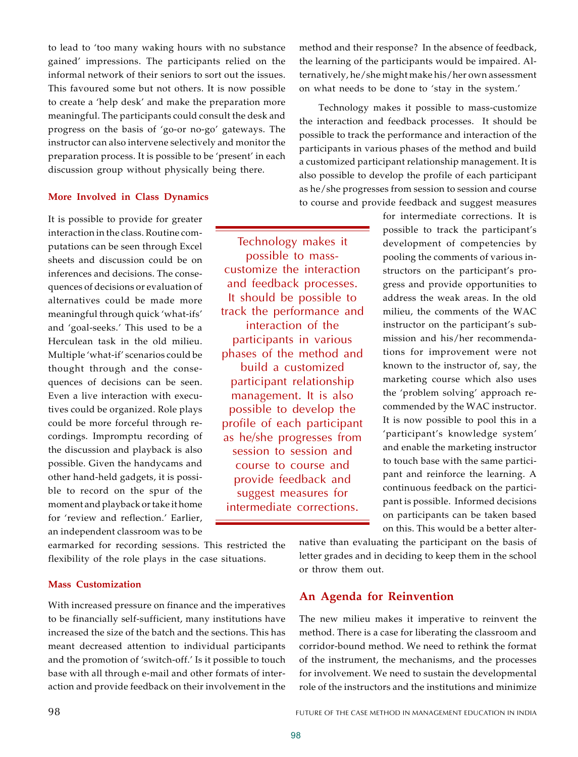to lead to 'too many waking hours with no substance gained' impressions. The participants relied on the informal network of their seniors to sort out the issues. This favoured some but not others. It is now possible to create a 'help desk' and make the preparation more meaningful. The participants could consult the desk and progress on the basis of 'go-or no-go' gateways. The instructor can also intervene selectively and monitor the preparation process. It is possible to be 'present' in each discussion group without physically being there.

### More Involved in Class Dynamics

It is possible to provide for greater interaction in the class. Routine computations can be seen through Excel sheets and discussion could be on inferences and decisions. The consequences of decisions or evaluation of alternatives could be made more meaningful through quick 'what-ifs' and 'goal-seeks.' This used to be a Herculean task in the old milieu. Multiple 'what-if' scenarios could be thought through and the consequences of decisions can be seen. Even a live interaction with executives could be organized. Role plays could be more forceful through recordings. Impromptu recording of the discussion and playback is also possible. Given the handycams and other hand-held gadgets, it is possible to record on the spur of the moment and playback or take it home for 'review and reflection.' Earlier, an independent classroom was to be earmarked for recording sessions. This restricted the flexibility of the role plays in the case situations.

### Mass Customization

With increased pressure on finance and the imperatives to be financially self-sufficient, many institutions have increased the size of the batch and the sections. This has meant decreased attention to individual participants and the promotion of 'switch-off.' Is it possible to touch base with all through e-mail and other formats of interaction and provide feedback on their involvement in the method and their response? In the absence of feedback, the learning of the participants would be impaired. Alternatively, he/she might make his/her own assessment on what needs to be done to 'stay in the system.'

Technology makes it possible to mass-customize the interaction and feedback processes. It should be possible to track the performance and interaction of the participants in various phases of the method and build a customized participant relationship management. It is also possible to develop the profile of each participant as he/she progresses from session to session and course to course and provide feedback and suggest measures for intermediate corrections. It is possible to track the participant's development of competencies by pooling the comments of various instructors on the participant's progress and provide opportunities to address the weak areas. In the old milieu, the comments of the WAC instructor on the participant's submission and his/her recommendations for improvement were not known to the instructor of, say, the marketing course which also uses the 'problem solving' approach recommended by the WAC instructor. It is now possible to pool this in a 'participant's knowledge system' and enable the marketing instructor to touch base with the same participant and reinforce the learning. A continuous feedback on the participant is possible. Informed decisions on participants can be taken based on this. This would be a better alternative than evaluating the participant on the basis of letter grades and in deciding to keep them in the school or throw them out.

> Technology makes it possible to mass-customize the interaction and feedback processes. It should be possible to track the performance and interaction of the participants in various phases of the method and build a customized participant relationship management. It is also possible to develop the profile of each participant as he/she progresses from session to session and course to course and provide feedback and suggest measures for intermediate corrections.

## An Agenda for Reinvention

The new milieu makes it imperative to reinvent the method. There is a case for liberating the classroom and corridor-bound method. We need to rethink the format of the instrument, the mechanisms, and the processes for involvement. We need to sustain the developmental role of the instructors and the institutions and minimize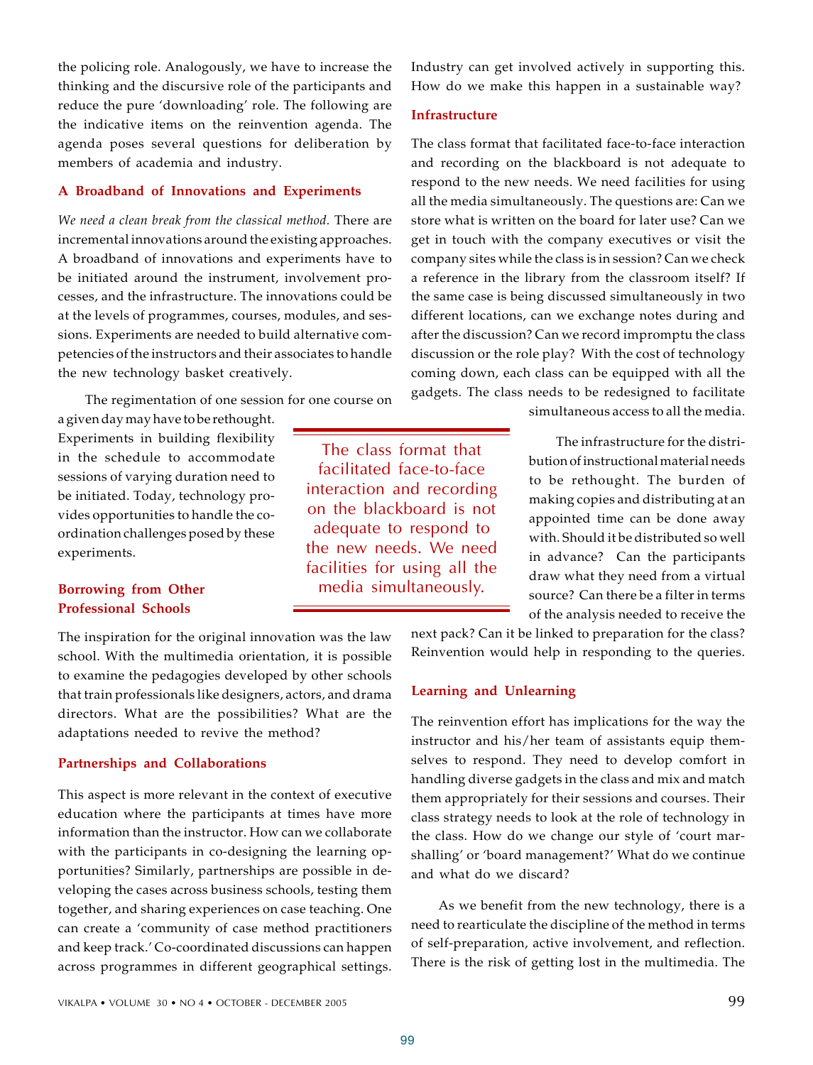the policing role. Analogously, we have to increase the thinking and the discursive role of the participants and reduce the pure 'downloading' role. The following are the indicative items on the reinvention agenda. The agenda poses several questions for deliberation by members of academia and industry.

### A Broadband of Innovations and Experiments

*We need a clean break from the classical method.* There are incremental innovations around the existing approaches. A broadband of innovations and experiments have to be initiated around the instrument, involvement processes, and the infrastructure. The innovations could be at the levels of programmes, courses, modules, and sessions. Experiments are needed to build alternative competencies of the instructors and their associates to handle the new technology basket creatively.

The regimentation of one session for one course on a given day may have to be rethought. Experiments in building flexibility in the schedule to accommodate sessions of varying duration need to be initiated. Today, technology provides opportunities to handle the co-ordination challenges posed by these experiments.

### Borrowing from Other Professional Schools

The inspiration for the original innovation was the law school. With the multimedia orientation, it is possible to examine the pedagogies developed by other schools that train professionals like designers, actors, and drama directors. What are the possibilities? What are the adaptations needed to revive the method?

### Partnerships and Collaborations

This aspect is more relevant in the context of executive education where the participants at times have more information than the instructor. How can we collaborate with the participants in co-designing the learning opportunities? Similarly, partnerships are possible in developing the cases across business schools, testing them together, and sharing experiences on case teaching. One can create a 'community of case method practitioners and keep track.' Co-coordinated discussions can happen across programmes in different geographical settings. Industry can get involved actively in supporting this. How do we make this happen in a sustainable way?

### Infrastructure

The class format that facilitated face-to-face interaction and recording on the blackboard is not adequate to respond to the new needs. We need facilities for using all the media simultaneously. The questions are: Can we store what is written on the board for later use? Can we get in touch with the company executives or visit the company sites while the class is in session? Can we check a reference in the library from the classroom itself? If the same case is being discussed simultaneously in two different locations, can we exchange notes during and after the discussion? Can we record impromptu the class discussion or the role play? With the cost of technology coming down, each class can be equipped with all the gadgets. The class needs to be redesigned to facilitate simultaneous access to all the media.

> The class format that facilitated face-to-face interaction and recording on the blackboard is not adequate to respond to the new needs. We need facilities for using all the media simultaneously.

The infrastructure for the distribution of instructional material needs to be rethought. The burden of making copies and distributing at an appointed time can be done away with. Should it be distributed so well in advance? Can the participants draw what they need from a virtual source? Can there be a filter in terms of the analysis needed to receive the next pack? Can it be linked to preparation for the class? Reinvention would help in responding to the queries.

### Learning and Unlearning

The reinvention effort has implications for the way the instructor and his/her team of assistants equip themselves to respond. They need to develop comfort in handling diverse gadgets in the class and mix and match them appropriately for their sessions and courses. Their class strategy needs to look at the role of technology in the class. How do we change our style of 'court marshalling' or 'board management?' What do we continue and what do we discard?

As we benefit from the new technology, there is a need to rearticulate the discipline of the method in terms of self-preparation, active involvement, and reflection. There is the risk of getting lost in the multimedia. The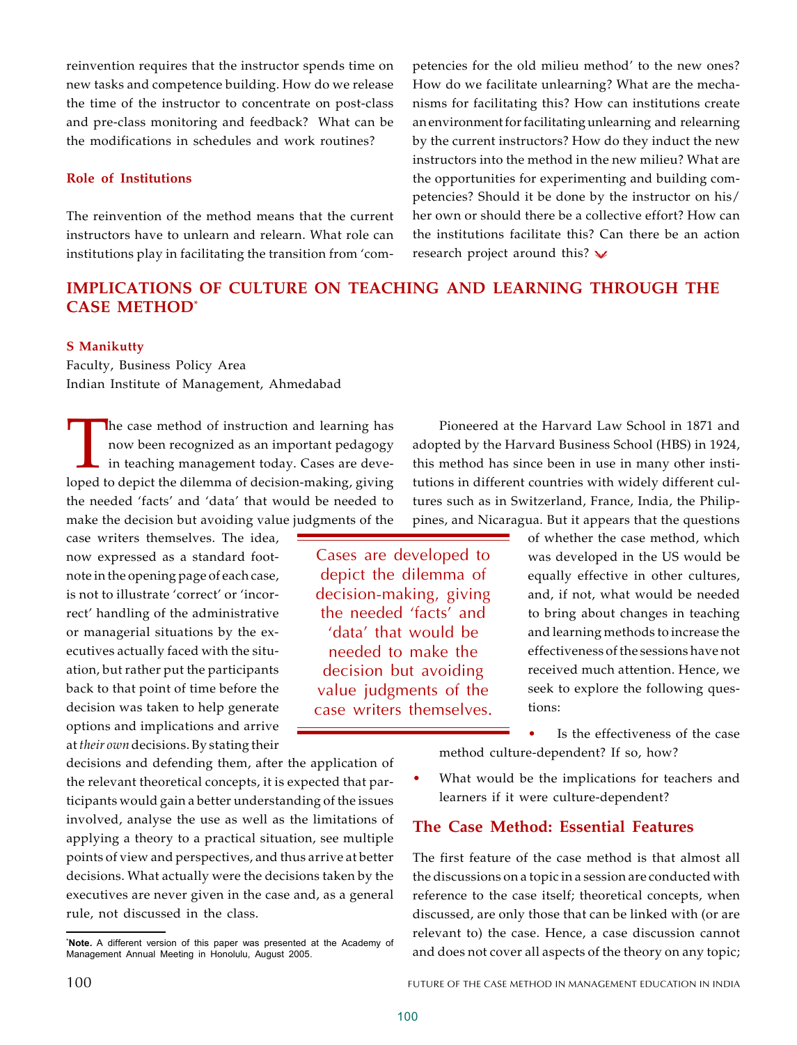reinvention requires that the instructor spends time on new tasks and competence building. How do we release the time of the instructor to concentrate on post-class and pre-class monitoring and feedback? What can be the modifications in schedules and work routines?

### Role of Institutions

The reinvention of the method means that the current instructors have to unlearn and relearn. What role can institutions play in facilitating the transition from 'competencies for the old milieu method' to the new ones? How do we facilitate unlearning? What are the mechanisms for facilitating this? How can institutions create an environment for facilitating unlearning and relearning by the current instructors? How do they induct the new instructors into the method in the new milieu? What are the opportunities for experimenting and building competencies? Should it be done by the instructor on his/her own or should there be a collective effort? How can the institutions facilitate this? Can there be an action research project around this?

## IMPLICATIONS OF CULTURE ON TEACHING AND LEARNING THROUGH THE CASE METHOD*

**S Manikutty**
Faculty, Business Policy Area
Indian Institute of Management, Ahmedabad

The case method of instruction and learning has now been recognized as an important pedagogy in teaching management today. Cases are developed to depict the dilemma of decision-making, giving the needed 'facts' and 'data' that would be needed to make the decision but avoiding value judgments of the case writers themselves. The idea, now expressed as a standard footnote in the opening page of each case, is not to illustrate 'correct' or 'incorrect' handling of the administrative or managerial situations by the executives actually faced with the situation, but rather put the participants back to that point of time before the decision was taken to help generate options and implications and arrive at *their own* decisions. By stating their decisions and defending them, after the application of the relevant theoretical concepts, it is expected that participants would gain a better understanding of the issues involved, analyse the use as well as the limitations of applying a theory to a practical situation, see multiple points of view and perspectives, and thus arrive at better decisions. What actually were the decisions taken by the executives are never given in the case and, as a general rule, not discussed in the class.

> Cases are developed to depict the dilemma of decision-making, giving the needed 'facts' and 'data' that would be needed to make the decision but avoiding value judgments of the case writers themselves.

Pioneered at the Harvard Law School in 1871 and adopted by the Harvard Business School (HBS) in 1924, this method has since been in use in many other institutions in different countries with widely different cultures such as in Switzerland, France, India, the Philippines, and Nicaragua. But it appears that the questions of whether the case method, which was developed in the US would be equally effective in other cultures, and, if not, what would be needed to bring about changes in teaching and learning methods to increase the effectiveness of the sessions have not received much attention. Hence, we seek to explore the following questions:

- Is the effectiveness of the case method culture-dependent? If so, how?
- What would be the implications for teachers and learners if it were culture-dependent?

### The Case Method: Essential Features

The first feature of the case method is that almost all the discussions on a topic in a session are conducted with reference to the case itself; theoretical concepts, when discussed, are only those that can be linked with (or are relevant to) the case. Hence, a case discussion cannot and does not cover all aspects of the theory on any topic;

*Note. A different version of this paper was presented at the Academy of Management Annual Meeting in Honolulu, August 2005.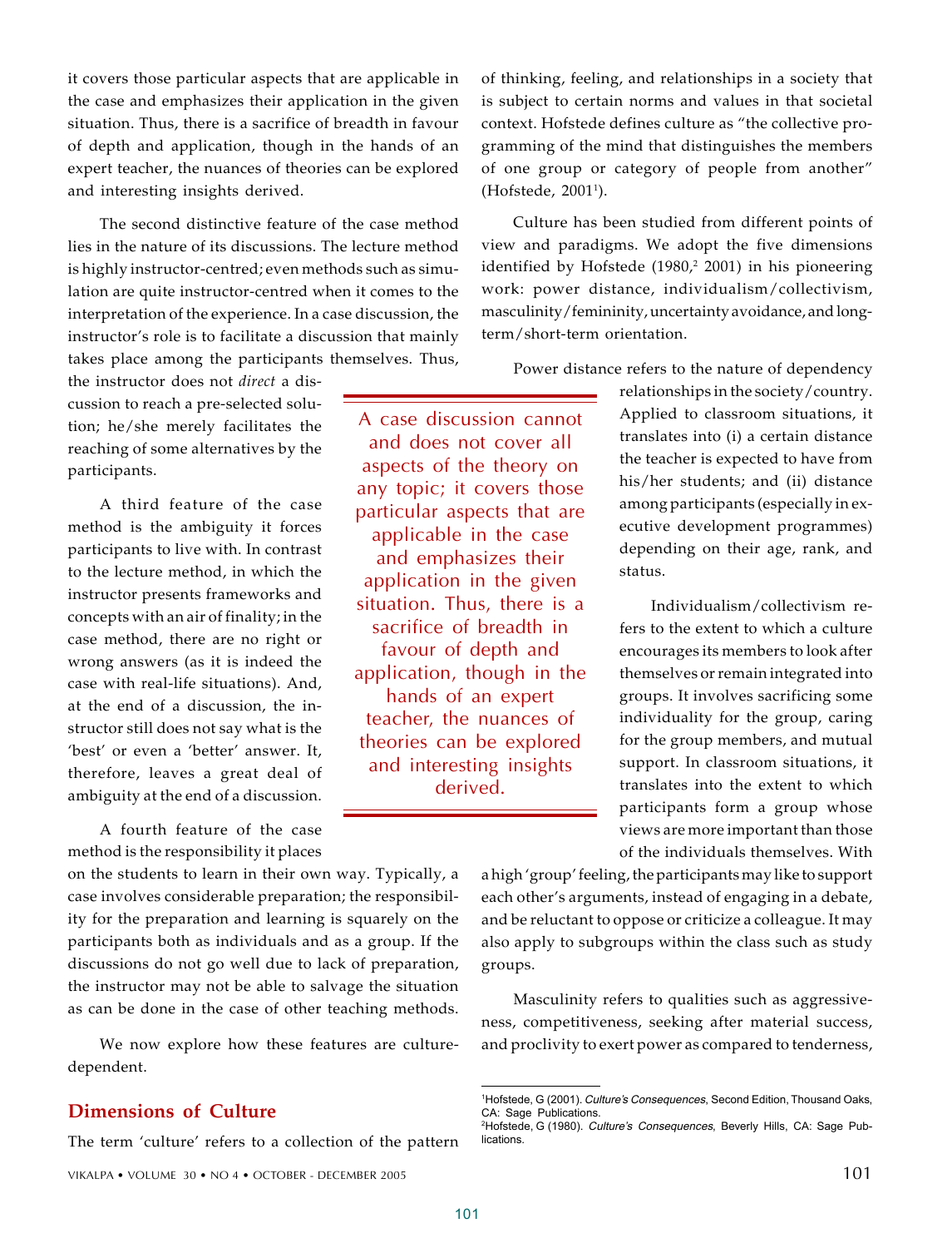it covers those particular aspects that are applicable in the case and emphasizes their application in the given situation. Thus, there is a sacrifice of breadth in favour of depth and application, though in the hands of an expert teacher, the nuances of theories can be explored and interesting insights derived.

The second distinctive feature of the case method lies in the nature of its discussions. The lecture method is highly instructor-centred; even methods such as simulation are quite instructor-centred when it comes to the interpretation of the experience. In a case discussion, the instructor's role is to facilitate a discussion that mainly takes place among the participants themselves. Thus, the instructor does not *direct* a discussion to reach a pre-selected solution; he/she merely facilitates the reaching of some alternatives by the participants.

A third feature of the case method is the ambiguity it forces participants to live with. In contrast to the lecture method, in which the instructor presents frameworks and concepts with an air of finality; in the case method, there are no right or wrong answers (as it is indeed the case with real-life situations). And, at the end of a discussion, the instructor still does not say what is the 'best' or even a 'better' answer. It, therefore, leaves a great deal of ambiguity at the end of a discussion.

A fourth feature of the case method is the responsibility it places on the students to learn in their own way. Typically, a case involves considerable preparation; the responsibility for the preparation and learning is squarely on the participants both as individuals and as a group. If the discussions do not go well due to lack of preparation, the instructor may not be able to salvage the situation as can be done in the case of other teaching methods.

We now explore how these features are culture-dependent.

> A case discussion cannot and does not cover all aspects of the theory on any topic; it covers those particular aspects that are applicable in the case and emphasizes their application in the given situation. Thus, there is a sacrifice of breadth in favour of depth and application, though in the hands of an expert teacher, the nuances of theories can be explored and interesting insights derived.

## Dimensions of Culture

The term 'culture' refers to a collection of the pattern of thinking, feeling, and relationships in a society that is subject to certain norms and values in that societal context. Hofstede defines culture as "the collective programming of the mind that distinguishes the members of one group or category of people from another" (Hofstede, 2001[1]).

Culture has been studied from different points of view and paradigms. We adopt the five dimensions identified by Hofstede (1980,[2] 2001) in his pioneering work: power distance, individualism/collectivism, masculinity/femininity, uncertainty avoidance, and long-term/short-term orientation.

Power distance refers to the nature of dependency relationships in the society/country. Applied to classroom situations, it translates into (i) a certain distance the teacher is expected to have from his/her students; and (ii) distance among participants (especially in executive development programmes) depending on their age, rank, and status.

Individualism/collectivism refers to the extent to which a culture encourages its members to look after themselves or remain integrated into groups. It involves sacrificing some individuality for the group, caring for the group members, and mutual support. In classroom situations, it translates into the extent to which participants form a group whose views are more important than those of the individuals themselves. With a high 'group' feeling, the participants may like to support each other's arguments, instead of engaging in a debate, and be reluctant to oppose or criticize a colleague. It may also apply to subgroups within the class such as study groups.

Masculinity refers to qualities such as aggressiveness, competitiveness, seeking after material success, and proclivity to exert power as compared to tenderness,

---

[1] Hofstede, G (2001). *Culture's Consequences*, Second Edition, Thousand Oaks, CA: Sage Publications.

[2] Hofstede, G (1980). *Culture's Consequences*, Beverly Hills, CA: Sage Publications.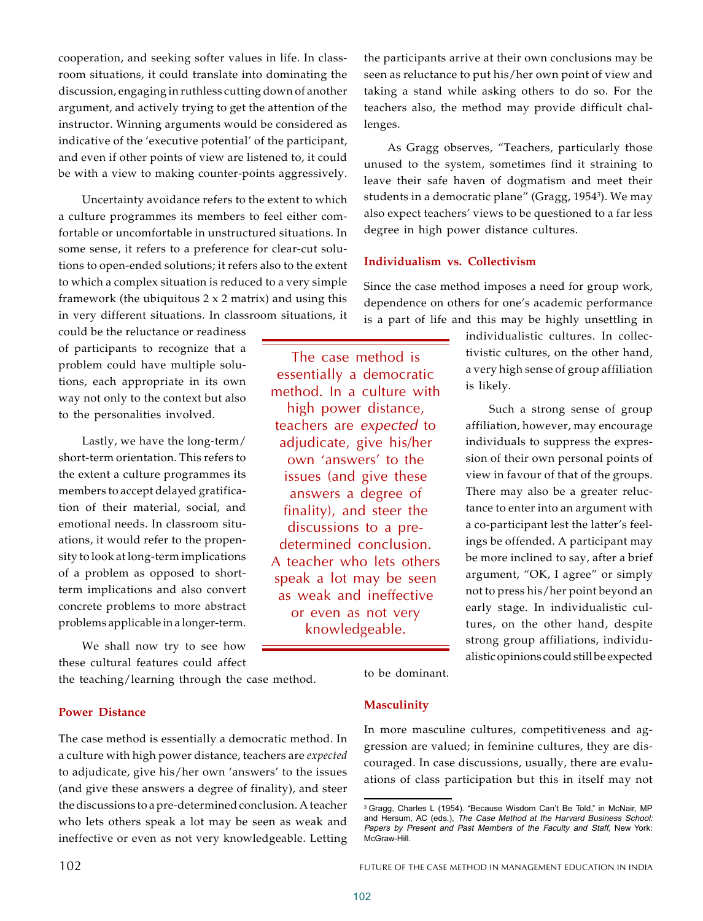cooperation, and seeking softer values in life. In classroom situations, it could translate into dominating the discussion, engaging in ruthless cutting down of another argument, and actively trying to get the attention of the instructor. Winning arguments would be considered as indicative of the 'executive potential' of the participant, and even if other points of view are listened to, it could be with a view to making counter-points aggressively.

Uncertainty avoidance refers to the extent to which a culture programmes its members to feel either comfortable or uncomfortable in unstructured situations. In some sense, it refers to a preference for clear-cut solutions to open-ended solutions; it refers also to the extent to which a complex situation is reduced to a very simple framework (the ubiquitous 2 x 2 matrix) and using this in very different situations. In classroom situations, it could be the reluctance or readiness of participants to recognize that a problem could have multiple solutions, each appropriate in its own way not only to the context but also to the personalities involved.

Lastly, we have the long-term/short-term orientation. This refers to the extent a culture programmes its members to accept delayed gratification of their material, social, and emotional needs. In classroom situations, it would refer to the propensity to look at long-term implications of a problem as opposed to short-term implications and also convert concrete problems to more abstract problems applicable in a longer-term.

We shall now try to see how these cultural features could affect the teaching/learning through the case method.

## Power Distance

The case method is essentially a democratic method. In a culture with high power distance, teachers are *expected* to adjudicate, give his/her own 'answers' to the issues (and give these answers a degree of finality), and steer the discussions to a pre-determined conclusion. A teacher who lets others speak a lot may be seen as weak and ineffective or even as not very knowledgeable. Letting the participants arrive at their own conclusions may be seen as reluctance to put his/her own point of view and taking a stand while asking others to do so. For the teachers also, the method may provide difficult challenges.

As Gragg observes, "Teachers, particularly those unused to the system, sometimes find it straining to leave their safe haven of dogmatism and meet their students in a democratic plane" (Gragg, 1954[3]). We may also expect teachers' views to be questioned to a far less degree in high power distance cultures.

> The case method is essentially a democratic method. In a culture with high power distance, teachers are *expected* to adjudicate, give his/her own 'answers' to the issues (and give these answers a degree of finality), and steer the discussions to a pre-determined conclusion. A teacher who lets others speak a lot may be seen as weak and ineffective or even as not very knowledgeable.

## Individualism vs. Collectivism

Since the case method imposes a need for group work, dependence on others for one's academic performance is a part of life and this may be highly unsettling in individualistic cultures. In collectivistic cultures, on the other hand, a very high sense of group affiliation is likely.

Such a strong sense of group affiliation, however, may encourage individuals to suppress the expression of their own personal points of view in favour of that of the groups. There may also be a greater reluctance to enter into an argument with a co-participant lest the latter's feelings be offended. A participant may be more inclined to say, after a brief argument, "OK, I agree" or simply not to press his/her point beyond an early stage. In individualistic cultures, on the other hand, despite strong group affiliations, individualistic opinions could still be expected to be dominant.

## Masculinity

In more masculine cultures, competitiveness and aggression are valued; in feminine cultures, they are discouraged. In case discussions, usually, there are evaluations of class participation but this in itself may not

[3] Gragg, Charles L (1954). "Because Wisdom Can't Be Told," in McNair, MP and Hersum, AC (eds.), *The Case Method at the Harvard Business School: Papers by Present and Past Members of the Faculty and Staff*, New York: McGraw-Hill.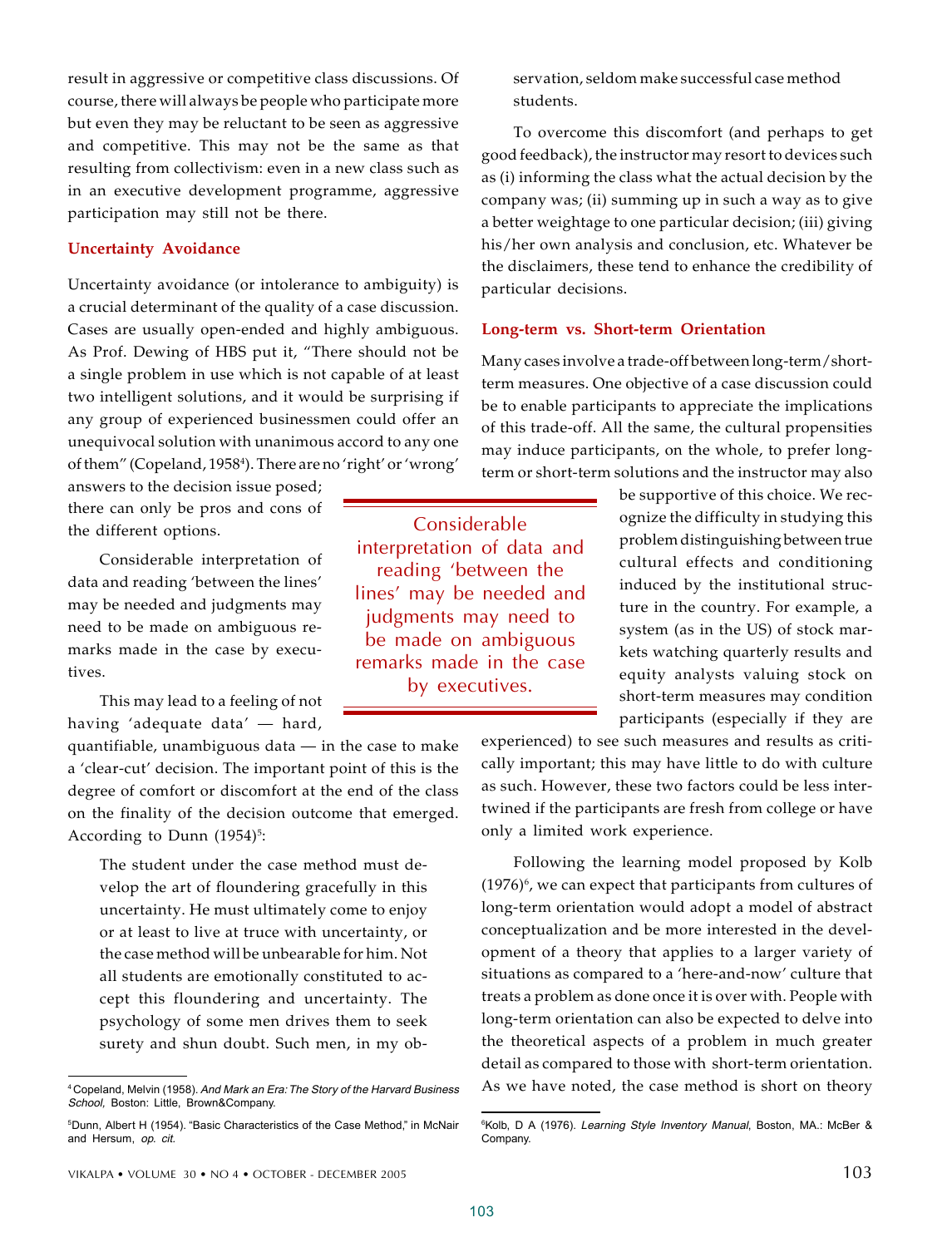result in aggressive or competitive class discussions. Of course, there will always be people who participate more but even they may be reluctant to be seen as aggressive and competitive. This may not be the same as that resulting from collectivism: even in a new class such as in an executive development programme, aggressive participation may still not be there.

### Uncertainty Avoidance

Uncertainty avoidance (or intolerance to ambiguity) is a crucial determinant of the quality of a case discussion. Cases are usually open-ended and highly ambiguous. As Prof. Dewing of HBS put it, "There should not be a single problem in use which is not capable of at least two intelligent solutions, and it would be surprising if any group of experienced businessmen could offer an unequivocal solution with unanimous accord to any one of them" (Copeland, 1958[4]). There are no 'right' or 'wrong' answers to the decision issue posed; there can only be pros and cons of the different options.

Considerable interpretation of data and reading 'between the lines' may be needed and judgments may need to be made on ambiguous remarks made in the case by executives.

This may lead to a feeling of not having 'adequate data' — hard, quantifiable, unambiguous data — in the case to make a 'clear-cut' decision. The important point of this is the degree of comfort or discomfort at the end of the class on the finality of the decision outcome that emerged. According to Dunn (1954)[5]:

> The student under the case method must develop the art of floundering gracefully in this uncertainty. He must ultimately come to enjoy or at least to live at truce with uncertainty, or the case method will be unbearable for him. Not all students are emotionally constituted to accept this floundering and uncertainty. The psychology of some men drives them to seek surety and shun doubt. Such men, in my observation, seldom make successful case method students.

To overcome this discomfort (and perhaps to get good feedback), the instructor may resort to devices such as (i) informing the class what the actual decision by the company was; (ii) summing up in such a way as to give a better weightage to one particular decision; (iii) giving his/her own analysis and conclusion, etc. Whatever be the disclaimers, these tend to enhance the credibility of particular decisions.

### Long-term vs. Short-term Orientation

Many cases involve a trade-off between long-term/short-term measures. One objective of a case discussion could be to enable participants to appreciate the implications of this trade-off. All the same, the cultural propensities may induce participants, on the whole, to prefer long-term or short-term solutions and the instructor may also be supportive of this choice. We recognize the difficulty in studying this problem distinguishing between true cultural effects and conditioning induced by the institutional structure in the country. For example, a system (as in the US) of stock markets watching quarterly results and equity analysts valuing stock on short-term measures may condition participants (especially if they are experienced) to see such measures and results as critically important; this may have little to do with culture as such. However, these two factors could be less intertwined if the participants are fresh from college or have only a limited work experience.

Following the learning model proposed by Kolb (1976)[6], we can expect that participants from cultures of long-term orientation would adopt a model of abstract conceptualization and be more interested in the development of a theory that applies to a larger variety of situations as compared to a 'here-and-now' culture that treats a problem as done once it is over with. People with long-term orientation can also be expected to delve into the theoretical aspects of a problem in much greater detail as compared to those with short-term orientation. As we have noted, the case method is short on theory

---

[4] Copeland, Melvin (1958). *And Mark an Era: The Story of the Harvard Business School,* Boston: Little, Brown&Company.

[5] Dunn, Albert H (1954). "Basic Characteristics of the Case Method," in McNair and Hersum, *op. cit.*

[6] Kolb, D A (1976). *Learning Style Inventory Manual*, Boston, MA.: McBer & Company.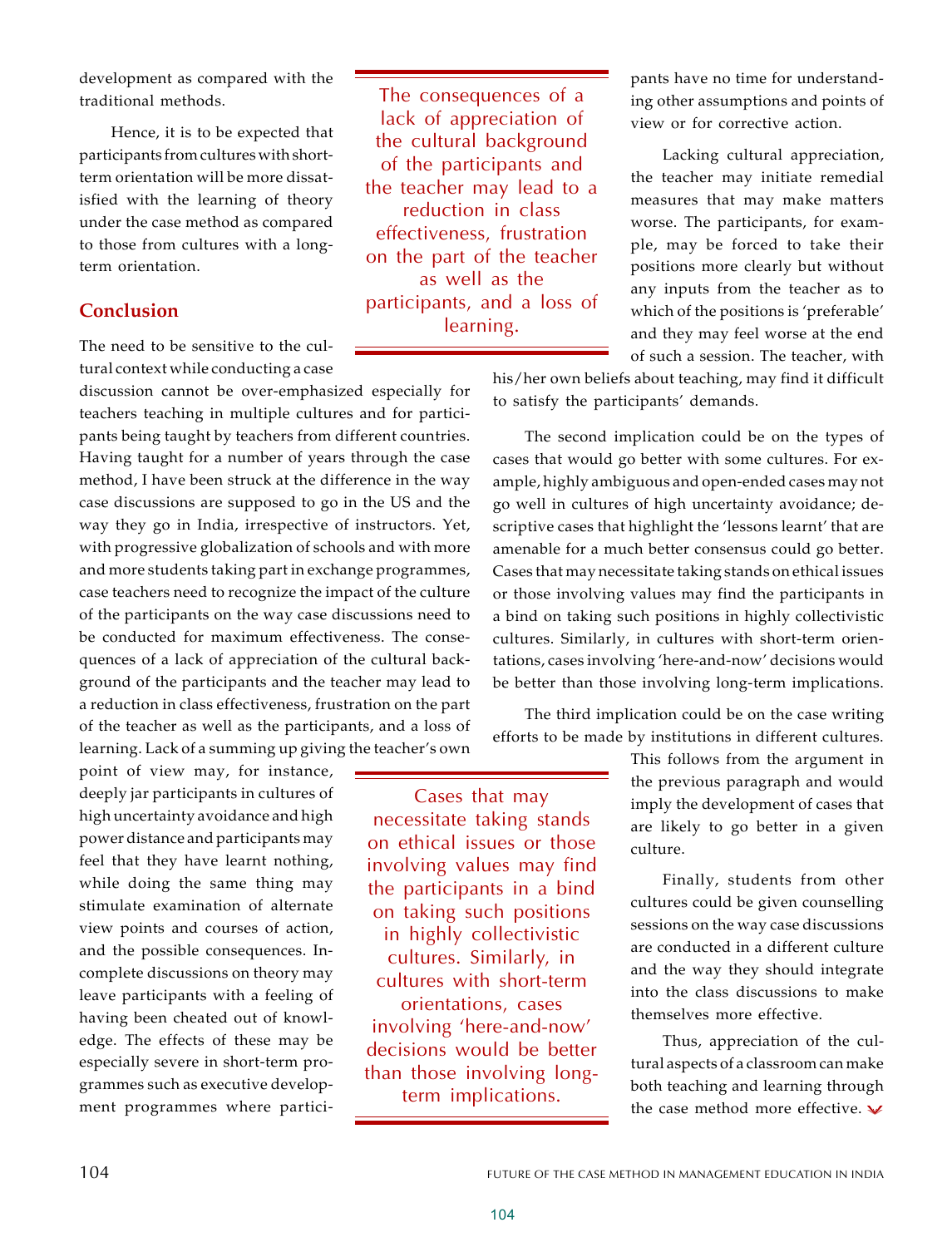development as compared with the traditional methods.

Hence, it is to be expected that participants from cultures with short-term orientation will be more dissatisfied with the learning of theory under the case method as compared to those from cultures with a long-term orientation.

## Conclusion

The need to be sensitive to the cultural context while conducting a case discussion cannot be over-emphasized especially for teachers teaching in multiple cultures and for participants being taught by teachers from different countries. Having taught for a number of years through the case method, I have been struck at the difference in the way case discussions are supposed to go in the US and the way they go in India, irrespective of instructors. Yet, with progressive globalization of schools and with more and more students taking part in exchange programmes, case teachers need to recognize the impact of the culture of the participants on the way case discussions need to be conducted for maximum effectiveness. The consequences of a lack of appreciation of the cultural background of the participants and the teacher may lead to a reduction in class effectiveness, frustration on the part of the teacher as well as the participants, and a loss of learning. Lack of a summing up giving the teacher's own point of view may, for instance, deeply jar participants in cultures of high uncertainty avoidance and high power distance and participants may feel that they have learnt nothing, while doing the same thing may stimulate examination of alternate view points and courses of action, and the possible consequences. Incomplete discussions on theory may leave participants with a feeling of having been cheated out of knowledge. The effects of these may be especially severe in short-term programmes such as executive development programmes where participants have no time for understanding other assumptions and points of view or for corrective action.

Lacking cultural appreciation, the teacher may initiate remedial measures that may make matters worse. The participants, for example, may be forced to take their positions more clearly but without any inputs from the teacher as to which of the positions is 'preferable' and they may feel worse at the end of such a session. The teacher, with his/her own beliefs about teaching, may find it difficult to satisfy the participants' demands.

The second implication could be on the types of cases that would go better with some cultures. For example, highly ambiguous and open-ended cases may not go well in cultures of high uncertainty avoidance; descriptive cases that highlight the 'lessons learnt' that are amenable for a much better consensus could go better. Cases that may necessitate taking stands on ethical issues or those involving values may find the participants in a bind on taking such positions in highly collectivistic cultures. Similarly, in cultures with short-term orientations, cases involving 'here-and-now' decisions would be better than those involving long-term implications.

The third implication could be on the case writing efforts to be made by institutions in different cultures. This follows from the argument in the previous paragraph and would imply the development of cases that are likely to go better in a given culture.

Finally, students from other cultures could be given counselling sessions on the way case discussions are conducted in a different culture and the way they should integrate into the class discussions to make themselves more effective.

Thus, appreciation of the cultural aspects of a classroom can make both teaching and learning through the case method more effective.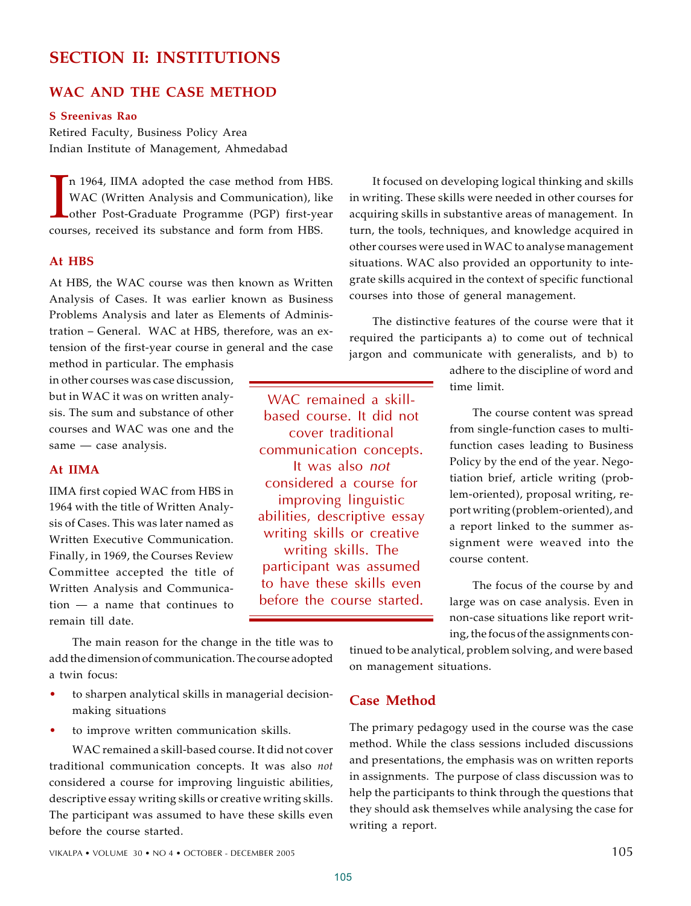# SECTION II: INSTITUTIONS

## WAC AND THE CASE METHOD

**S Sreenivas Rao**

Retired Faculty, Business Policy Area
Indian Institute of Management, Ahmedabad

In 1964, IIMA adopted the case method from HBS. WAC (Written Analysis and Communication), like other Post-Graduate Programme (PGP) first-year courses, received its substance and form from HBS.

### At HBS

At HBS, the WAC course was then known as Written Analysis of Cases. It was earlier known as Business Problems Analysis and later as Elements of Administration – General. WAC at HBS, therefore, was an extension of the first-year course in general and the case method in particular. The emphasis in other courses was case discussion, but in WAC it was on written analysis. The sum and substance of other courses and WAC was one and the same — case analysis.

### At IIMA

IIMA first copied WAC from HBS in 1964 with the title of Written Analysis of Cases. This was later named as Written Executive Communication. Finally, in 1969, the Courses Review Committee accepted the title of Written Analysis and Communication — a name that continues to remain till date.

The main reason for the change in the title was to add the dimension of communication. The course adopted a twin focus:

- to sharpen analytical skills in managerial decision-making situations
- to improve written communication skills.

WAC remained a skill-based course. It did not cover traditional communication concepts. It was also *not* considered a course for improving linguistic abilities, descriptive essay writing skills or creative writing skills. The participant was assumed to have these skills even before the course started.

It focused on developing logical thinking and skills in writing. These skills were needed in other courses for acquiring skills in substantive areas of management. In turn, the tools, techniques, and knowledge acquired in other courses were used in WAC to analyse management situations. WAC also provided an opportunity to integrate skills acquired in the context of specific functional courses into those of general management.

The distinctive features of the course were that it required the participants a) to come out of technical jargon and communicate with generalists, and b) to adhere to the discipline of word and time limit.

The course content was spread from single-function cases to multi-function cases leading to Business Policy by the end of the year. Negotiation brief, article writing (problem-oriented), proposal writing, report writing (problem-oriented), and a report linked to the summer assignment were weaved into the course content.

The focus of the course by and large was on case analysis. Even in non-case situations like report writing, the focus of the assignments continued to be analytical, problem solving, and were based on management situations.

### Case Method

The primary pedagogy used in the course was the case method. While the class sessions included discussions and presentations, the emphasis was on written reports in assignments. The purpose of class discussion was to help the participants to think through the questions that they should ask themselves while analysing the case for writing a report.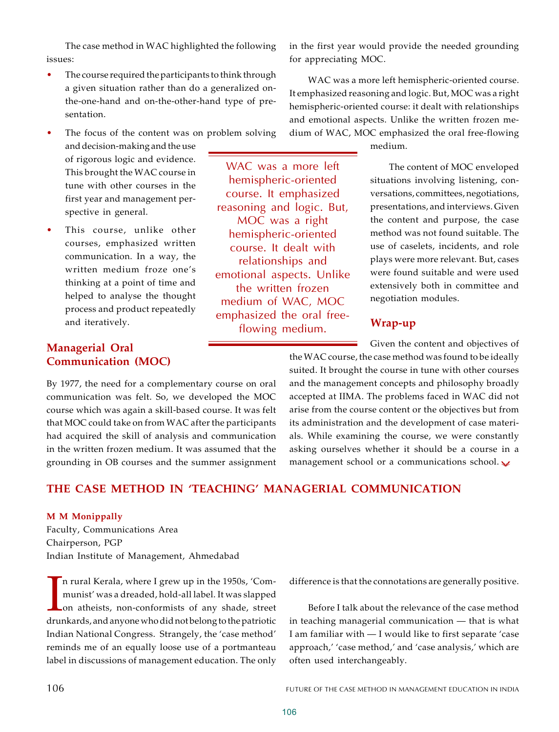The case method in WAC highlighted the following issues:

- The course required the participants to think through a given situation rather than do a generalized on-the-one-hand and on-the-other-hand type of presentation.
- The focus of the content was on problem solving and decision-making and the use of rigorous logic and evidence. This brought the WAC course in tune with other courses in the first year and management perspective in general.
- This course, unlike other courses, emphasized written communication. In a way, the written medium froze one's thinking at a point of time and helped to analyse the thought process and product repeatedly and iteratively.

## Managerial Oral Communication (MOC)

By 1977, the need for a complementary course on oral communication was felt. So, we developed the MOC course which was again a skill-based course. It was felt that MOC could take on from WAC after the participants had acquired the skill of analysis and communication in the written frozen medium. It was assumed that the grounding in OB courses and the summer assignment in the first year would provide the needed grounding for appreciating MOC.

WAC was a more left hemispheric-oriented course. It emphasized reasoning and logic. But, MOC was a right hemispheric-oriented course: it dealt with relationships and emotional aspects. Unlike the written frozen medium of WAC, MOC emphasized the oral free-flowing medium.

The content of MOC enveloped situations involving listening, conversations, committees, negotiations, presentations, and interviews. Given the content and purpose, the case method was not found suitable. The use of caselets, incidents, and role plays were more relevant. But, cases were found suitable and were used extensively both in committee and negotiation modules.

## Wrap-up

Given the content and objectives of the WAC course, the case method was found to be ideally suited. It brought the course in tune with other courses and the management concepts and philosophy broadly accepted at IIMA. The problems faced in WAC did not arise from the course content or the objectives but from its administration and the development of case materials. While examining the course, we were constantly asking ourselves whether it should be a course in a management school or a communications school.

# THE CASE METHOD IN 'TEACHING' MANAGERIAL COMMUNICATION

**M M Monippally**
Faculty, Communications Area
Chairperson, PGP
Indian Institute of Management, Ahmedabad

In rural Kerala, where I grew up in the 1950s, 'Communist' was a dreaded, hold-all label. It was slapped on atheists, non-conformists of any shade, street drunkards, and anyone who did not belong to the patriotic Indian National Congress. Strangely, the 'case method' reminds me of an equally loose use of a portmanteau label in discussions of management education. The only difference is that the connotations are generally positive.

Before I talk about the relevance of the case method in teaching managerial communication — that is what I am familiar with — I would like to first separate 'case approach,' 'case method,' and 'case analysis,' which are often used interchangeably.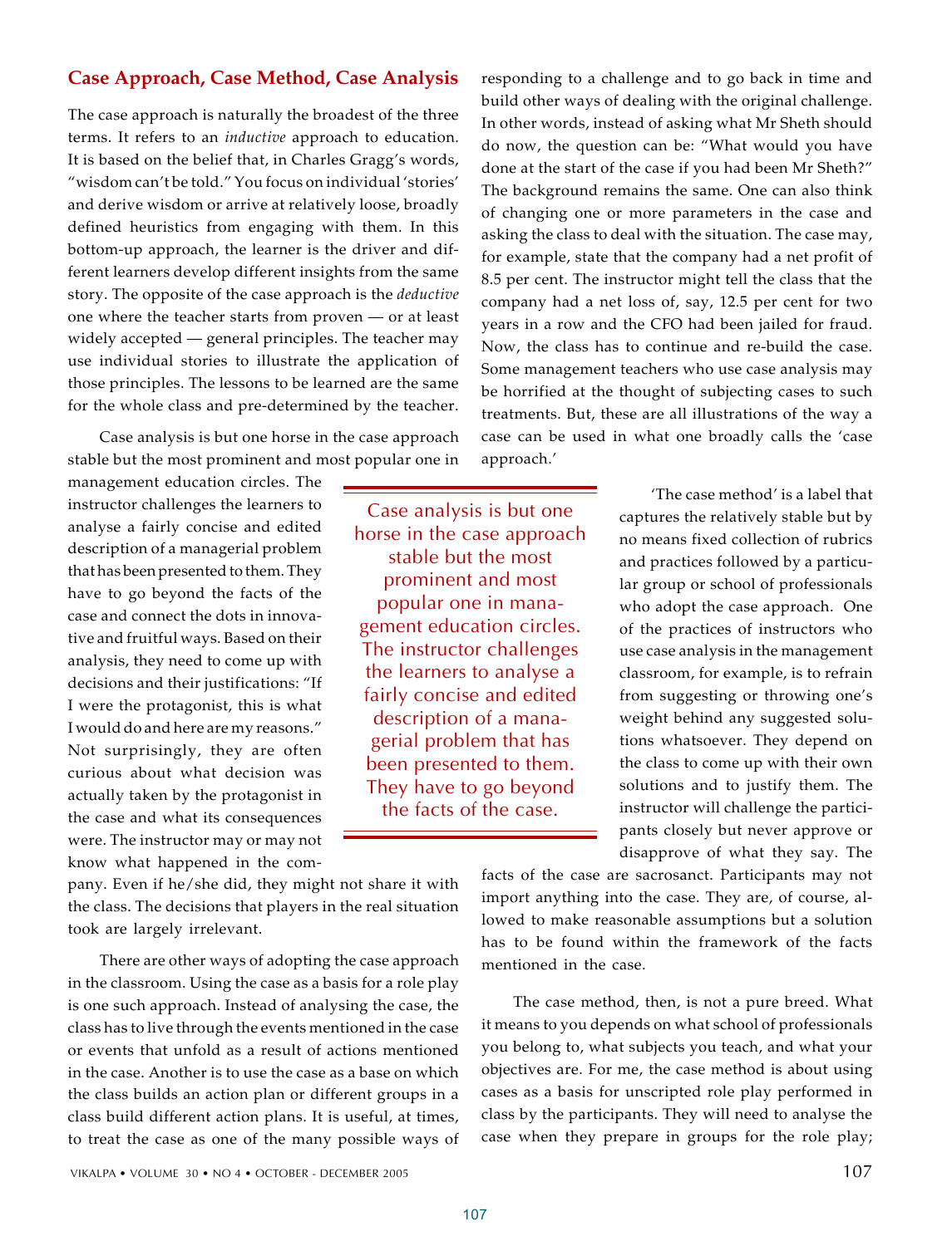## Case Approach, Case Method, Case Analysis

The case approach is naturally the broadest of the three terms. It refers to an *inductive* approach to education. It is based on the belief that, in Charles Gragg's words, "wisdom can't be told." You focus on individual 'stories' and derive wisdom or arrive at relatively loose, broadly defined heuristics from engaging with them. In this bottom-up approach, the learner is the driver and different learners develop different insights from the same story. The opposite of the case approach is the *deductive* one where the teacher starts from proven — or at least widely accepted — general principles. The teacher may use individual stories to illustrate the application of those principles. The lessons to be learned are the same for the whole class and pre-determined by the teacher.

Case analysis is but one horse in the case approach stable but the most prominent and most popular one in management education circles. The instructor challenges the learners to analyse a fairly concise and edited description of a managerial problem that has been presented to them. They have to go beyond the facts of the case and connect the dots in innovative and fruitful ways. Based on their analysis, they need to come up with decisions and their justifications: "If I were the protagonist, this is what I would do and here are my reasons." Not surprisingly, they are often curious about what decision was actually taken by the protagonist in the case and what its consequences were. The instructor may or may not know what happened in the company. Even if he/she did, they might not share it with the class. The decisions that players in the real situation took are largely irrelevant.

> Case analysis is but one horse in the case approach stable but the most prominent and most popular one in management education circles. The instructor challenges the learners to analyse a fairly concise and edited description of a managerial problem that has been presented to them. They have to go beyond the facts of the case.

There are other ways of adopting the case approach in the classroom. Using the case as a basis for a role play is one such approach. Instead of analysing the case, the class has to live through the events mentioned in the case or events that unfold as a result of actions mentioned in the case. Another is to use the case as a base on which the class builds an action plan or different groups in a class build different action plans. It is useful, at times, to treat the case as one of the many possible ways of responding to a challenge and to go back in time and build other ways of dealing with the original challenge. In other words, instead of asking what Mr Sheth should do now, the question can be: "What would you have done at the start of the case if you had been Mr Sheth?" The background remains the same. One can also think of changing one or more parameters in the case and asking the class to deal with the situation. The case may, for example, state that the company had a net profit of 8.5 per cent. The instructor might tell the class that the company had a net loss of, say, 12.5 per cent for two years in a row and the CFO had been jailed for fraud. Now, the class has to continue and re-build the case. Some management teachers who use case analysis may be horrified at the thought of subjecting cases to such treatments. But, these are all illustrations of the way a case can be used in what one broadly calls the 'case approach.'

'The case method' is a label that captures the relatively stable but by no means fixed collection of rubrics and practices followed by a particular group or school of professionals who adopt the case approach. One of the practices of instructors who use case analysis in the management classroom, for example, is to refrain from suggesting or throwing one's weight behind any suggested solutions whatsoever. They depend on the class to come up with their own solutions and to justify them. The instructor will challenge the participants closely but never approve or disapprove of what they say. The facts of the case are sacrosanct. Participants may not import anything into the case. They are, of course, allowed to make reasonable assumptions but a solution has to be found within the framework of the facts mentioned in the case.

The case method, then, is not a pure breed. What it means to you depends on what school of professionals you belong to, what subjects you teach, and what your objectives are. For me, the case method is about using cases as a basis for unscripted role play performed in class by the participants. They will need to analyse the case when they prepare in groups for the role play;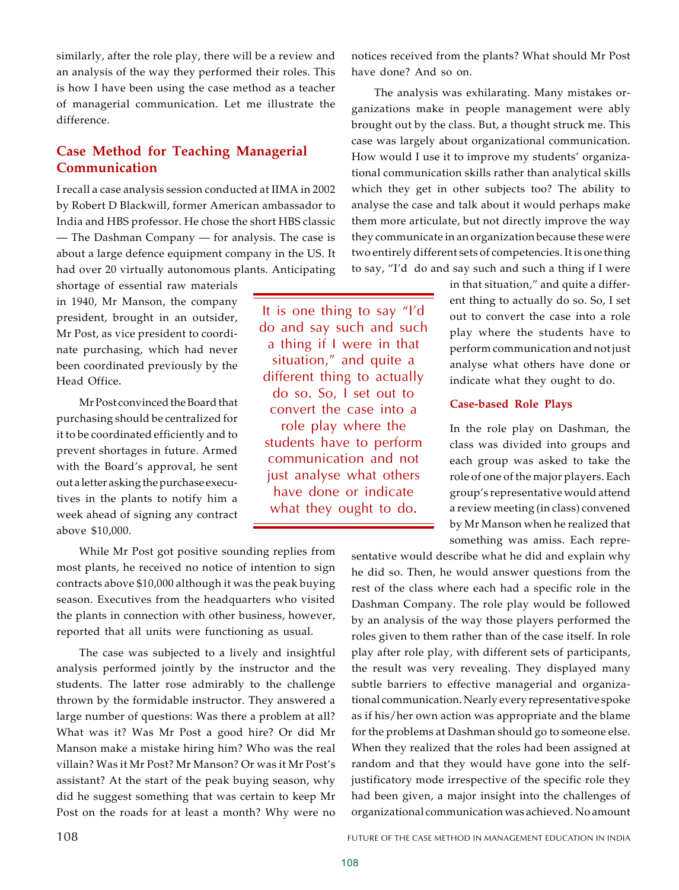similarly, after the role play, there will be a review and an analysis of the way they performed their roles. This is how I have been using the case method as a teacher of managerial communication. Let me illustrate the difference.

## Case Method for Teaching Managerial Communication

I recall a case analysis session conducted at IIMA in 2002 by Robert D Blackwill, former American ambassador to India and HBS professor. He chose the short HBS classic — The Dashman Company — for analysis. The case is about a large defence equipment company in the US. It had over 20 virtually autonomous plants. Anticipating shortage of essential raw materials in 1940, Mr Manson, the company president, brought in an outsider, Mr Post, as vice president to coordinate purchasing, which had never been coordinated previously by the Head Office.

Mr Post convinced the Board that purchasing should be centralized for it to be coordinated efficiently and to prevent shortages in future. Armed with the Board's approval, he sent out a letter asking the purchase executives in the plants to notify him a week ahead of signing any contract above $10,000.

While Mr Post got positive sounding replies from most plants, he received no notice of intention to sign contracts above $10,000 although it was the peak buying season. Executives from the headquarters who visited the plants in connection with other business, however, reported that all units were functioning as usual.

The case was subjected to a lively and insightful analysis performed jointly by the instructor and the students. The latter rose admirably to the challenge thrown by the formidable instructor. They answered a large number of questions: Was there a problem at all? What was it? Was Mr Post a good hire? Or did Mr Manson make a mistake hiring him? Who was the real villain? Was it Mr Post? Mr Manson? Or was it Mr Post's assistant? At the start of the peak buying season, why did he suggest something that was certain to keep Mr Post on the roads for at least a month? Why were no notices received from the plants? What should Mr Post have done? And so on.

The analysis was exhilarating. Many mistakes organizations make in people management were ably brought out by the class. But, a thought struck me. This case was largely about organizational communication. How would I use it to improve my students' organizational communication skills rather than analytical skills which they get in other subjects too? The ability to analyse the case and talk about it would perhaps make them more articulate, but not directly improve the way they communicate in an organization because these were two entirely different sets of competencies. It is one thing to say, "I'd do and say such and such a thing if I were in that situation," and quite a different thing to actually do so. So, I set out to convert the case into a role play where the students have to perform communication and not just analyse what others have done or indicate what they ought to do.

> It is one thing to say "I'd do and say such and such a thing if I were in that situation," and quite a different thing to actually do so. So, I set out to convert the case into a role play where the students have to perform communication and not just analyse what others have done or indicate what they ought to do.

### Case-based Role Plays

In the role play on Dashman, the class was divided into groups and each group was asked to take the role of one of the major players. Each group's representative would attend a review meeting (in class) convened by Mr Manson when he realized that something was amiss. Each representative would describe what he did and explain why he did so. Then, he would answer questions from the rest of the class where each had a specific role in the Dashman Company. The role play would be followed by an analysis of the way those players performed the roles given to them rather than of the case itself. In role play after role play, with different sets of participants, the result was very revealing. They displayed many subtle barriers to effective managerial and organizational communication. Nearly every representative spoke as if his/her own action was appropriate and the blame for the problems at Dashman should go to someone else. When they realized that the roles had been assigned at random and that they would have gone into the self-justificatory mode irrespective of the specific role they had been given, a major insight into the challenges of organizational communication was achieved. No amount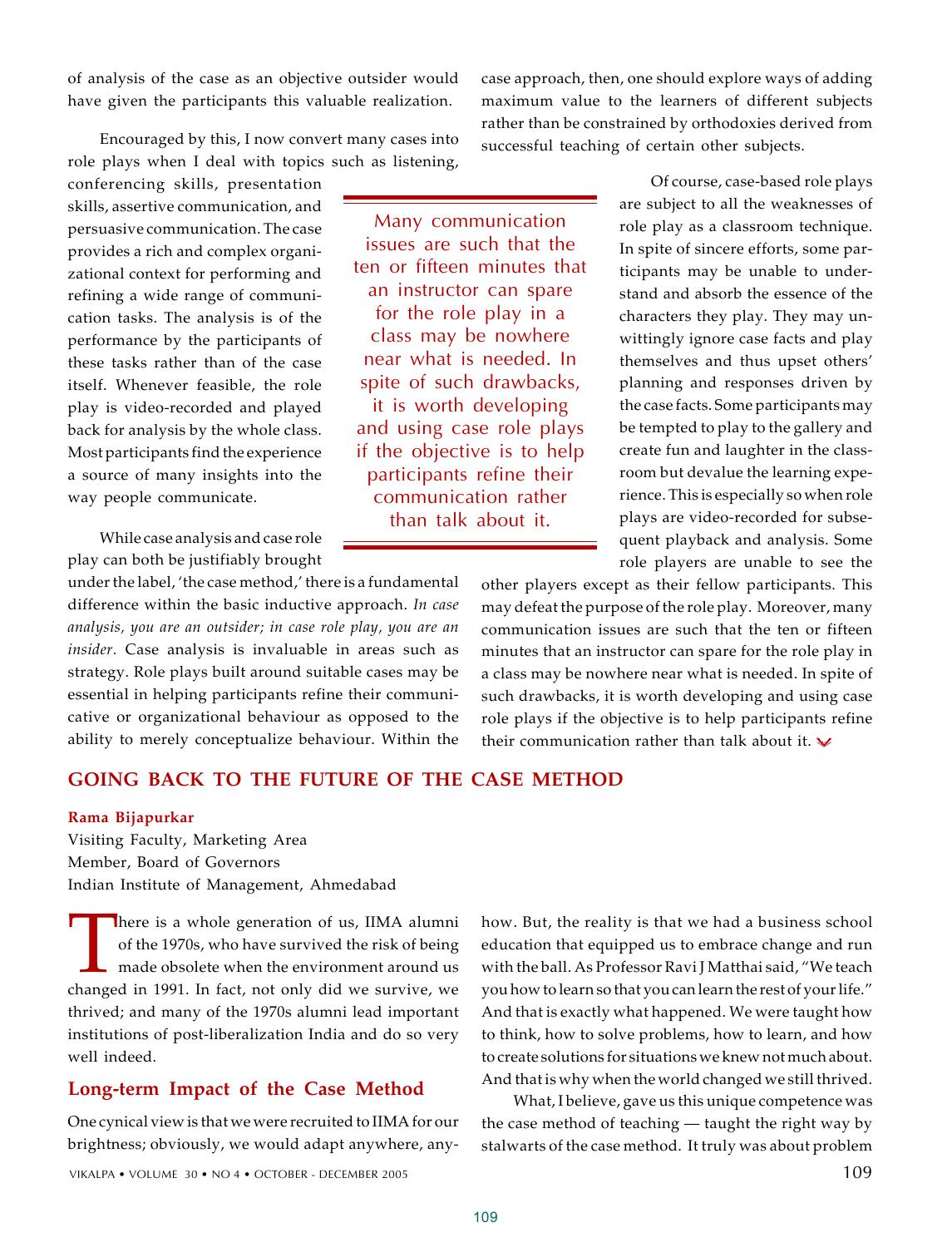of analysis of the case as an objective outsider would have given the participants this valuable realization.

Encouraged by this, I now convert many cases into role plays when I deal with topics such as listening, conferencing skills, presentation skills, assertive communication, and persuasive communication. The case provides a rich and complex organizational context for performing and refining a wide range of communication tasks. The analysis is of the performance by the participants of these tasks rather than of the case itself. Whenever feasible, the role play is video-recorded and played back for analysis by the whole class. Most participants find the experience a source of many insights into the way people communicate.

While case analysis and case role play can both be justifiably brought under the label, 'the case method,' there is a fundamental difference within the basic inductive approach. *In case analysis, you are an outsider; in case role play, you are an insider.* Case analysis is invaluable in areas such as strategy. Role plays built around suitable cases may be essential in helping participants refine their communicative or organizational behaviour as opposed to the ability to merely conceptualize behaviour. Within the case approach, then, one should explore ways of adding maximum value to the learners of different subjects rather than be constrained by orthodoxies derived from successful teaching of certain other subjects.

> Many communication issues are such that the ten or fifteen minutes that an instructor can spare for the role play in a class may be nowhere near what is needed. In spite of such drawbacks, it is worth developing and using case role plays if the objective is to help participants refine their communication rather than talk about it.

Of course, case-based role plays are subject to all the weaknesses of role play as a classroom technique. In spite of sincere efforts, some participants may be unable to understand and absorb the essence of the characters they play. They may unwittingly ignore case facts and play themselves and thus upset others' planning and responses driven by the case facts. Some participants may be tempted to play to the gallery and create fun and laughter in the classroom but devalue the learning experience. This is especially so when role plays are video-recorded for subsequent playback and analysis. Some role players are unable to see the other players except as their fellow participants. This may defeat the purpose of the role play. Moreover, many communication issues are such that the ten or fifteen minutes that an instructor can spare for the role play in a class may be nowhere near what is needed. In spite of such drawbacks, it is worth developing and using case role plays if the objective is to help participants refine their communication rather than talk about it.

## GOING BACK TO THE FUTURE OF THE CASE METHOD

**Rama Bijapurkar**
Visiting Faculty, Marketing Area
Member, Board of Governors
Indian Institute of Management, Ahmedabad

There is a whole generation of us, IIMA alumni of the 1970s, who have survived the risk of being made obsolete when the environment around us changed in 1991. In fact, not only did we survive, we thrived; and many of the 1970s alumni lead important institutions of post-liberalization India and do so very well indeed.

### Long-term Impact of the Case Method

One cynical view is that we were recruited to IIMA for our brightness; obviously, we would adapt anywhere, anyhow. But, the reality is that we had a business school education that equipped us to embrace change and run with the ball. As Professor Ravi J Matthai said, "We teach you how to learn so that you can learn the rest of your life." And that is exactly what happened. We were taught how to think, how to solve problems, how to learn, and how to create solutions for situations we knew not much about. And that is why when the world changed we still thrived.

What, I believe, gave us this unique competence was the case method of teaching — taught the right way by stalwarts of the case method. It truly was about problem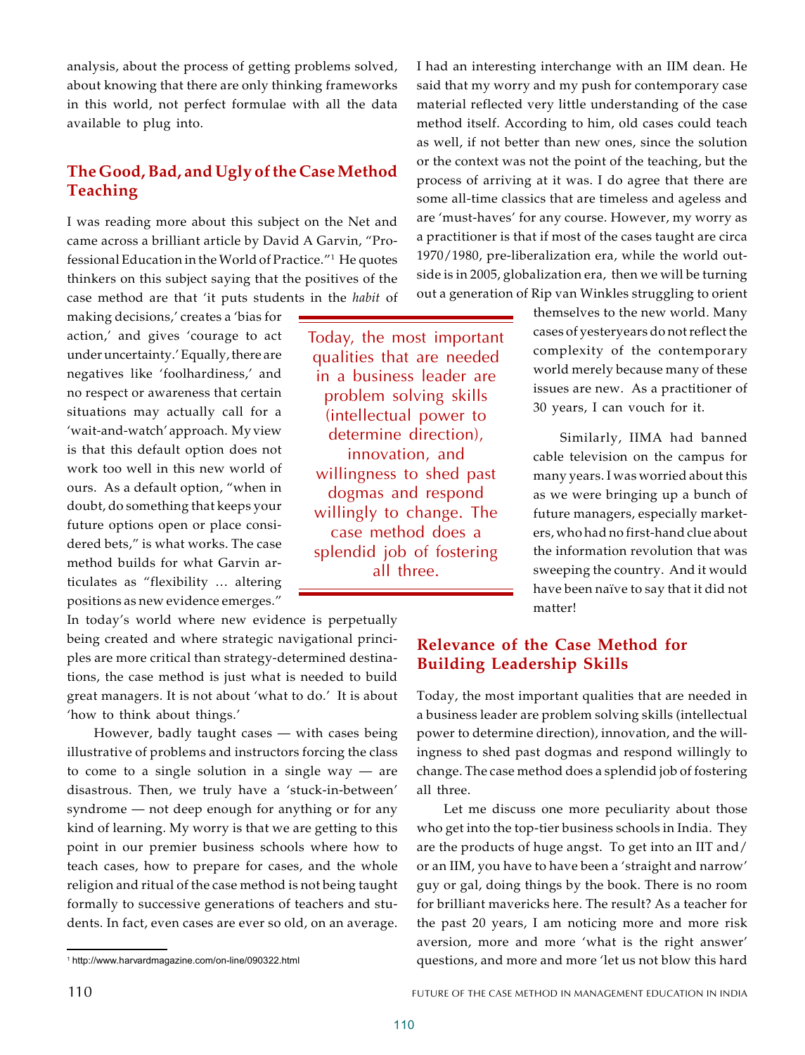analysis, about the process of getting problems solved, about knowing that there are only thinking frameworks in this world, not perfect formulae with all the data available to plug into.

## The Good, Bad, and Ugly of the Case Method Teaching

I was reading more about this subject on the Net and came across a brilliant article by David A Garvin, "Professional Education in the World of Practice."[1] He quotes thinkers on this subject saying that the positives of the case method are that 'it puts students in the *habit* of making decisions,' creates a 'bias for action,' and gives 'courage to act under uncertainty.' Equally, there are negatives like 'foolhardiness,' and no respect or awareness that certain situations may actually call for a 'wait-and-watch' approach. My view is that this default option does not work too well in this new world of ours. As a default option, "when in doubt, do something that keeps your future options open or place considered bets," is what works. The case method builds for what Garvin articulates as "flexibility … altering positions as new evidence emerges." In today's world where new evidence is perpetually being created and where strategic navigational principles are more critical than strategy-determined destinations, the case method is just what is needed to build great managers. It is not about 'what to do.' It is about 'how to think about things.'

However, badly taught cases — with cases being illustrative of problems and instructors forcing the class to come to a single solution in a single way — are disastrous. Then, we truly have a 'stuck-in-between' syndrome — not deep enough for anything or for any kind of learning. My worry is that we are getting to this point in our premier business schools where how to teach cases, how to prepare for cases, and the whole religion and ritual of the case method is not being taught formally to successive generations of teachers and students. In fact, even cases are ever so old, on an average. I had an interesting interchange with an IIM dean. He said that my worry and my push for contemporary case material reflected very little understanding of the case method itself. According to him, old cases could teach as well, if not better than new ones, since the solution or the context was not the point of the teaching, but the process of arriving at it was. I do agree that there are some all-time classics that are timeless and ageless and are 'must-haves' for any course. However, my worry as a practitioner is that if most of the cases taught are circa 1970/1980, pre-liberalization era, while the world outside is in 2005, globalization era, then we will be turning out a generation of Rip van Winkles struggling to orient themselves to the new world. Many cases of yesteryears do not reflect the complexity of the contemporary world merely because many of these issues are new. As a practitioner of 30 years, I can vouch for it.

Similarly, IIMA had banned cable television on the campus for many years. I was worried about this as we were bringing up a bunch of future managers, especially marketers, who had no first-hand clue about the information revolution that was sweeping the country. And it would have been naïve to say that it did not matter!

> Today, the most important qualities that are needed in a business leader are problem solving skills (intellectual power to determine direction), innovation, and willingness to shed past dogmas and respond willingly to change. The case method does a splendid job of fostering all three.

## Relevance of the Case Method for Building Leadership Skills

Today, the most important qualities that are needed in a business leader are problem solving skills (intellectual power to determine direction), innovation, and the willingness to shed past dogmas and respond willingly to change. The case method does a splendid job of fostering all three.

Let me discuss one more peculiarity about those who get into the top-tier business schools in India. They are the products of huge angst. To get into an IIT and/or an IIM, you have to have been a 'straight and narrow' guy or gal, doing things by the book. There is no room for brilliant mavericks here. The result? As a teacher for the past 20 years, I am noticing more and more risk aversion, more and more 'what is the right answer' questions, and more and more 'let us not blow this hard

---

[1] http://www.harvardmagazine.com/on-line/090322.html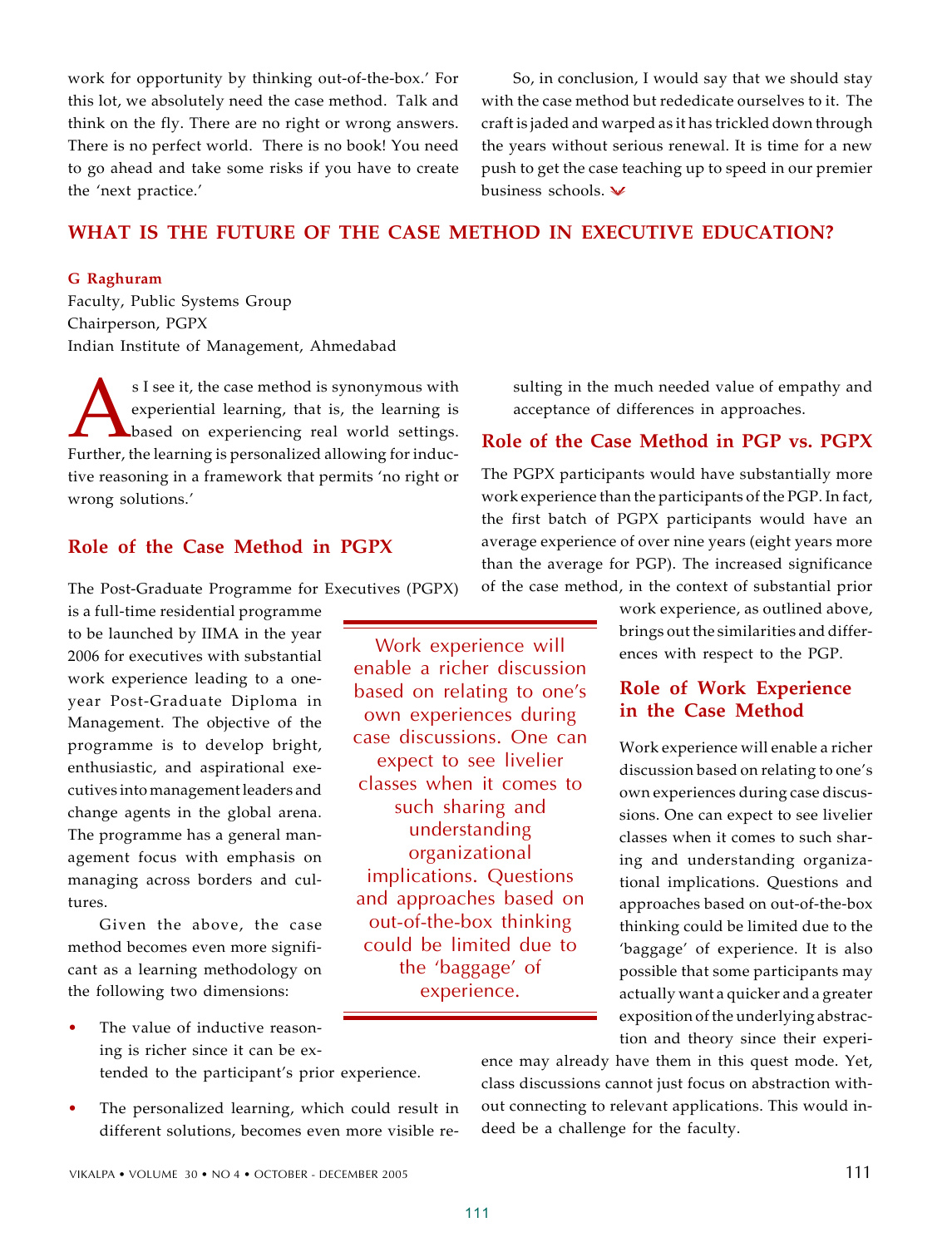work for opportunity by thinking out-of-the-box.' For this lot, we absolutely need the case method. Talk and think on the fly. There are no right or wrong answers. There is no perfect world. There is no book! You need to go ahead and take some risks if you have to create the 'next practice.'

So, in conclusion, I would say that we should stay with the case method but rededicate ourselves to it. The craft is jaded and warped as it has trickled down through the years without serious renewal. It is time for a new push to get the case teaching up to speed in our premier business schools.

## WHAT IS THE FUTURE OF THE CASE METHOD IN EXECUTIVE EDUCATION?

**G Raghuram**
Faculty, Public Systems Group
Chairperson, PGPX
Indian Institute of Management, Ahmedabad

As I see it, the case method is synonymous with experiential learning, that is, the learning is based on experiencing real world settings. Further, the learning is personalized allowing for inductive reasoning in a framework that permits 'no right or wrong solutions.'

### Role of the Case Method in PGPX

The Post-Graduate Programme for Executives (PGPX) is a full-time residential programme to be launched by IIMA in the year 2006 for executives with substantial work experience leading to a one-year Post-Graduate Diploma in Management. The objective of the programme is to develop bright, enthusiastic, and aspirational executives into management leaders and change agents in the global arena. The programme has a general management focus with emphasis on managing across borders and cultures.

Given the above, the case method becomes even more significant as a learning methodology on the following two dimensions:

- The value of inductive reasoning is richer since it can be extended to the participant's prior experience.
- The personalized learning, which could result in different solutions, becomes even more visible resulting in the much needed value of empathy and acceptance of differences in approaches.

### Role of the Case Method in PGP vs. PGPX

The PGPX participants would have substantially more work experience than the participants of the PGP. In fact, the first batch of PGPX participants would have an average experience of over nine years (eight years more than the average for PGP). The increased significance of the case method, in the context of substantial prior work experience, as outlined above, brings out the similarities and differences with respect to the PGP.

### Role of Work Experience in the Case Method

Work experience will enable a richer discussion based on relating to one's own experiences during case discussions. One can expect to see livelier classes when it comes to such sharing and understanding organizational implications. Questions and approaches based on out-of-the-box thinking could be limited due to the 'baggage' of experience. It is also possible that some participants may actually want a quicker and a greater exposition of the underlying abstraction and theory since their experience may already have them in this quest mode. Yet, class discussions cannot just focus on abstraction without connecting to relevant applications. This would indeed be a challenge for the faculty.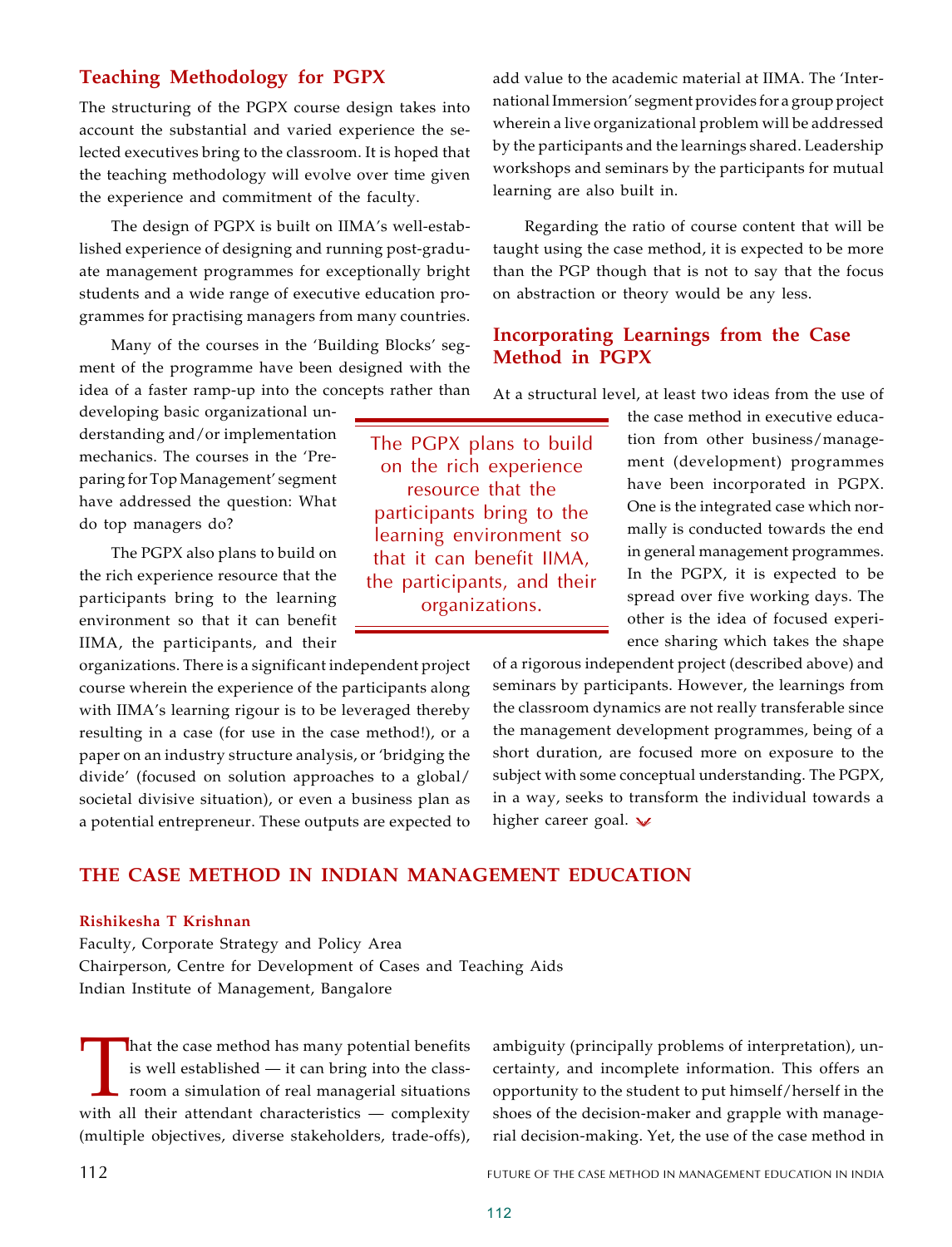## Teaching Methodology for PGPX

The structuring of the PGPX course design takes into account the substantial and varied experience the selected executives bring to the classroom. It is hoped that the teaching methodology will evolve over time given the experience and commitment of the faculty.

The design of PGPX is built on IIMA's well-established experience of designing and running post-graduate management programmes for exceptionally bright students and a wide range of executive education programmes for practising managers from many countries.

Many of the courses in the 'Building Blocks' segment of the programme have been designed with the idea of a faster ramp-up into the concepts rather than developing basic organizational understanding and/or implementation mechanics. The courses in the 'Preparing for Top Management' segment have addressed the question: What do top managers do?

The PGPX also plans to build on the rich experience resource that the participants bring to the learning environment so that it can benefit IIMA, the participants, and their organizations. There is a significant independent project course wherein the experience of the participants along with IIMA's learning rigour is to be leveraged thereby resulting in a case (for use in the case method!), or a paper on an industry structure analysis, or 'bridging the divide' (focused on solution approaches to a global/societal divisive situation), or even a business plan as a potential entrepreneur. These outputs are expected to add value to the academic material at IIMA. The 'International Immersion' segment provides for a group project wherein a live organizational problem will be addressed by the participants and the learnings shared. Leadership workshops and seminars by the participants for mutual learning are also built in.

> The PGPX plans to build on the rich experience resource that the participants bring to the learning environment so that it can benefit IIMA, the participants, and their organizations.

Regarding the ratio of course content that will be taught using the case method, it is expected to be more than the PGP though that is not to say that the focus on abstraction or theory would be any less.

## Incorporating Learnings from the Case Method in PGPX

At a structural level, at least two ideas from the use of the case method in executive education from other business/management (development) programmes have been incorporated in PGPX. One is the integrated case which normally is conducted towards the end in general management programmes. In the PGPX, it is expected to be spread over five working days. The other is the idea of focused experience sharing which takes the shape of a rigorous independent project (described above) and seminars by participants. However, the learnings from the classroom dynamics are not really transferable since the management development programmes, being of a short duration, are focused more on exposure to the subject with some conceptual understanding. The PGPX, in a way, seeks to transform the individual towards a higher career goal.

# THE CASE METHOD IN INDIAN MANAGEMENT EDUCATION

**Rishikesha T Krishnan**
Faculty, Corporate Strategy and Policy Area
Chairperson, Centre for Development of Cases and Teaching Aids
Indian Institute of Management, Bangalore

That the case method has many potential benefits is well established — it can bring into the classroom a simulation of real managerial situations with all their attendant characteristics — complexity (multiple objectives, diverse stakeholders, trade-offs), ambiguity (principally problems of interpretation), uncertainty, and incomplete information. This offers an opportunity to the student to put himself/herself in the shoes of the decision-maker and grapple with managerial decision-making. Yet, the use of the case method in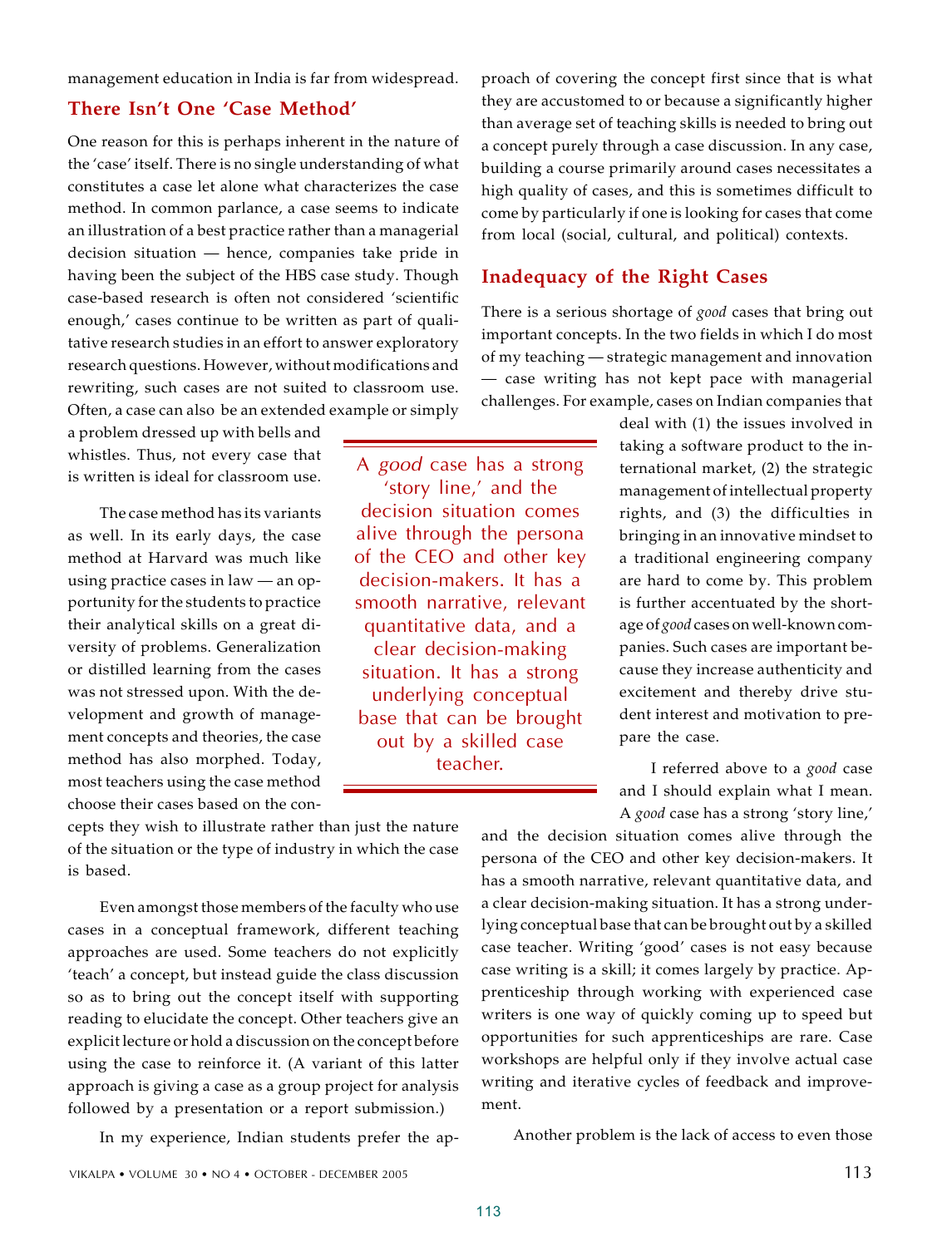management education in India is far from widespread.

## There Isn't One 'Case Method'

One reason for this is perhaps inherent in the nature of the 'case' itself. There is no single understanding of what constitutes a case let alone what characterizes the case method. In common parlance, a case seems to indicate an illustration of a best practice rather than a managerial decision situation — hence, companies take pride in having been the subject of the HBS case study. Though case-based research is often not considered 'scientific enough,' cases continue to be written as part of qualitative research studies in an effort to answer exploratory research questions. However, without modifications and rewriting, such cases are not suited to classroom use. Often, a case can also be an extended example or simply a problem dressed up with bells and whistles. Thus, not every case that is written is ideal for classroom use.

The case method has its variants as well. In its early days, the case method at Harvard was much like using practice cases in law — an opportunity for the students to practice their analytical skills on a great diversity of problems. Generalization or distilled learning from the cases was not stressed upon. With the development and growth of management concepts and theories, the case method has also morphed. Today, most teachers using the case method choose their cases based on the concepts they wish to illustrate rather than just the nature of the situation or the type of industry in which the case is based.

Even amongst those members of the faculty who use cases in a conceptual framework, different teaching approaches are used. Some teachers do not explicitly 'teach' a concept, but instead guide the class discussion so as to bring out the concept itself with supporting reading to elucidate the concept. Other teachers give an explicit lecture or hold a discussion on the concept before using the case to reinforce it. (A variant of this latter approach is giving a case as a group project for analysis followed by a presentation or a report submission.)

In my experience, Indian students prefer the approach of covering the concept first since that is what they are accustomed to or because a significantly higher than average set of teaching skills is needed to bring out a concept purely through a case discussion. In any case, building a course primarily around cases necessitates a high quality of cases, and this is sometimes difficult to come by particularly if one is looking for cases that come from local (social, cultural, and political) contexts.

## Inadequacy of the Right Cases

There is a serious shortage of *good* cases that bring out important concepts. In the two fields in which I do most of my teaching — strategic management and innovation — case writing has not kept pace with managerial challenges. For example, cases on Indian companies that deal with (1) the issues involved in taking a software product to the international market, (2) the strategic management of intellectual property rights, and (3) the difficulties in bringing in an innovative mindset to a traditional engineering company are hard to come by. This problem is further accentuated by the shortage of *good* cases on well-known companies. Such cases are important because they increase authenticity and excitement and thereby drive student interest and motivation to prepare the case.

> A *good* case has a strong 'story line,' and the decision situation comes alive through the persona of the CEO and other key decision-makers. It has a smooth narrative, relevant quantitative data, and a clear decision-making situation. It has a strong underlying conceptual base that can be brought out by a skilled case teacher.

I referred above to a *good* case and I should explain what I mean. A *good* case has a strong 'story line,' and the decision situation comes alive through the persona of the CEO and other key decision-makers. It has a smooth narrative, relevant quantitative data, and a clear decision-making situation. It has a strong underlying conceptual base that can be brought out by a skilled case teacher. Writing 'good' cases is not easy because case writing is a skill; it comes largely by practice. Apprenticeship through working with experienced case writers is one way of quickly coming up to speed but opportunities for such apprenticeships are rare. Case workshops are helpful only if they involve actual case writing and iterative cycles of feedback and improvement.

Another problem is the lack of access to even those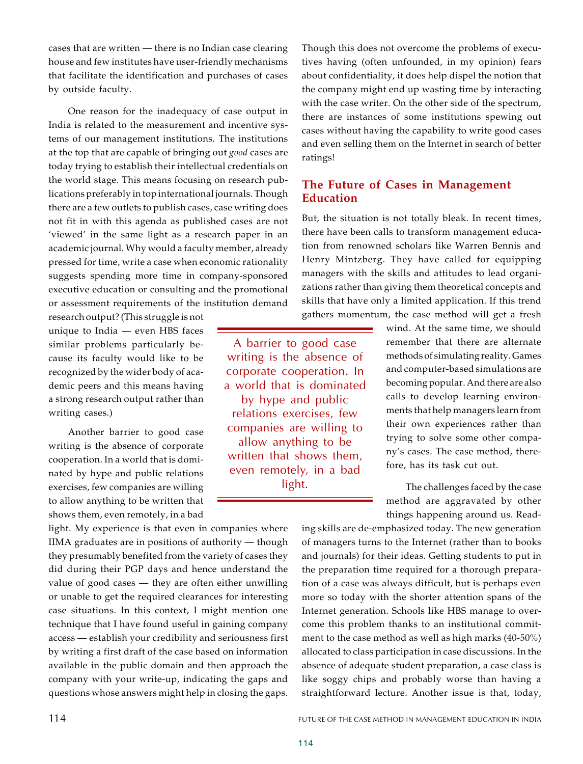cases that are written — there is no Indian case clearing house and few institutes have user-friendly mechanisms that facilitate the identification and purchases of cases by outside faculty.

One reason for the inadequacy of case output in India is related to the measurement and incentive systems of our management institutions. The institutions at the top that are capable of bringing out *good* cases are today trying to establish their intellectual credentials on the world stage. This means focusing on research publications preferably in top international journals. Though there are a few outlets to publish cases, case writing does not fit in with this agenda as published cases are not 'viewed' in the same light as a research paper in an academic journal. Why would a faculty member, already pressed for time, write a case when economic rationality suggests spending more time in company-sponsored executive education or consulting and the promotional or assessment requirements of the institution demand research output? (This struggle is not unique to India — even HBS faces similar problems particularly because its faculty would like to be recognized by the wider body of academic peers and this means having a strong research output rather than writing cases.)

Another barrier to good case writing is the absence of corporate cooperation. In a world that is dominated by hype and public relations exercises, few companies are willing to allow anything to be written that shows them, even remotely, in a bad light. My experience is that even in companies where IIMA graduates are in positions of authority — though they presumably benefited from the variety of cases they did during their PGP days and hence understand the value of good cases — they are often either unwilling or unable to get the required clearances for interesting case situations. In this context, I might mention one technique that I have found useful in gaining company access — establish your credibility and seriousness first by writing a first draft of the case based on information available in the public domain and then approach the company with your write-up, indicating the gaps and questions whose answers might help in closing the gaps. Though this does not overcome the problems of executives having (often unfounded, in my opinion) fears about confidentiality, it does help dispel the notion that the company might end up wasting time by interacting with the case writer. On the other side of the spectrum, there are instances of some institutions spewing out cases without having the capability to write good cases and even selling them on the Internet in search of better ratings!

> A barrier to good case writing is the absence of corporate cooperation. In a world that is dominated by hype and public relations exercises, few companies are willing to allow anything to be written that shows them, even remotely, in a bad light.

## The Future of Cases in Management Education

But, the situation is not totally bleak. In recent times, there have been calls to transform management education from renowned scholars like Warren Bennis and Henry Mintzberg. They have called for equipping managers with the skills and attitudes to lead organizations rather than giving them theoretical concepts and skills that have only a limited application. If this trend gathers momentum, the case method will get a fresh wind. At the same time, we should remember that there are alternate methods of simulating reality. Games and computer-based simulations are becoming popular. And there are also calls to develop learning environments that help managers learn from their own experiences rather than trying to solve some other company's cases. The case method, therefore, has its task cut out.

The challenges faced by the case method are aggravated by other things happening around us. Reading skills are de-emphasized today. The new generation of managers turns to the Internet (rather than to books and journals) for their ideas. Getting students to put in the preparation time required for a thorough preparation of a case was always difficult, but is perhaps even more so today with the shorter attention spans of the Internet generation. Schools like HBS manage to overcome this problem thanks to an institutional commitment to the case method as well as high marks (40-50%) allocated to class participation in case discussions. In the absence of adequate student preparation, a case class is like soggy chips and probably worse than having a straightforward lecture. Another issue is that, today,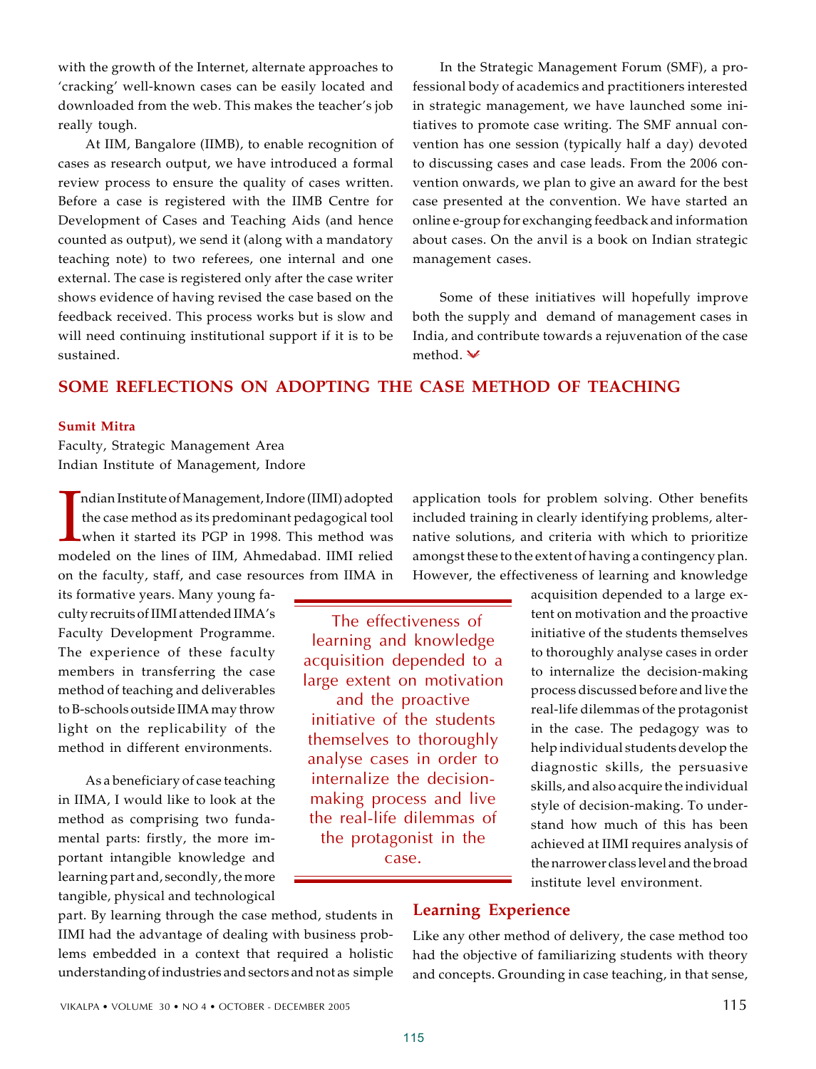with the growth of the Internet, alternate approaches to 'cracking' well-known cases can be easily located and downloaded from the web. This makes the teacher's job really tough.

At IIM, Bangalore (IIMB), to enable recognition of cases as research output, we have introduced a formal review process to ensure the quality of cases written. Before a case is registered with the IIMB Centre for Development of Cases and Teaching Aids (and hence counted as output), we send it (along with a mandatory teaching note) to two referees, one internal and one external. The case is registered only after the case writer shows evidence of having revised the case based on the feedback received. This process works but is slow and will need continuing institutional support if it is to be sustained.

In the Strategic Management Forum (SMF), a professional body of academics and practitioners interested in strategic management, we have launched some initiatives to promote case writing. The SMF annual convention has one session (typically half a day) devoted to discussing cases and case leads. From the 2006 convention onwards, we plan to give an award for the best case presented at the convention. We have started an online e-group for exchanging feedback and information about cases. On the anvil is a book on Indian strategic management cases.

Some of these initiatives will hopefully improve both the supply and demand of management cases in India, and contribute towards a rejuvenation of the case method.

## SOME REFLECTIONS ON ADOPTING THE CASE METHOD OF TEACHING

**Sumit Mitra**
Faculty, Strategic Management Area
Indian Institute of Management, Indore

Indian Institute of Management, Indore (IIMI) adopted the case method as its predominant pedagogical tool when it started its PGP in 1998. This method was modeled on the lines of IIM, Ahmedabad. IIMI relied on the faculty, staff, and case resources from IIMA in its formative years. Many young faculty recruits of IIMI attended IIMA's Faculty Development Programme. The experience of these faculty members in transferring the case method of teaching and deliverables to B-schools outside IIMA may throw light on the replicability of the method in different environments.

As a beneficiary of case teaching in IIMA, I would like to look at the method as comprising two fundamental parts: firstly, the more important intangible knowledge and learning part and, secondly, the more tangible, physical and technological part. By learning through the case method, students in IIMI had the advantage of dealing with business problems embedded in a context that required a holistic understanding of industries and sectors and not as simple application tools for problem solving. Other benefits included training in clearly identifying problems, alternative solutions, and criteria with which to prioritize amongst these to the extent of having a contingency plan. However, the effectiveness of learning and knowledge acquisition depended to a large extent on motivation and the proactive initiative of the students themselves to thoroughly analyse cases in order to internalize the decision-making process discussed before and live the real-life dilemmas of the protagonist in the case. The pedagogy was to help individual students develop the diagnostic skills, the persuasive skills, and also acquire the individual style of decision-making. To understand how much of this has been achieved at IIMI requires analysis of the narrower class level and the broad institute level environment.

> The effectiveness of learning and knowledge acquisition depended to a large extent on motivation and the proactive initiative of the students themselves to thoroughly analyse cases in order to internalize the decision-making process and live the real-life dilemmas of the protagonist in the case.

### Learning Experience

Like any other method of delivery, the case method too had the objective of familiarizing students with theory and concepts. Grounding in case teaching, in that sense,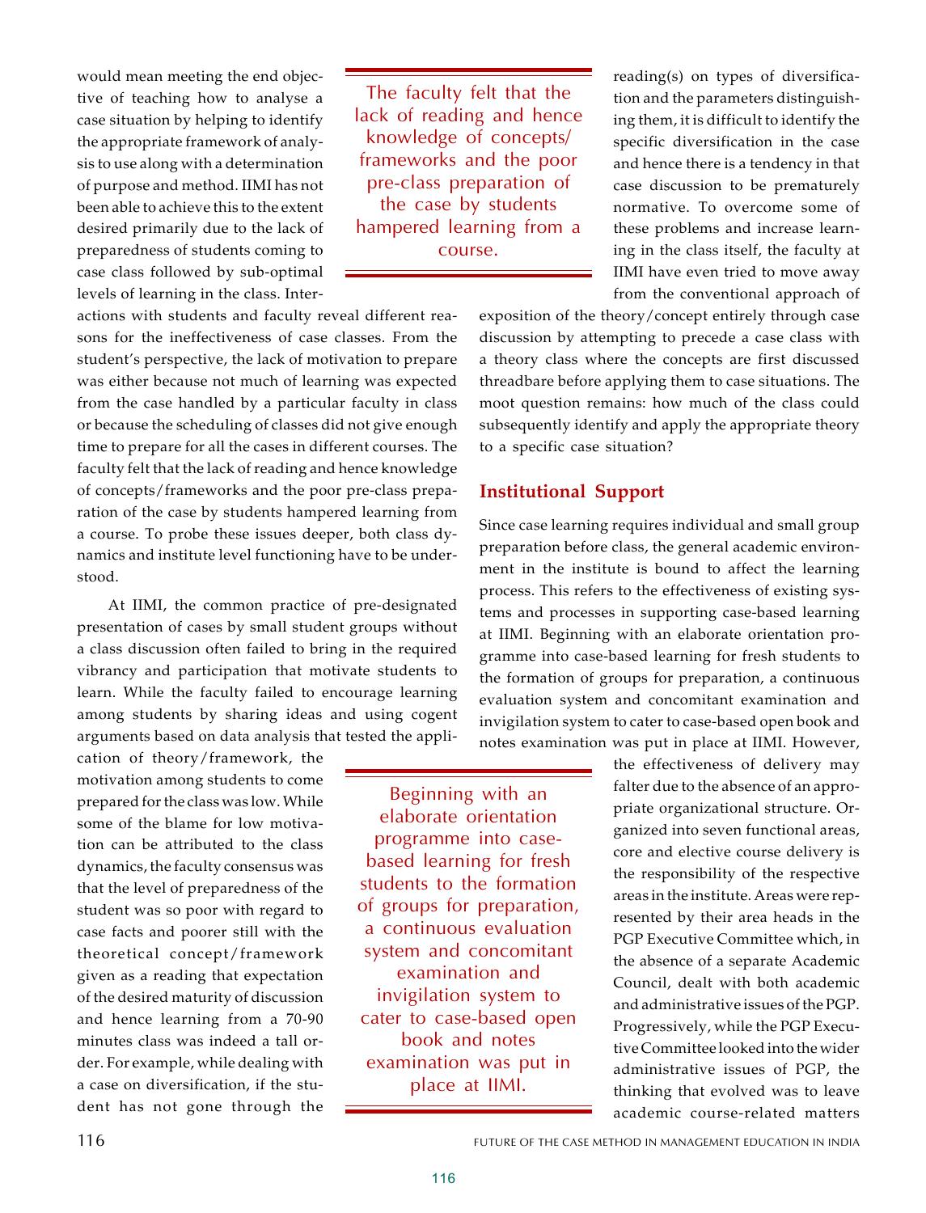would mean meeting the end objective of teaching how to analyse a case situation by helping to identify the appropriate framework of analysis to use along with a determination of purpose and method. IIMI has not been able to achieve this to the extent desired primarily due to the lack of preparedness of students coming to case class followed by sub-optimal levels of learning in the class. Interactions with students and faculty reveal different reasons for the ineffectiveness of case classes. From the student's perspective, the lack of motivation to prepare was either because not much of learning was expected from the case handled by a particular faculty in class or because the scheduling of classes did not give enough time to prepare for all the cases in different courses. The faculty felt that the lack of reading and hence knowledge of concepts/frameworks and the poor pre-class preparation of the case by students hampered learning from a course. To probe these issues deeper, both class dynamics and institute level functioning have to be understood.

> The faculty felt that the lack of reading and hence knowledge of concepts/ frameworks and the poor pre-class preparation of the case by students hampered learning from a course.

At IIMI, the common practice of pre-designated presentation of cases by small student groups without a class discussion often failed to bring in the required vibrancy and participation that motivate students to learn. While the faculty failed to encourage learning among students by sharing ideas and using cogent arguments based on data analysis that tested the application of theory/framework, the motivation among students to come prepared for the class was low. While some of the blame for low motivation can be attributed to the class dynamics, the faculty consensus was that the level of preparedness of the student was so poor with regard to case facts and poorer still with the theoretical concept/framework given as a reading that expectation of the desired maturity of discussion and hence learning from a 70-90 minutes class was indeed a tall order. For example, while dealing with a case on diversification, if the student has not gone through the reading(s) on types of diversification and the parameters distinguishing them, it is difficult to identify the specific diversification in the case and hence there is a tendency in that case discussion to be prematurely normative. To overcome some of these problems and increase learning in the class itself, the faculty at IIMI have even tried to move away from the conventional approach of exposition of the theory/concept entirely through case discussion by attempting to precede a case class with a theory class where the concepts are first discussed threadbare before applying them to case situations. The moot question remains: how much of the class could subsequently identify and apply the appropriate theory to a specific case situation?

## Institutional Support

Since case learning requires individual and small group preparation before class, the general academic environment in the institute is bound to affect the learning process. This refers to the effectiveness of existing systems and processes in supporting case-based learning at IIMI. Beginning with an elaborate orientation programme into case-based learning for fresh students to the formation of groups for preparation, a continuous evaluation system and concomitant examination and invigilation system to cater to case-based open book and notes examination was put in place at IIMI. However, the effectiveness of delivery may falter due to the absence of an appropriate organizational structure. Organized into seven functional areas, core and elective course delivery is the responsibility of the respective areas in the institute. Areas were represented by their area heads in the PGP Executive Committee which, in the absence of a separate Academic Council, dealt with both academic and administrative issues of the PGP. Progressively, while the PGP Executive Committee looked into the wider administrative issues of PGP, the thinking that evolved was to leave academic course-related matters

> Beginning with an elaborate orientation programme into case-based learning for fresh students to the formation of groups for preparation, a continuous evaluation system and concomitant examination and invigilation system to cater to case-based open book and notes examination was put in place at IIMI.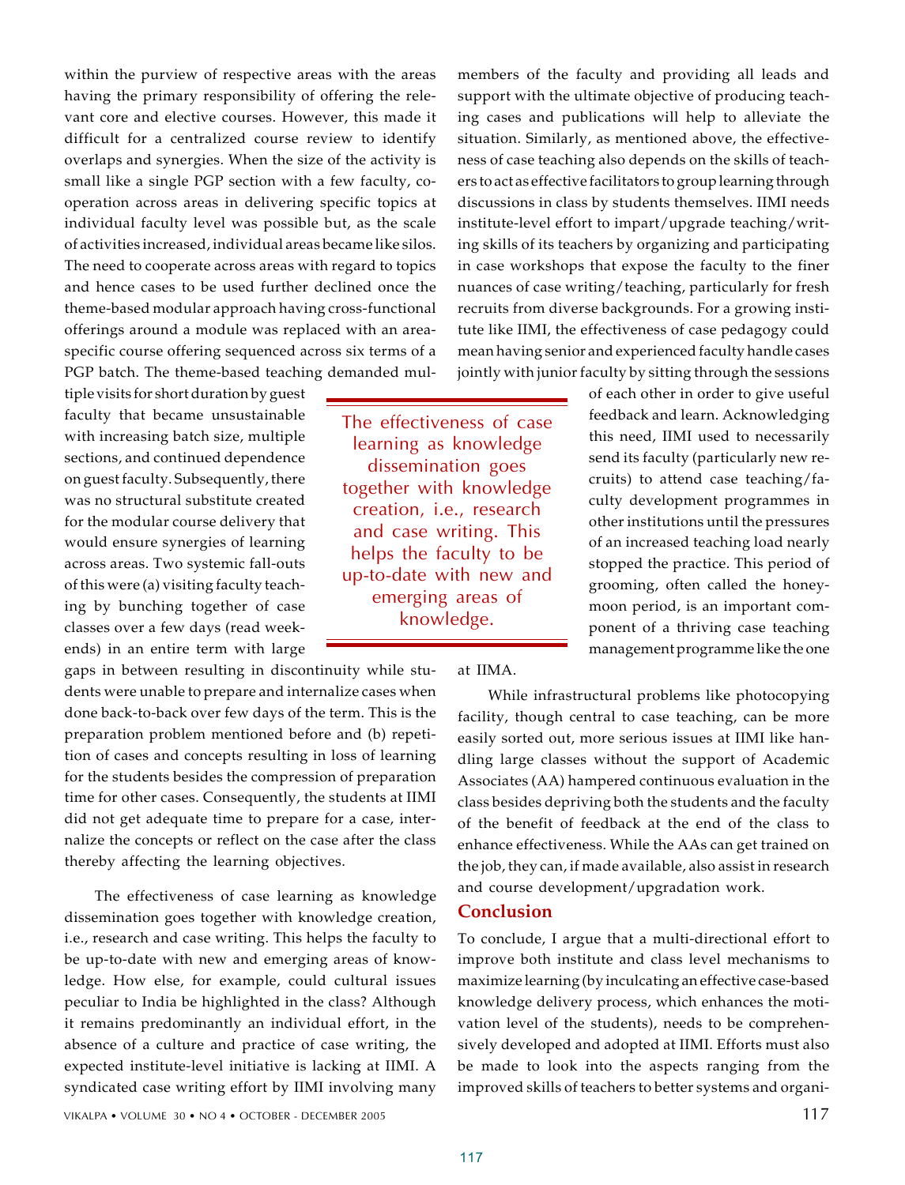within the purview of respective areas with the areas having the primary responsibility of offering the relevant core and elective courses. However, this made it difficult for a centralized course review to identify overlaps and synergies. When the size of the activity is small like a single PGP section with a few faculty, co-operation across areas in delivering specific topics at individual faculty level was possible but, as the scale of activities increased, individual areas became like silos. The need to cooperate across areas with regard to topics and hence cases to be used further declined once the theme-based modular approach having cross-functional offerings around a module was replaced with an area-specific course offering sequenced across six terms of a PGP batch. The theme-based teaching demanded multiple visits for short duration by guest faculty that became unsustainable with increasing batch size, multiple sections, and continued dependence on guest faculty. Subsequently, there was no structural substitute created for the modular course delivery that would ensure synergies of learning across areas. Two systemic fall-outs of this were (a) visiting faculty teaching by bunching together of case classes over a few days (read weekends) in an entire term with large gaps in between resulting in discontinuity while students were unable to prepare and internalize cases when done back-to-back over few days of the term. This is the preparation problem mentioned before and (b) repetition of cases and concepts resulting in loss of learning for the students besides the compression of preparation time for other cases. Consequently, the students at IIMI did not get adequate time to prepare for a case, internalize the concepts or reflect on the case after the class thereby affecting the learning objectives.

The effectiveness of case learning as knowledge dissemination goes together with knowledge creation, i.e., research and case writing. This helps the faculty to be up-to-date with new and emerging areas of knowledge. How else, for example, could cultural issues peculiar to India be highlighted in the class? Although it remains predominantly an individual effort, in the absence of a culture and practice of case writing, the expected institute-level initiative is lacking at IIMI. A syndicated case writing effort by IIMI involving many members of the faculty and providing all leads and support with the ultimate objective of producing teaching cases and publications will help to alleviate the situation. Similarly, as mentioned above, the effectiveness of case teaching also depends on the skills of teachers to act as effective facilitators to group learning through discussions in class by students themselves. IIMI needs institute-level effort to impart/upgrade teaching/writing skills of its teachers by organizing and participating in case workshops that expose the faculty to the finer nuances of case writing/teaching, particularly for fresh recruits from diverse backgrounds. For a growing institute like IIMI, the effectiveness of case pedagogy could mean having senior and experienced faculty handle cases jointly with junior faculty by sitting through the sessions of each other in order to give useful feedback and learn. Acknowledging this need, IIMI used to necessarily send its faculty (particularly new recruits) to attend case teaching/faculty development programmes in other institutions until the pressures of an increased teaching load nearly stopped the practice. This period of grooming, often called the honeymoon period, is an important component of a thriving case teaching management programme like the one at IIMA.

> The effectiveness of case learning as knowledge dissemination goes together with knowledge creation, i.e., research and case writing. This helps the faculty to be up-to-date with new and emerging areas of knowledge.

While infrastructural problems like photocopying facility, though central to case teaching, can be more easily sorted out, more serious issues at IIMI like handling large classes without the support of Academic Associates (AA) hampered continuous evaluation in the class besides depriving both the students and the faculty of the benefit of feedback at the end of the class to enhance effectiveness. While the AAs can get trained on the job, they can, if made available, also assist in research and course development/upgradation work.

## Conclusion

To conclude, I argue that a multi-directional effort to improve both institute and class level mechanisms to maximize learning (by inculcating an effective case-based knowledge delivery process, which enhances the motivation level of the students), needs to be comprehensively developed and adopted at IIMI. Efforts must also be made to look into the aspects ranging from the improved skills of teachers to better systems and organi-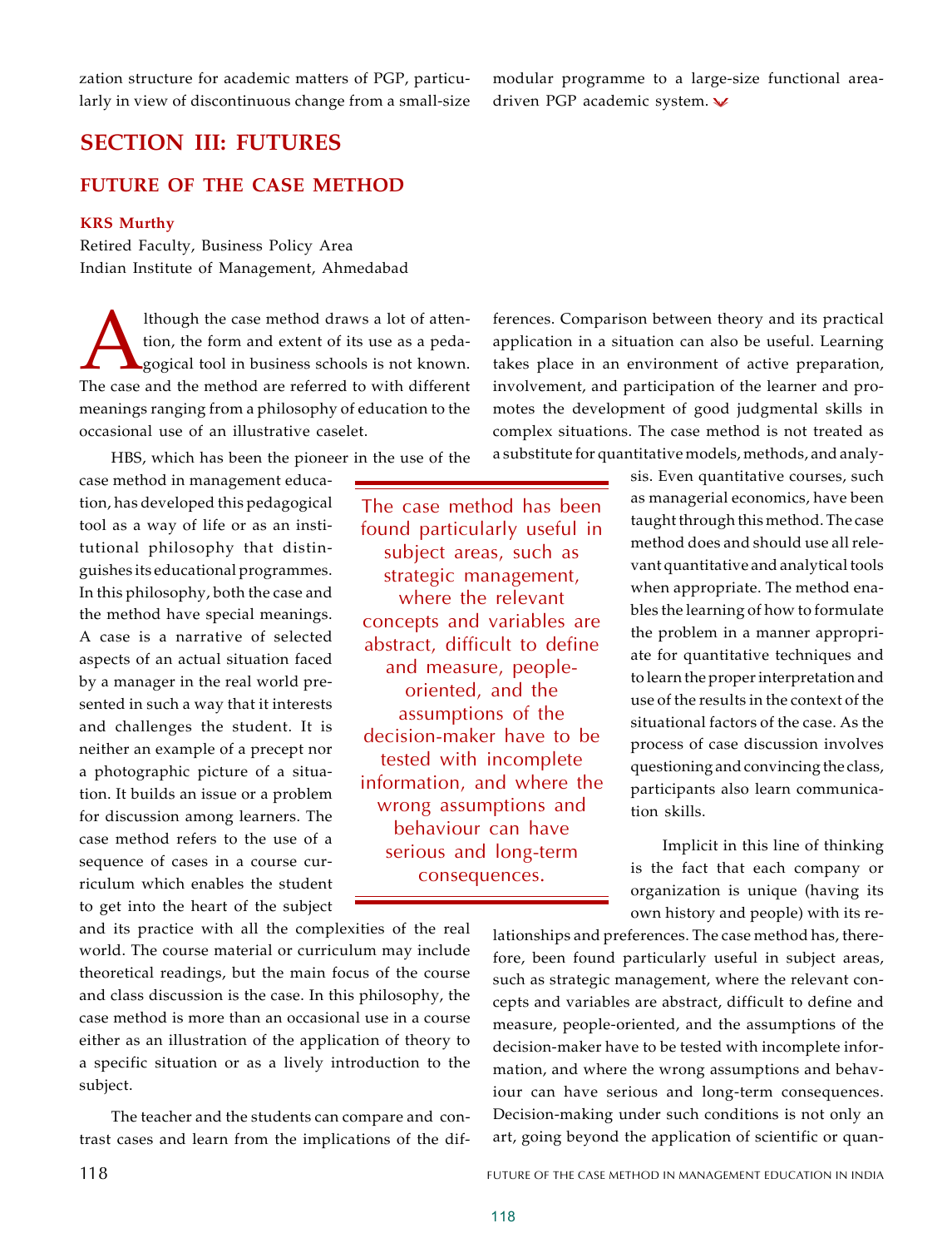zation structure for academic matters of PGP, particularly in view of discontinuous change from a small-size modular programme to a large-size functional area-driven PGP academic system.

## SECTION III: FUTURES

### FUTURE OF THE CASE METHOD

**KRS Murthy**
Retired Faculty, Business Policy Area
Indian Institute of Management, Ahmedabad

Although the case method draws a lot of attention, the form and extent of its use as a pedagogical tool in business schools is not known. The case and the method are referred to with different meanings ranging from a philosophy of education to the occasional use of an illustrative caselet.

HBS, which has been the pioneer in the use of the case method in management education, has developed this pedagogical tool as a way of life or as an institutional philosophy that distinguishes its educational programmes. In this philosophy, both the case and the method have special meanings. A case is a narrative of selected aspects of an actual situation faced by a manager in the real world presented in such a way that it interests and challenges the student. It is neither an example of a precept nor a photographic picture of a situation. It builds an issue or a problem for discussion among learners. The case method refers to the use of a sequence of cases in a course curriculum which enables the student to get into the heart of the subject and its practice with all the complexities of the real world. The course material or curriculum may include theoretical readings, but the main focus of the course and class discussion is the case. In this philosophy, the case method is more than an occasional use in a course either as an illustration of the application of theory to a specific situation or as a lively introduction to the subject.

The teacher and the students can compare and contrast cases and learn from the implications of the differences. Comparison between theory and its practical application in a situation can also be useful. Learning takes place in an environment of active preparation, involvement, and participation of the learner and promotes the development of good judgmental skills in complex situations. The case method is not treated as a substitute for quantitative models, methods, and analysis. Even quantitative courses, such as managerial economics, have been taught through this method. The case method does and should use all relevant quantitative and analytical tools when appropriate. The method enables the learning of how to formulate the problem in a manner appropriate for quantitative techniques and to learn the proper interpretation and use of the results in the context of the situational factors of the case. As the process of case discussion involves questioning and convincing the class, participants also learn communication skills.

> The case method has been found particularly useful in subject areas, such as strategic management, where the relevant concepts and variables are abstract, difficult to define and measure, people-oriented, and the assumptions of the decision-maker have to be tested with incomplete information, and where the wrong assumptions and behaviour can have serious and long-term consequences.

Implicit in this line of thinking is the fact that each company or organization is unique (having its own history and people) with its relationships and preferences. The case method has, therefore, been found particularly useful in subject areas, such as strategic management, where the relevant concepts and variables are abstract, difficult to define and measure, people-oriented, and the assumptions of the decision-maker have to be tested with incomplete information, and where the wrong assumptions and behaviour can have serious and long-term consequences. Decision-making under such conditions is not only an art, going beyond the application of scientific or quan-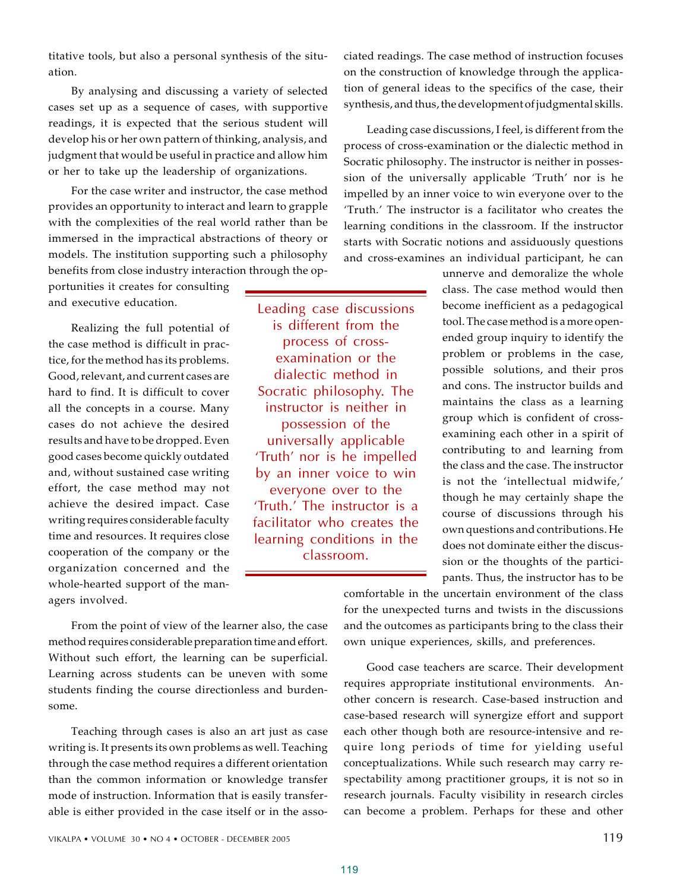titative tools, but also a personal synthesis of the situation.

By analysing and discussing a variety of selected cases set up as a sequence of cases, with supportive readings, it is expected that the serious student will develop his or her own pattern of thinking, analysis, and judgment that would be useful in practice and allow him or her to take up the leadership of organizations.

For the case writer and instructor, the case method provides an opportunity to interact and learn to grapple with the complexities of the real world rather than be immersed in the impractical abstractions of theory or models. The institution supporting such a philosophy benefits from close industry interaction through the opportunities it creates for consulting and executive education.

Realizing the full potential of the case method is difficult in practice, for the method has its problems. Good, relevant, and current cases are hard to find. It is difficult to cover all the concepts in a course. Many cases do not achieve the desired results and have to be dropped. Even good cases become quickly outdated and, without sustained case writing effort, the case method may not achieve the desired impact. Case writing requires considerable faculty time and resources. It requires close cooperation of the company or the organization concerned and the whole-hearted support of the managers involved.

From the point of view of the learner also, the case method requires considerable preparation time and effort. Without such effort, the learning can be superficial. Learning across students can be uneven with some students finding the course directionless and burdensome.

Teaching through cases is also an art just as case writing is. It presents its own problems as well. Teaching through the case method requires a different orientation than the common information or knowledge transfer mode of instruction. Information that is easily transferable is either provided in the case itself or in the associated readings. The case method of instruction focuses on the construction of knowledge through the application of general ideas to the specifics of the case, their synthesis, and thus, the development of judgmental skills.

Leading case discussions, I feel, is different from the process of cross-examination or the dialectic method in Socratic philosophy. The instructor is neither in possession of the universally applicable 'Truth' nor is he impelled by an inner voice to win everyone over to the 'Truth.' The instructor is a facilitator who creates the learning conditions in the classroom. If the instructor starts with Socratic notions and assiduously questions and cross-examines an individual participant, he can unnerve and demoralize the whole class. The case method would then become inefficient as a pedagogical tool. The case method is a more open-ended group inquiry to identify the problem or problems in the case, possible solutions, and their pros and cons. The instructor builds and maintains the class as a learning group which is confident of cross-examining each other in a spirit of contributing to and learning from the class and the case. The instructor is not the 'intellectual midwife,' though he may certainly shape the course of discussions through his own questions and contributions. He does not dominate either the discussion or the thoughts of the participants. Thus, the instructor has to be comfortable in the uncertain environment of the class for the unexpected turns and twists in the discussions and the outcomes as participants bring to the class their own unique experiences, skills, and preferences.

> Leading case discussions is different from the process of cross-examination or the dialectic method in Socratic philosophy. The instructor is neither in possession of the universally applicable 'Truth' nor is he impelled by an inner voice to win everyone over to the 'Truth.' The instructor is a facilitator who creates the learning conditions in the classroom.

Good case teachers are scarce. Their development requires appropriate institutional environments. Another concern is research. Case-based instruction and case-based research will synergize effort and support each other though both are resource-intensive and require long periods of time for yielding useful conceptualizations. While such research may carry respectability among practitioner groups, it is not so in research journals. Faculty visibility in research circles can become a problem. Perhaps for these and other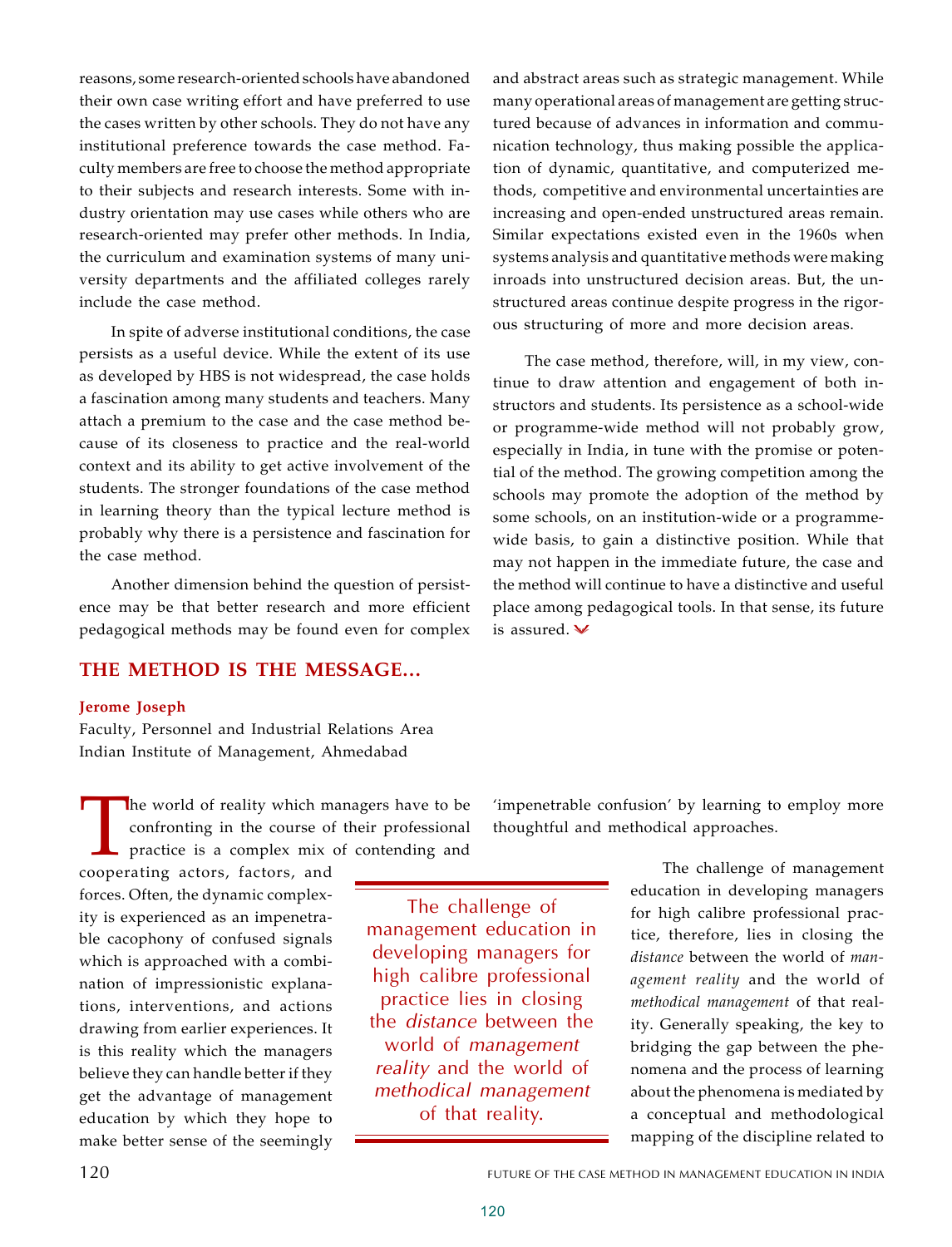reasons, some research-oriented schools have abandoned their own case writing effort and have preferred to use the cases written by other schools. They do not have any institutional preference towards the case method. Faculty members are free to choose the method appropriate to their subjects and research interests. Some with industry orientation may use cases while others who are research-oriented may prefer other methods. In India, the curriculum and examination systems of many university departments and the affiliated colleges rarely include the case method.

In spite of adverse institutional conditions, the case persists as a useful device. While the extent of its use as developed by HBS is not widespread, the case holds a fascination among many students and teachers. Many attach a premium to the case and the case method because of its closeness to practice and the real-world context and its ability to get active involvement of the students. The stronger foundations of the case method in learning theory than the typical lecture method is probably why there is a persistence and fascination for the case method.

Another dimension behind the question of persistence may be that better research and more efficient pedagogical methods may be found even for complex and abstract areas such as strategic management. While many operational areas of management are getting structured because of advances in information and communication technology, thus making possible the application of dynamic, quantitative, and computerized methods, competitive and environmental uncertainties are increasing and open-ended unstructured areas remain. Similar expectations existed even in the 1960s when systems analysis and quantitative methods were making inroads into unstructured decision areas. But, the unstructured areas continue despite progress in the rigorous structuring of more and more decision areas.

The case method, therefore, will, in my view, continue to draw attention and engagement of both instructors and students. Its persistence as a school-wide or programme-wide method will not probably grow, especially in India, in tune with the promise or potential of the method. The growing competition among the schools may promote the adoption of the method by some schools, on an institution-wide or a programme-wide basis, to gain a distinctive position. While that may not happen in the immediate future, the case and the method will continue to have a distinctive and useful place among pedagogical tools. In that sense, its future is assured.

## THE METHOD IS THE MESSAGE...

**Jerome Joseph**

Faculty, Personnel and Industrial Relations Area
Indian Institute of Management, Ahmedabad

The world of reality which managers have to be confronting in the course of their professional practice is a complex mix of contending and cooperating actors, factors, and forces. Often, the dynamic complexity is experienced as an impenetrable cacophony of confused signals which is approached with a combination of impressionistic explanations, interventions, and actions drawing from earlier experiences. It is this reality which the managers believe they can handle better if they get the advantage of management education by which they hope to make better sense of the seemingly 'impenetrable confusion' by learning to employ more thoughtful and methodical approaches.

> The challenge of management education in developing managers for high calibre professional practice lies in closing the *distance* between the world of *management reality* and the world of *methodical management* of that reality.

The challenge of management education in developing managers for high calibre professional practice, therefore, lies in closing the *distance* between the world of *management reality* and the world of *methodical management* of that reality. Generally speaking, the key to bridging the gap between the phenomena and the process of learning about the phenomena is mediated by a conceptual and methodological mapping of the discipline related to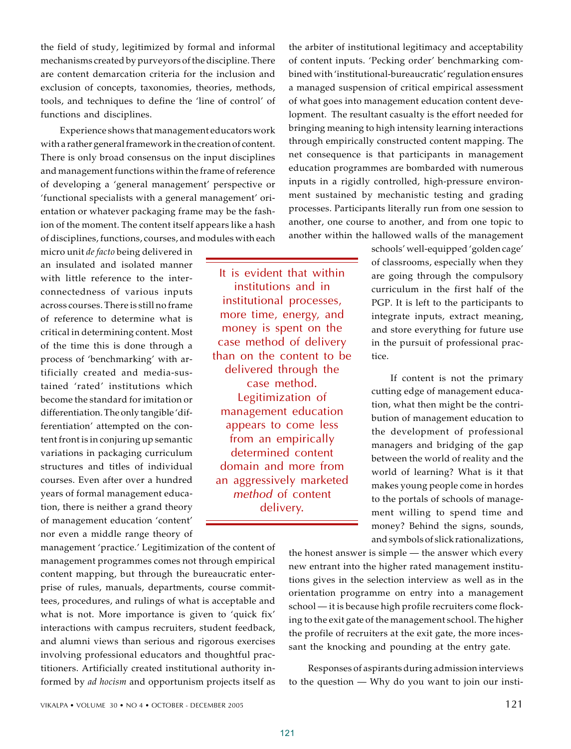the field of study, legitimized by formal and informal mechanisms created by purveyors of the discipline. There are content demarcation criteria for the inclusion and exclusion of concepts, taxonomies, theories, methods, tools, and techniques to define the 'line of control' of functions and disciplines.

Experience shows that management educators work with a rather general framework in the creation of content. There is only broad consensus on the input disciplines and management functions within the frame of reference of developing a 'general management' perspective or 'functional specialists with a general management' orientation or whatever packaging frame may be the fashion of the moment. The content itself appears like a hash of disciplines, functions, courses, and modules with each micro unit *de facto* being delivered in an insulated and isolated manner with little reference to the interconnectedness of various inputs across courses. There is still no frame of reference to determine what is critical in determining content. Most of the time this is done through a process of 'benchmarking' with artificially created and media-sustained 'rated' institutions which become the standard for imitation or differentiation. The only tangible 'differentiation' attempted on the content front is in conjuring up semantic variations in packaging curriculum structures and titles of individual courses. Even after over a hundred years of formal management education, there is neither a grand theory of management education 'content' nor even a middle range theory of management 'practice.' Legitimization of the content of management programmes comes not through empirical content mapping, but through the bureaucratic enterprise of rules, manuals, departments, course committees, procedures, and rulings of what is acceptable and what is not. More importance is given to 'quick fix' interactions with campus recruiters, student feedback, and alumni views than serious and rigorous exercises involving professional educators and thoughtful practitioners. Artificially created institutional authority informed by *ad hocism* and opportunism projects itself as the arbiter of institutional legitimacy and acceptability of content inputs. 'Pecking order' benchmarking combined with 'institutional-bureaucratic' regulation ensures a managed suspension of critical empirical assessment of what goes into management education content development. The resultant casualty is the effort needed for bringing meaning to high intensity learning interactions through empirically constructed content mapping. The net consequence is that participants in management education programmes are bombarded with numerous inputs in a rigidly controlled, high-pressure environment sustained by mechanistic testing and grading processes. Participants literally run from one session to another, one course to another, and from one topic to another within the hallowed walls of the management schools' well-equipped 'golden cage' of classrooms, especially when they are going through the compulsory curriculum in the first half of the PGP. It is left to the participants to integrate inputs, extract meaning, and store everything for future use in the pursuit of professional practice.

> It is evident that within institutions and in institutional processes, more time, energy, and money is spent on the case method of delivery than on the content to be delivered through the case method. Legitimization of management education appears to come less from an empirically determined content domain and more from an aggressively marketed *method* of content delivery.

If content is not the primary cutting edge of management education, what then might be the contribution of management education to the development of professional managers and bridging of the gap between the world of reality and the world of learning? What is it that makes young people come in hordes to the portals of schools of management willing to spend time and money? Behind the signs, sounds, and symbols of slick rationalizations, the honest answer is simple — the answer which every new entrant into the higher rated management institutions gives in the selection interview as well as in the orientation programme on entry into a management school — it is because high profile recruiters come flocking to the exit gate of the management school. The higher the profile of recruiters at the exit gate, the more incessant the knocking and pounding at the entry gate.

Responses of aspirants during admission interviews to the question — Why do you want to join our insti-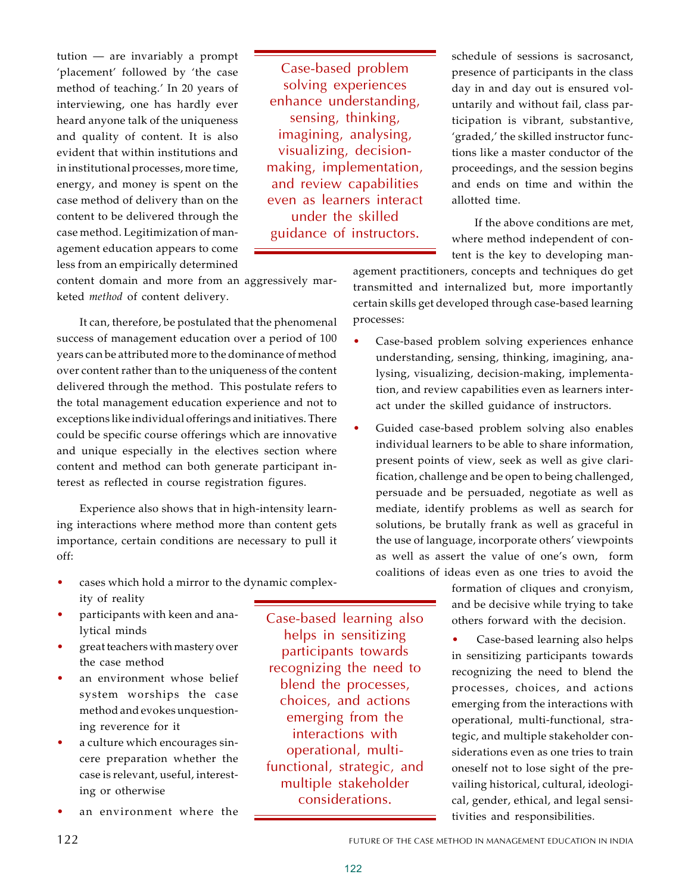tution — are invariably a prompt 'placement' followed by 'the case method of teaching.' In 20 years of interviewing, one has hardly ever heard anyone talk of the uniqueness and quality of content. It is also evident that within institutions and in institutional processes, more time, energy, and money is spent on the case method of delivery than on the content to be delivered through the case method. Legitimization of management education appears to come less from an empirically determined content domain and more from an aggressively marketed *method* of content delivery.

It can, therefore, be postulated that the phenomenal success of management education over a period of 100 years can be attributed more to the dominance of method over content rather than to the uniqueness of the content delivered through the method. This postulate refers to the total management education experience and not to exceptions like individual offerings and initiatives. There could be specific course offerings which are innovative and unique especially in the electives section where content and method can both generate participant interest as reflected in course registration figures.

Experience also shows that in high-intensity learning interactions where method more than content gets importance, certain conditions are necessary to pull it off:

- cases which hold a mirror to the dynamic complexity of reality
- participants with keen and analytical minds
- great teachers with mastery over the case method
- an environment whose belief system worships the case method and evokes unquestioning reverence for it
- a culture which encourages sincere preparation whether the case is relevant, useful, interesting or otherwise
- an environment where the schedule of sessions is sacrosanct, presence of participants in the class day in and day out is ensured voluntarily and without fail, class participation is vibrant, substantive, 'graded,' the skilled instructor functions like a master conductor of the proceedings, and the session begins and ends on time and within the allotted time.

If the above conditions are met, where method independent of content is the key to developing management practitioners, concepts and techniques do get transmitted and internalized but, more importantly certain skills get developed through case-based learning processes:

- Case-based problem solving experiences enhance understanding, sensing, thinking, imagining, analysing, visualizing, decision-making, implementation, and review capabilities even as learners interact under the skilled guidance of instructors.
- Guided case-based problem solving also enables individual learners to be able to share information, present points of view, seek as well as give clarification, challenge and be open to being challenged, persuade and be persuaded, negotiate as well as mediate, identify problems as well as search for solutions, be brutally frank as well as graceful in the use of language, incorporate others' viewpoints as well as assert the value of one's own, form coalitions of ideas even as one tries to avoid the formation of cliques and cronyism, and be decisive while trying to take others forward with the decision.
- Case-based learning also helps in sensitizing participants towards recognizing the need to blend the processes, choices, and actions emerging from the interactions with operational, multi-functional, strategic, and multiple stakeholder considerations even as one tries to train oneself not to lose sight of the prevailing historical, cultural, ideological, gender, ethical, and legal sensitivities and responsibilities.

> Case-based problem solving experiences enhance understanding, sensing, thinking, imagining, analysing, visualizing, decision-making, implementation, and review capabilities even as learners interact under the skilled guidance of instructors.

> Case-based learning also helps in sensitizing participants towards recognizing the need to blend the processes, choices, and actions emerging from the interactions with operational, multi-functional, strategic, and multiple stakeholder considerations.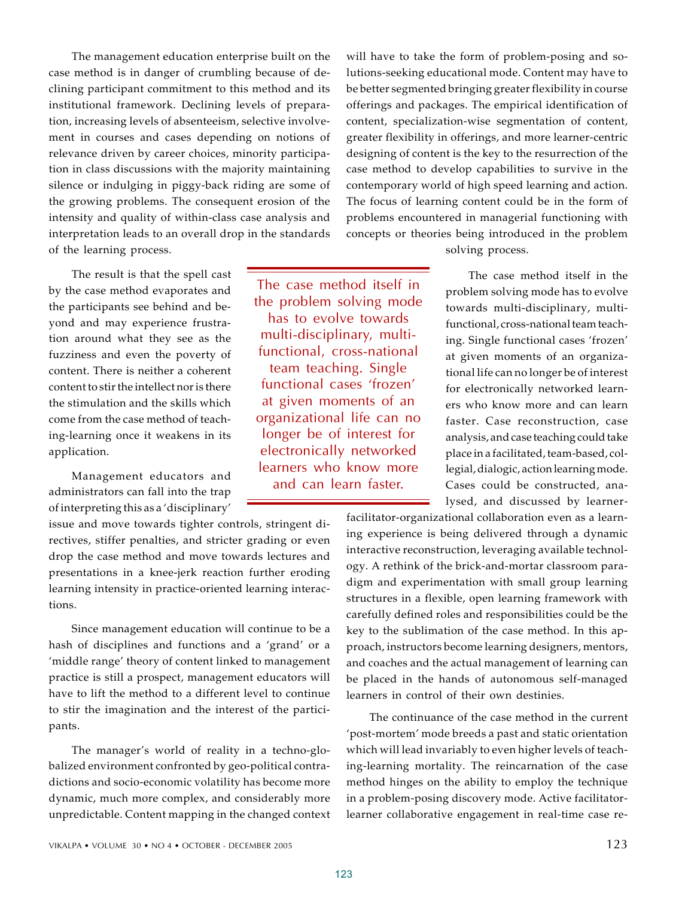The management education enterprise built on the case method is in danger of crumbling because of declining participant commitment to this method and its institutional framework. Declining levels of preparation, increasing levels of absenteeism, selective involvement in courses and cases depending on notions of relevance driven by career choices, minority participation in class discussions with the majority maintaining silence or indulging in piggy-back riding are some of the growing problems. The consequent erosion of the intensity and quality of within-class case analysis and interpretation leads to an overall drop in the standards of the learning process.

The result is that the spell cast by the case method evaporates and the participants see behind and beyond and may experience frustration around what they see as the fuzziness and even the poverty of content. There is neither a coherent content to stir the intellect nor is there the stimulation and the skills which come from the case method of teaching-learning once it weakens in its application.

Management educators and administrators can fall into the trap of interpreting this as a 'disciplinary' issue and move towards tighter controls, stringent directives, stiffer penalties, and stricter grading or even drop the case method and move towards lectures and presentations in a knee-jerk reaction further eroding learning intensity in practice-oriented learning interactions.

Since management education will continue to be a hash of disciplines and functions and a 'grand' or a 'middle range' theory of content linked to management practice is still a prospect, management educators will have to lift the method to a different level to continue to stir the imagination and the interest of the participants.

The manager's world of reality in a techno-globalized environment confronted by geo-political contradictions and socio-economic volatility has become more dynamic, much more complex, and considerably more unpredictable. Content mapping in the changed context will have to take the form of problem-posing and solutions-seeking educational mode. Content may have to be better segmented bringing greater flexibility in course offerings and packages. The empirical identification of content, specialization-wise segmentation of content, greater flexibility in offerings, and more learner-centric designing of content is the key to the resurrection of the case method to develop capabilities to survive in the contemporary world of high speed learning and action. The focus of learning content could be in the form of problems encountered in managerial functioning with concepts or theories being introduced in the problem solving process.

> The case method itself in the problem solving mode has to evolve towards multi-disciplinary, multi-functional, cross-national team teaching. Single functional cases 'frozen' at given moments of an organizational life can no longer be of interest for electronically networked learners who know more and can learn faster.

The case method itself in the problem solving mode has to evolve towards multi-disciplinary, multi-functional, cross-national team teaching. Single functional cases 'frozen' at given moments of an organizational life can no longer be of interest for electronically networked learners who know more and can learn faster. Case reconstruction, case analysis, and case teaching could take place in a facilitated, team-based, collegial, dialogic, action learning mode. Cases could be constructed, analysed, and discussed by learner-facilitator-organizational collaboration even as a learning experience is being delivered through a dynamic interactive reconstruction, leveraging available technology. A rethink of the brick-and-mortar classroom paradigm and experimentation with small group learning structures in a flexible, open learning framework with carefully defined roles and responsibilities could be the key to the sublimation of the case method. In this approach, instructors become learning designers, mentors, and coaches and the actual management of learning can be placed in the hands of autonomous self-managed learners in control of their own destinies.

The continuance of the case method in the current 'post-mortem' mode breeds a past and static orientation which will lead invariably to even higher levels of teaching-learning mortality. The reincarnation of the case method hinges on the ability to employ the technique in a problem-posing discovery mode. Active facilitator-learner collaborative engagement in real-time case re-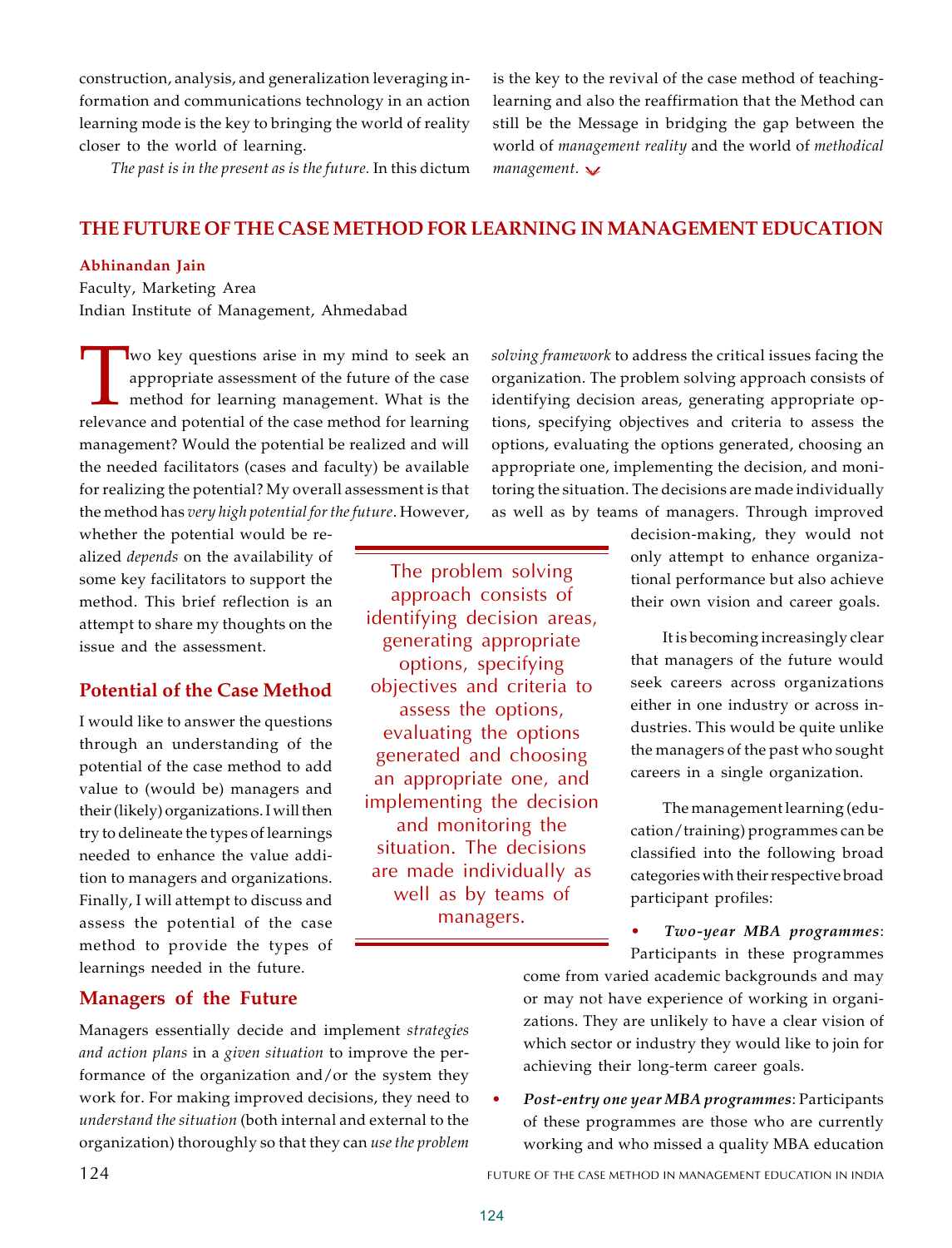construction, analysis, and generalization leveraging information and communications technology in an action learning mode is the key to bringing the world of reality closer to the world of learning.

*The past is in the present as is the future.* In this dictum is the key to the revival of the case method of teaching-learning and also the reaffirmation that the Method can still be the Message in bridging the gap between the world of *management reality* and the world of *methodical management.*

## THE FUTURE OF THE CASE METHOD FOR LEARNING IN MANAGEMENT EDUCATION

**Abhinandan Jain**
Faculty, Marketing Area
Indian Institute of Management, Ahmedabad

Two key questions arise in my mind to seek an appropriate assessment of the future of the case method for learning management. What is the relevance and potential of the case method for learning management? Would the potential be realized and will the needed facilitators (cases and faculty) be available for realizing the potential? My overall assessment is that the method has *very high potential for the future*. However, whether the potential would be realized *depends* on the availability of some key facilitators to support the method. This brief reflection is an attempt to share my thoughts on the issue and the assessment.

### Potential of the Case Method

I would like to answer the questions through an understanding of the potential of the case method to add value to (would be) managers and their (likely) organizations. I will then try to delineate the types of learnings needed to enhance the value addition to managers and organizations. Finally, I will attempt to discuss and assess the potential of the case method to provide the types of learnings needed in the future.

### Managers of the Future

Managers essentially decide and implement *strategies and action plans* in a *given situation* to improve the performance of the organization and/or the system they work for. For making improved decisions, they need to *understand the situation* (both internal and external to the organization) thoroughly so that they can *use the problem solving framework* to address the critical issues facing the organization. The problem solving approach consists of identifying decision areas, generating appropriate options, specifying objectives and criteria to assess the options, evaluating the options generated, choosing an appropriate one, implementing the decision, and monitoring the situation. The decisions are made individually as well as by teams of managers. Through improved decision-making, they would not only attempt to enhance organizational performance but also achieve their own vision and career goals.

> The problem solving approach consists of identifying decision areas, generating appropriate options, specifying objectives and criteria to assess the options, evaluating the options generated and choosing an appropriate one, and implementing the decision and monitoring the situation. The decisions are made individually as well as by teams of managers.

It is becoming increasingly clear that managers of the future would seek careers across organizations either in one industry or across industries. This would be quite unlike the managers of the past who sought careers in a single organization.

The management learning (education/training) programmes can be classified into the following broad categories with their respective broad participant profiles:

- ***Two-year MBA programmes***: Participants in these programmes come from varied academic backgrounds and may or may not have experience of working in organizations. They are unlikely to have a clear vision of which sector or industry they would like to join for achieving their long-term career goals.
- ***Post-entry one year MBA programmes***: Participants of these programmes are those who are currently working and who missed a quality MBA education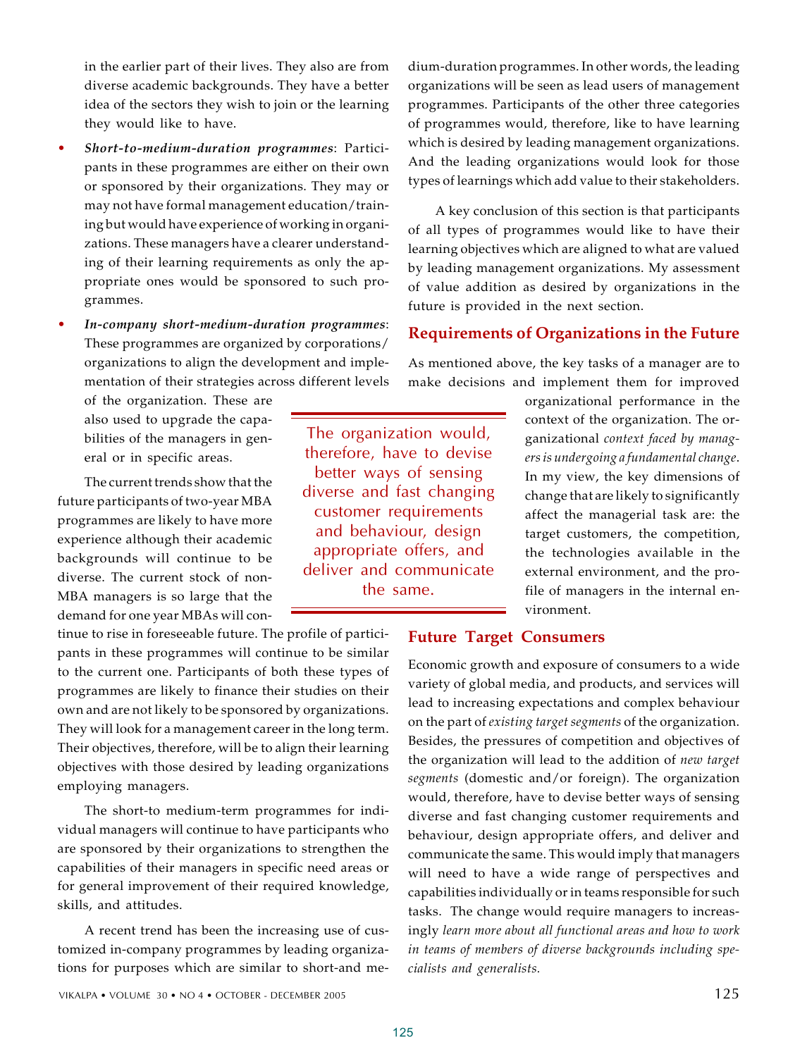in the earlier part of their lives. They also are from diverse academic backgrounds. They have a better idea of the sectors they wish to join or the learning they would like to have.

- ***Short-to-medium-duration programmes***: Participants in these programmes are either on their own or sponsored by their organizations. They may or may not have formal management education/training but would have experience of working in organizations. These managers have a clearer understanding of their learning requirements as only the appropriate ones would be sponsored to such programmes.
- ***In-company short-medium-duration programmes***: These programmes are organized by corporations/ organizations to align the development and implementation of their strategies across different levels of the organization. These are also used to upgrade the capabilities of the managers in general or in specific areas.

The current trends show that the future participants of two-year MBA programmes are likely to have more experience although their academic backgrounds will continue to be diverse. The current stock of non-MBA managers is so large that the demand for one year MBAs will continue to rise in foreseeable future. The profile of participants in these programmes will continue to be similar to the current one. Participants of both these types of programmes are likely to finance their studies on their own and are not likely to be sponsored by organizations. They will look for a management career in the long term. Their objectives, therefore, will be to align their learning objectives with those desired by leading organizations employing managers.

The short-to medium-term programmes for individual managers will continue to have participants who are sponsored by their organizations to strengthen the capabilities of their managers in specific need areas or for general improvement of their required knowledge, skills, and attitudes.

A recent trend has been the increasing use of customized in-company programmes by leading organizations for purposes which are similar to short-and medium-duration programmes. In other words, the leading organizations will be seen as lead users of management programmes. Participants of the other three categories of programmes would, therefore, like to have learning which is desired by leading management organizations. And the leading organizations would look for those types of learnings which add value to their stakeholders.

A key conclusion of this section is that participants of all types of programmes would like to have their learning objectives which are aligned to what are valued by leading management organizations. My assessment of value addition as desired by organizations in the future is provided in the next section.

## Requirements of Organizations in the Future

As mentioned above, the key tasks of a manager are to make decisions and implement them for improved organizational performance in the context of the organization. The organizational *context faced by managers is undergoing a fundamental change*. In my view, the key dimensions of change that are likely to significantly affect the managerial task are: the target customers, the competition, the technologies available in the external environment, and the profile of managers in the internal environment.

> The organization would, therefore, have to devise better ways of sensing diverse and fast changing customer requirements and behaviour, design appropriate offers, and deliver and communicate the same.

### Future Target Consumers

Economic growth and exposure of consumers to a wide variety of global media, and products, and services will lead to increasing expectations and complex behaviour on the part of *existing target segments* of the organization. Besides, the pressures of competition and objectives of the organization will lead to the addition of *new target segments* (domestic and/or foreign). The organization would, therefore, have to devise better ways of sensing diverse and fast changing customer requirements and behaviour, design appropriate offers, and deliver and communicate the same. This would imply that managers will need to have a wide range of perspectives and capabilities individually or in teams responsible for such tasks. The change would require managers to increasingly *learn more about all functional areas and how to work in teams of members of diverse backgrounds including specialists and generalists.*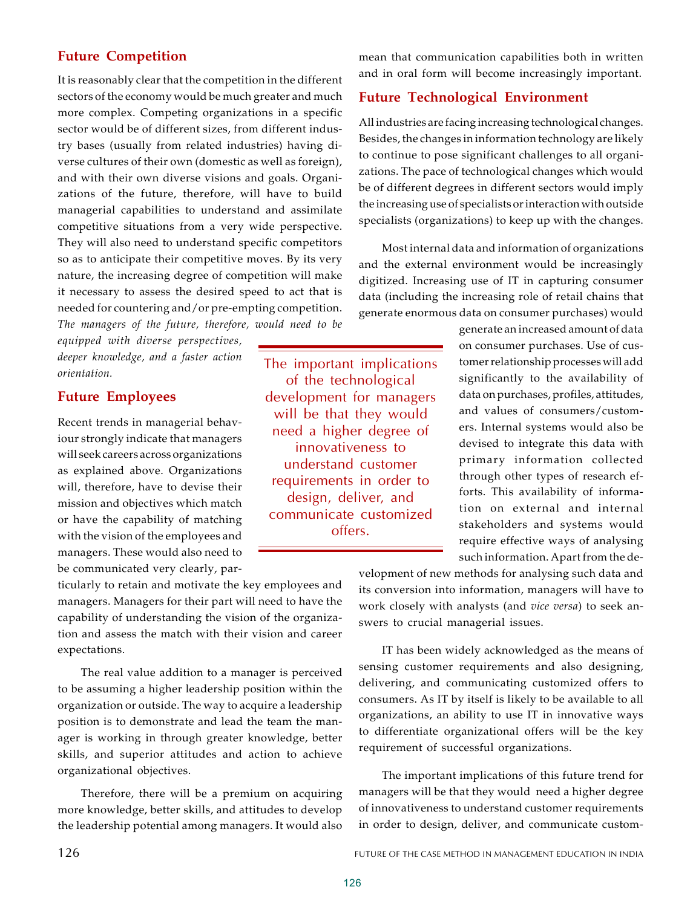## Future Competition

It is reasonably clear that the competition in the different sectors of the economy would be much greater and much more complex. Competing organizations in a specific sector would be of different sizes, from different industry bases (usually from related industries) having diverse cultures of their own (domestic as well as foreign), and with their own diverse visions and goals. Organizations of the future, therefore, will have to build managerial capabilities to understand and assimilate competitive situations from a very wide perspective. They will also need to understand specific competitors so as to anticipate their competitive moves. By its very nature, the increasing degree of competition will make it necessary to assess the desired speed to act that is needed for countering and/or pre-empting competition. *The managers of the future, therefore, would need to be equipped with diverse perspectives, deeper knowledge, and a faster action orientation.*

## Future Employees

Recent trends in managerial behaviour strongly indicate that managers will seek careers across organizations as explained above. Organizations will, therefore, have to devise their mission and objectives which match or have the capability of matching with the vision of the employees and managers. These would also need to be communicated very clearly, particularly to retain and motivate the key employees and managers. Managers for their part will need to have the capability of understanding the vision of the organization and assess the match with their vision and career expectations.

The real value addition to a manager is perceived to be assuming a higher leadership position within the organization or outside. The way to acquire a leadership position is to demonstrate and lead the team the manager is working in through greater knowledge, better skills, and superior attitudes and action to achieve organizational objectives.

Therefore, there will be a premium on acquiring more knowledge, better skills, and attitudes to develop the leadership potential among managers. It would also mean that communication capabilities both in written and in oral form will become increasingly important.

## Future Technological Environment

All industries are facing increasing technological changes. Besides, the changes in information technology are likely to continue to pose significant challenges to all organizations. The pace of technological changes which would be of different degrees in different sectors would imply the increasing use of specialists or interaction with outside specialists (organizations) to keep up with the changes.

Most internal data and information of organizations and the external environment would be increasingly digitized. Increasing use of IT in capturing consumer data (including the increasing role of retail chains that generate enormous data on consumer purchases) would generate an increased amount of data on consumer purchases. Use of customer relationship processes will add significantly to the availability of data on purchases, profiles, attitudes, and values of consumers/customers. Internal systems would also be devised to integrate this data with primary information collected through other types of research efforts. This availability of information on external and internal stakeholders and systems would require effective ways of analysing such information. Apart from the development of new methods for analysing such data and its conversion into information, managers will have to work closely with analysts (and *vice versa*) to seek answers to crucial managerial issues.

> The important implications of the technological development for managers will be that they would need a higher degree of innovativeness to understand customer requirements in order to design, deliver, and communicate customized offers.

IT has been widely acknowledged as the means of sensing customer requirements and also designing, delivering, and communicating customized offers to consumers. As IT by itself is likely to be available to all organizations, an ability to use IT in innovative ways to differentiate organizational offers will be the key requirement of successful organizations.

The important implications of this future trend for managers will be that they would need a higher degree of innovativeness to understand customer requirements in order to design, deliver, and communicate custom-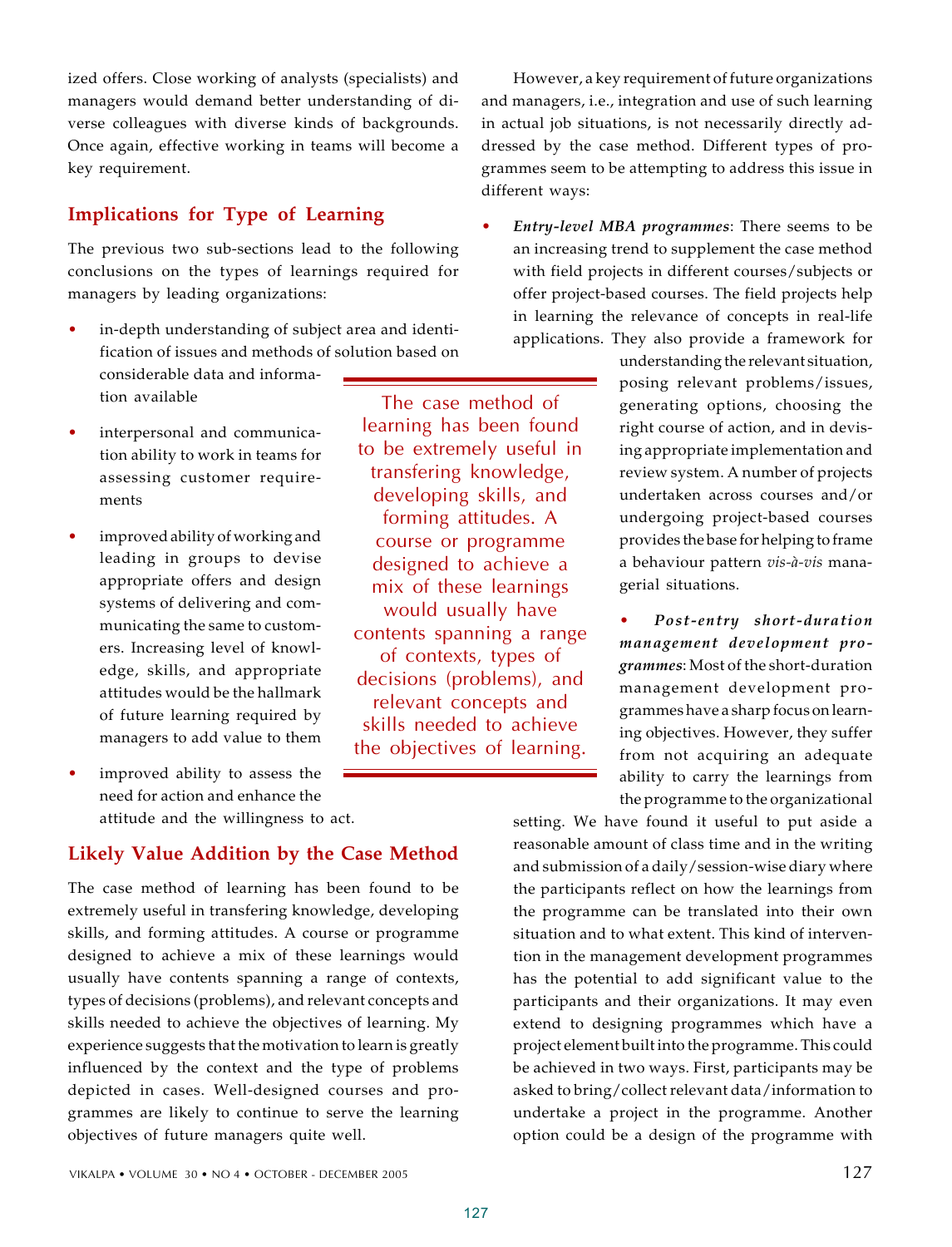ized offers. Close working of analysts (specialists) and managers would demand better understanding of diverse colleagues with diverse kinds of backgrounds. Once again, effective working in teams will become a key requirement.

## Implications for Type of Learning

The previous two sub-sections lead to the following conclusions on the types of learnings required for managers by leading organizations:

- in-depth understanding of subject area and identification of issues and methods of solution based on considerable data and information available
- interpersonal and communication ability to work in teams for assessing customer requirements
- improved ability of working and leading in groups to devise appropriate offers and design systems of delivering and communicating the same to customers. Increasing level of knowledge, skills, and appropriate attitudes would be the hallmark of future learning required by managers to add value to them
- improved ability to assess the need for action and enhance the attitude and the willingness to act.

## Likely Value Addition by the Case Method

The case method of learning has been found to be extremely useful in transfering knowledge, developing skills, and forming attitudes. A course or programme designed to achieve a mix of these learnings would usually have contents spanning a range of contexts, types of decisions (problems), and relevant concepts and skills needed to achieve the objectives of learning. My experience suggests that the motivation to learn is greatly influenced by the context and the type of problems depicted in cases. Well-designed courses and programmes are likely to continue to serve the learning objectives of future managers quite well.

However, a key requirement of future organizations and managers, i.e., integration and use of such learning in actual job situations, is not necessarily directly addressed by the case method. Different types of programmes seem to be attempting to address this issue in different ways:

- ***Entry-level MBA programmes***: There seems to be an increasing trend to supplement the case method with field projects in different courses/subjects or offer project-based courses. The field projects help in learning the relevance of concepts in real-life applications. They also provide a framework for understanding the relevant situation, posing relevant problems/issues, generating options, choosing the right course of action, and in devising appropriate implementation and review system. A number of projects undertaken across courses and/or undergoing project-based courses provides the base for helping to frame a behaviour pattern *vis-à-vis* managerial situations.
- ***Post-entry short-duration management development programmes***: Most of the short-duration management development programmes have a sharp focus on learning objectives. However, they suffer from not acquiring an adequate ability to carry the learnings from the programme to the organizational setting. We have found it useful to put aside a reasonable amount of class time and in the writing and submission of a daily/session-wise diary where the participants reflect on how the learnings from the programme can be translated into their own situation and to what extent. This kind of intervention in the management development programmes has the potential to add significant value to the participants and their organizations. It may even extend to designing programmes which have a project element built into the programme. This could be achieved in two ways. First, participants may be asked to bring/collect relevant data/information to undertake a project in the programme. Another option could be a design of the programme with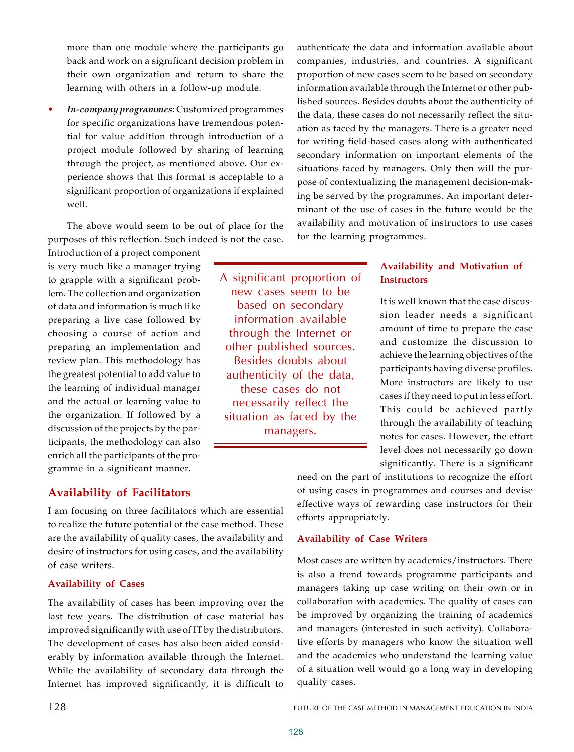more than one module where the participants go back and work on a significant decision problem in their own organization and return to share the learning with others in a follow-up module.

- ***In-company programmes***: Customized programmes for specific organizations have tremendous potential for value addition through introduction of a project module followed by sharing of learning through the project, as mentioned above. Our experience shows that this format is acceptable to a significant proportion of organizations if explained well.

The above would seem to be out of place for the purposes of this reflection. Such indeed is not the case. Introduction of a project component is very much like a manager trying to grapple with a significant problem. The collection and organization of data and information is much like preparing a live case followed by choosing a course of action and preparing an implementation and review plan. This methodology has the greatest potential to add value to the learning of individual manager and the actual or learning value to the organization. If followed by a discussion of the projects by the participants, the methodology can also enrich all the participants of the programme in a significant manner.

## Availability of Facilitators

I am focusing on three facilitators which are essential to realize the future potential of the case method. These are the availability of quality cases, the availability and desire of instructors for using cases, and the availability of case writers.

### Availability of Cases

The availability of cases has been improving over the last few years. The distribution of case material has improved significantly with use of IT by the distributors. The development of cases has also been aided considerably by information available through the Internet. While the availability of secondary data through the Internet has improved significantly, it is difficult to authenticate the data and information available about companies, industries, and countries. A significant proportion of new cases seem to be based on secondary information available through the Internet or other published sources. Besides doubts about the authenticity of the data, these cases do not necessarily reflect the situation as faced by the managers. There is a greater need for writing field-based cases along with authenticated secondary information on important elements of the situations faced by managers. Only then will the purpose of contextualizing the management decision-making be served by the programmes. An important determinant of the use of cases in the future would be the availability and motivation of instructors to use cases for the learning programmes.

> A significant proportion of new cases seem to be based on secondary information available through the Internet or other published sources. Besides doubts about authenticity of the data, these cases do not necessarily reflect the situation as faced by the managers.

### Availability and Motivation of Instructors

It is well known that the case discussion leader needs a significant amount of time to prepare the case and customize the discussion to achieve the learning objectives of the participants having diverse profiles. More instructors are likely to use cases if they need to put in less effort. This could be achieved partly through the availability of teaching notes for cases. However, the effort level does not necessarily go down significantly. There is a significant need on the part of institutions to recognize the effort of using cases in programmes and courses and devise effective ways of rewarding case instructors for their efforts appropriately.

### Availability of Case Writers

Most cases are written by academics/instructors. There is also a trend towards programme participants and managers taking up case writing on their own or in collaboration with academics. The quality of cases can be improved by organizing the training of academics and managers (interested in such activity). Collaborative efforts by managers who know the situation well and the academics who understand the learning value of a situation well would go a long way in developing quality cases.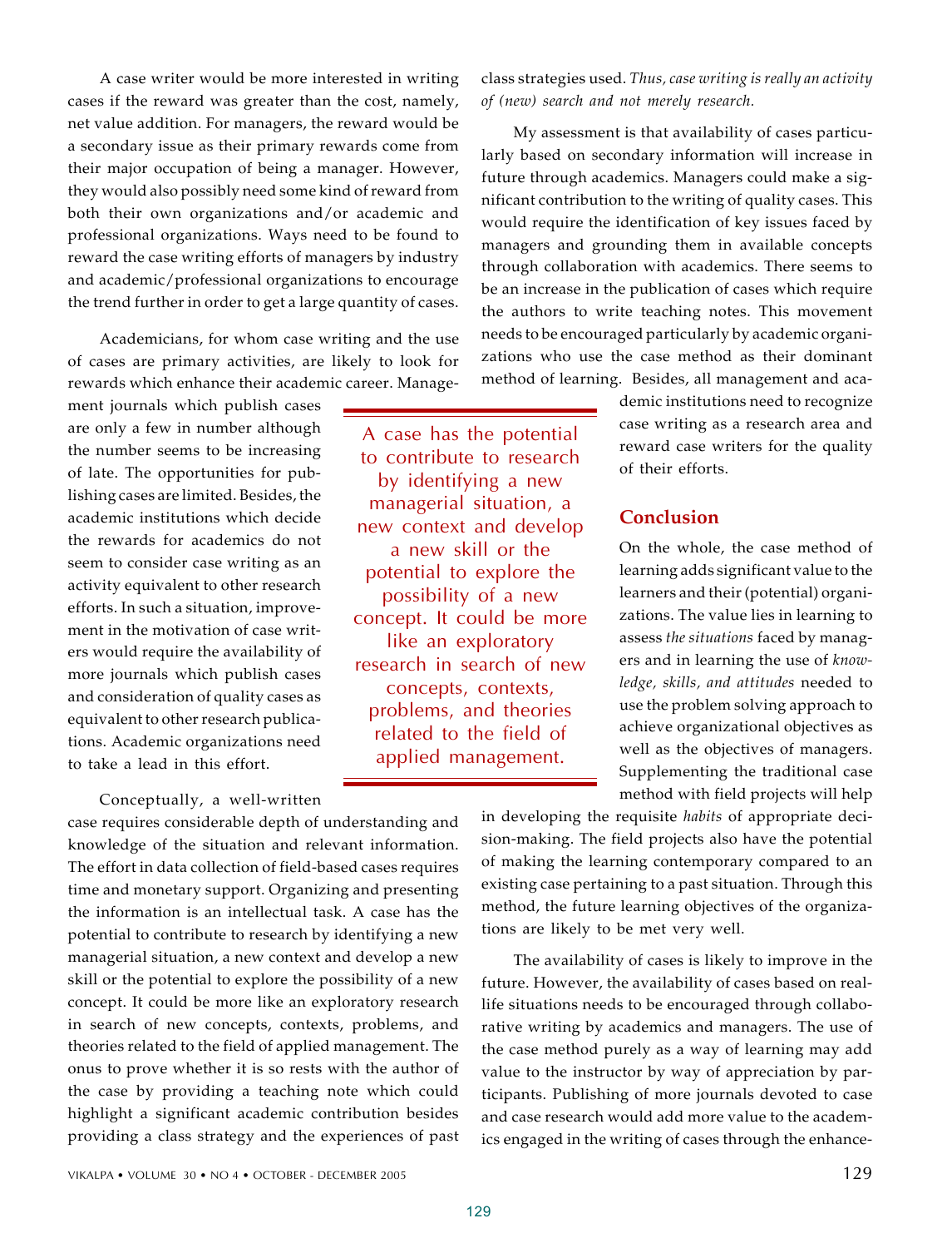A case writer would be more interested in writing cases if the reward was greater than the cost, namely, net value addition. For managers, the reward would be a secondary issue as their primary rewards come from their major occupation of being a manager. However, they would also possibly need some kind of reward from both their own organizations and/or academic and professional organizations. Ways need to be found to reward the case writing efforts of managers by industry and academic/professional organizations to encourage the trend further in order to get a large quantity of cases.

Academicians, for whom case writing and the use of cases are primary activities, are likely to look for rewards which enhance their academic career. Management journals which publish cases are only a few in number although the number seems to be increasing of late. The opportunities for publishing cases are limited. Besides, the academic institutions which decide the rewards for academics do not seem to consider case writing as an activity equivalent to other research efforts. In such a situation, improvement in the motivation of case writers would require the availability of more journals which publish cases and consideration of quality cases as equivalent to other research publications. Academic organizations need to take a lead in this effort.

> A case has the potential to contribute to research by identifying a new managerial situation, a new context and develop a new skill or the potential to explore the possibility of a new concept. It could be more like an exploratory research in search of new concepts, contexts, problems, and theories related to the field of applied management.

Conceptually, a well-written case requires considerable depth of understanding and knowledge of the situation and relevant information. The effort in data collection of field-based cases requires time and monetary support. Organizing and presenting the information is an intellectual task. A case has the potential to contribute to research by identifying a new managerial situation, a new context and develop a new skill or the potential to explore the possibility of a new concept. It could be more like an exploratory research in search of new concepts, contexts, problems, and theories related to the field of applied management. The onus to prove whether it is so rests with the author of the case by providing a teaching note which could highlight a significant academic contribution besides providing a class strategy and the experiences of past class strategies used. *Thus, case writing is really an activity of (new) search and not merely research.*

My assessment is that availability of cases particularly based on secondary information will increase in future through academics. Managers could make a significant contribution to the writing of quality cases. This would require the identification of key issues faced by managers and grounding them in available concepts through collaboration with academics. There seems to be an increase in the publication of cases which require the authors to write teaching notes. This movement needs to be encouraged particularly by academic organizations who use the case method as their dominant method of learning. Besides, all management and academic institutions need to recognize case writing as a research area and reward case writers for the quality of their efforts.

## Conclusion

On the whole, the case method of learning adds significant value to the learners and their (potential) organizations. The value lies in learning to assess *the situations* faced by managers and in learning the use of *knowledge, skills, and attitudes* needed to use the problem solving approach to achieve organizational objectives as well as the objectives of managers. Supplementing the traditional case method with field projects will help in developing the requisite *habits* of appropriate decision-making. The field projects also have the potential of making the learning contemporary compared to an existing case pertaining to a past situation. Through this method, the future learning objectives of the organizations are likely to be met very well.

The availability of cases is likely to improve in the future. However, the availability of cases based on real-life situations needs to be encouraged through collaborative writing by academics and managers. The use of the case method purely as a way of learning may add value to the instructor by way of appreciation by participants. Publishing of more journals devoted to case and case research would add more value to the academics engaged in the writing of cases through the enhance-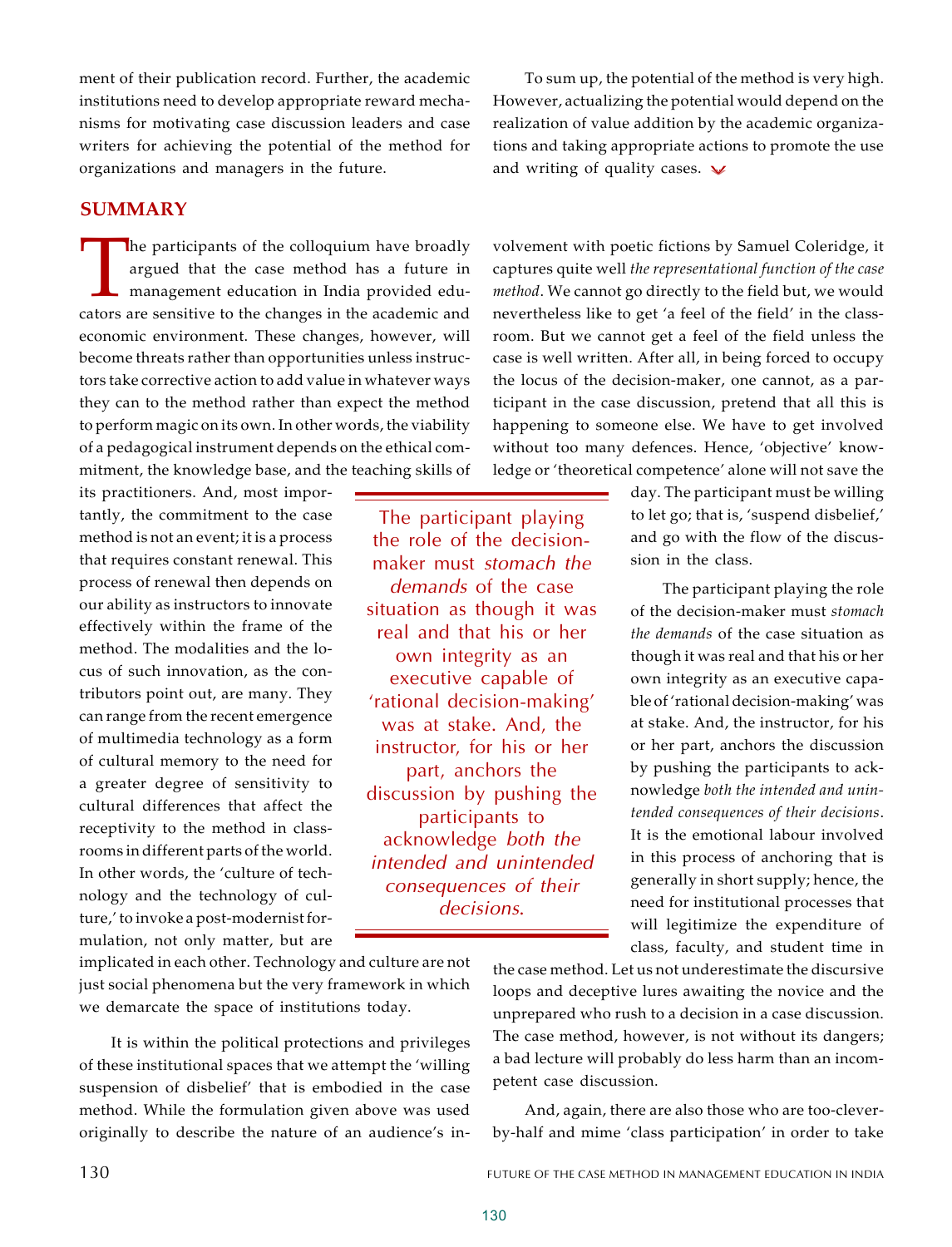ment of their publication record. Further, the academic institutions need to develop appropriate reward mechanisms for motivating case discussion leaders and case writers for achieving the potential of the method for organizations and managers in the future.

To sum up, the potential of the method is very high. However, actualizing the potential would depend on the realization of value addition by the academic organizations and taking appropriate actions to promote the use and writing of quality cases.

## SUMMARY

The participants of the colloquium have broadly argued that the case method has a future in management education in India provided educators are sensitive to the changes in the academic and economic environment. These changes, however, will become threats rather than opportunities unless instructors take corrective action to add value in whatever ways they can to the method rather than expect the method to perform magic on its own. In other words, the viability of a pedagogical instrument depends on the ethical commitment, the knowledge base, and the teaching skills of its practitioners. And, most importantly, the commitment to the case method is not an event; it is a process that requires constant renewal. This process of renewal then depends on our ability as instructors to innovate effectively within the frame of the method. The modalities and the locus of such innovation, as the contributors point out, are many. They can range from the recent emergence of multimedia technology as a form of cultural memory to the need for a greater degree of sensitivity to cultural differences that affect the receptivity to the method in classrooms in different parts of the world. In other words, the 'culture of technology and the technology of culture,' to invoke a post-modernist formulation, not only matter, but are implicated in each other. Technology and culture are not just social phenomena but the very framework in which we demarcate the space of institutions today.

It is within the political protections and privileges of these institutional spaces that we attempt the 'willing suspension of disbelief' that is embodied in the case method. While the formulation given above was used originally to describe the nature of an audience's involvement with poetic fictions by Samuel Coleridge, it captures quite well *the representational function of the case method*. We cannot go directly to the field but, we would nevertheless like to get 'a feel of the field' in the classroom. But we cannot get a feel of the field unless the case is well written. After all, in being forced to occupy the locus of the decision-maker, one cannot, as a participant in the case discussion, pretend that all this is happening to someone else. We have to get involved without too many defences. Hence, 'objective' knowledge or 'theoretical competence' alone will not save the day. The participant must be willing to let go; that is, 'suspend disbelief,' and go with the flow of the discussion in the class.

> The participant playing the role of the decision-maker must *stomach the demands* of the case situation as though it was real and that his or her own integrity as an executive capable of 'rational decision-making' was at stake. And, the instructor, for his or her part, anchors the discussion by pushing the participants to acknowledge *both the intended and unintended consequences of their decisions*.

The participant playing the role of the decision-maker must *stomach the demands* of the case situation as though it was real and that his or her own integrity as an executive capable of 'rational decision-making' was at stake. And, the instructor, for his or her part, anchors the discussion by pushing the participants to acknowledge *both the intended and unintended consequences of their decisions*. It is the emotional labour involved in this process of anchoring that is generally in short supply; hence, the need for institutional processes that will legitimize the expenditure of class, faculty, and student time in the case method. Let us not underestimate the discursive loops and deceptive lures awaiting the novice and the unprepared who rush to a decision in a case discussion. The case method, however, is not without its dangers; a bad lecture will probably do less harm than an incompetent case discussion.

And, again, there are also those who are too-clever-by-half and mime 'class participation' in order to take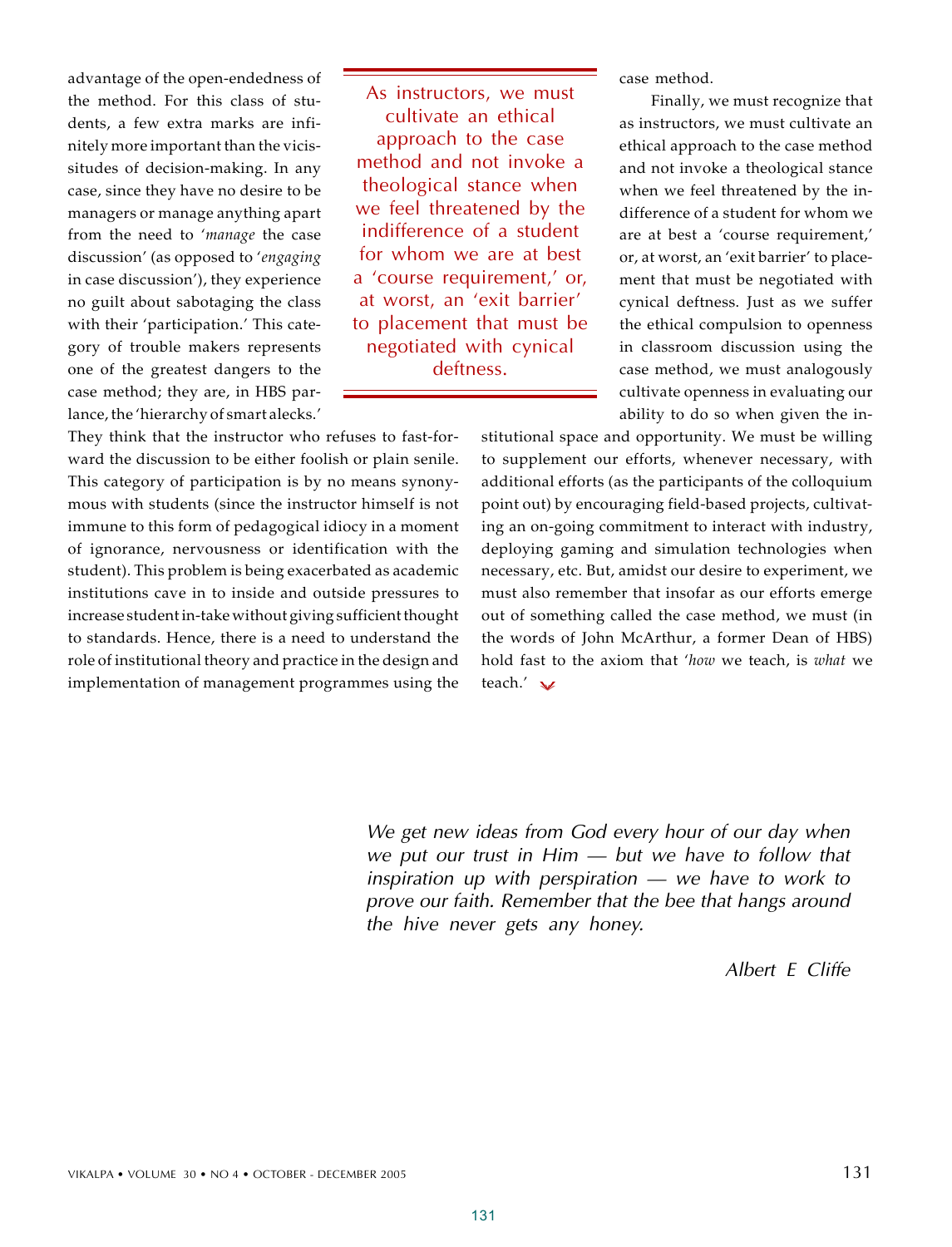advantage of the open-endedness of the method. For this class of students, a few extra marks are infinitely more important than the vicissitudes of decision-making. In any case, since they have no desire to be managers or manage anything apart from the need to '*manage* the case discussion' (as opposed to '*engaging* in case discussion'), they experience no guilt about sabotaging the class with their 'participation.' This category of trouble makers represents one of the greatest dangers to the case method; they are, in HBS parlance, the 'hierarchy of smart alecks.' They think that the instructor who refuses to fast-forward the discussion to be either foolish or plain senile. This category of participation is by no means synonymous with students (since the instructor himself is not immune to this form of pedagogical idiocy in a moment of ignorance, nervousness or identification with the student). This problem is being exacerbated as academic institutions cave in to inside and outside pressures to increase student in-take without giving sufficient thought to standards. Hence, there is a need to understand the role of institutional theory and practice in the design and implementation of management programmes using the case method.

> As instructors, we must cultivate an ethical approach to the case method and not invoke a theological stance when we feel threatened by the indifference of a student for whom we are at best a 'course requirement,' or, at worst, an 'exit barrier' to placement that must be negotiated with cynical deftness.

Finally, we must recognize that as instructors, we must cultivate an ethical approach to the case method and not invoke a theological stance when we feel threatened by the indifference of a student for whom we are at best a 'course requirement,' or, at worst, an 'exit barrier' to placement that must be negotiated with cynical deftness. Just as we suffer the ethical compulsion to openness in classroom discussion using the case method, we must analogously cultivate openness in evaluating our ability to do so when given the institutional space and opportunity. We must be willing to supplement our efforts, whenever necessary, with additional efforts (as the participants of the colloquium point out) by encouraging field-based projects, cultivating an on-going commitment to interact with industry, deploying gaming and simulation technologies when necessary, etc. But, amidst our desire to experiment, we must also remember that insofar as our efforts emerge out of something called the case method, we must (in the words of John McArthur, a former Dean of HBS) hold fast to the axiom that '*how* we teach, is *what* we teach.'

*We get new ideas from God every hour of our day when we put our trust in Him — but we have to follow that inspiration up with perspiration — we have to work to prove our faith. Remember that the bee that hangs around the hive never gets any honey.*

*Albert E Cliffe*